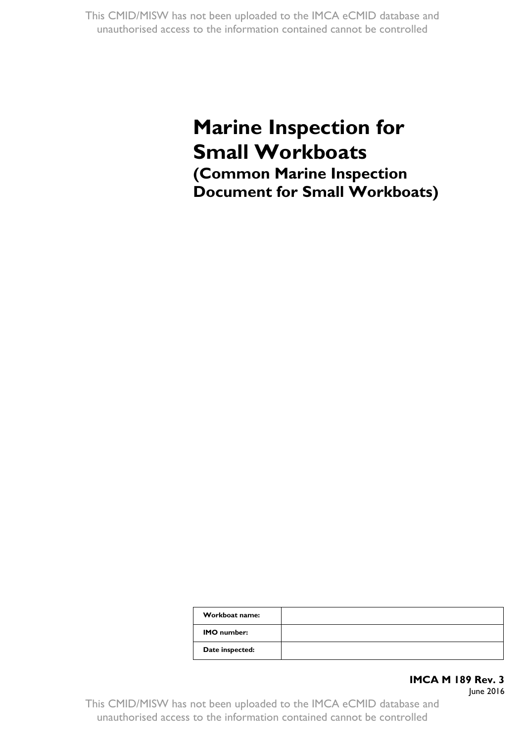# Marine Inspection for Small Workboats

## (Common Marine Inspection Document for Small Workboats)

| Workboat name: | |
|---|---|
| IMO number: | |
| Date inspected: | |

**IMCA M 189 Rev. 3**
June 2016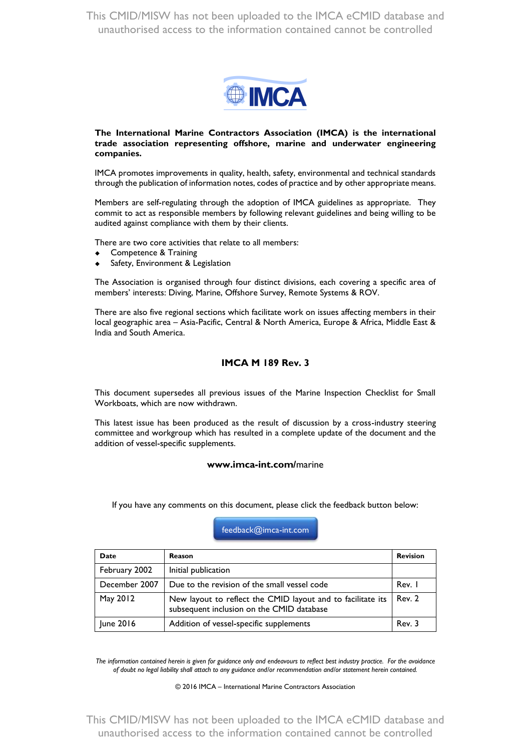**The International Marine Contractors Association (IMCA) is the international trade association representing offshore, marine and underwater engineering companies.**

IMCA promotes improvements in quality, health, safety, environmental and technical standards through the publication of information notes, codes of practice and by other appropriate means.

Members are self-regulating through the adoption of IMCA guidelines as appropriate. They commit to act as responsible members by following relevant guidelines and being willing to be audited against compliance with them by their clients.

There are two core activities that relate to all members:

- Competence & Training
- Safety, Environment & Legislation

The Association is organised through four distinct divisions, each covering a specific area of members' interests: Diving, Marine, Offshore Survey, Remote Systems & ROV.

There are also five regional sections which facilitate work on issues affecting members in their local geographic area – Asia-Pacific, Central & North America, Europe & Africa, Middle East & India and South America.

## IMCA M 189 Rev. 3

This document supersedes all previous issues of the Marine Inspection Checklist for Small Workboats, which are now withdrawn.

This latest issue has been produced as the result of discussion by a cross-industry steering committee and workgroup which has resulted in a complete update of the document and the addition of vessel-specific supplements.

**www.imca-int.com/**marine

If you have any comments on this document, please click the feedback button below:

feedback@imca-int.com

| Date | Reason | Revision |
|---|---|---|
| February 2002 | Initial publication | |
| December 2007 | Due to the revision of the small vessel code | Rev. 1 |
| May 2012 | New layout to reflect the CMID layout and to facilitate its subsequent inclusion on the CMID database | Rev. 2 |
| June 2016 | Addition of vessel-specific supplements | Rev. 3 |

*The information contained herein is given for guidance only and endeavours to reflect best industry practice. For the avoidance of doubt no legal liability shall attach to any guidance and/or recommendation and/or statement herein contained.*

© 2016 IMCA – International Marine Contractors Association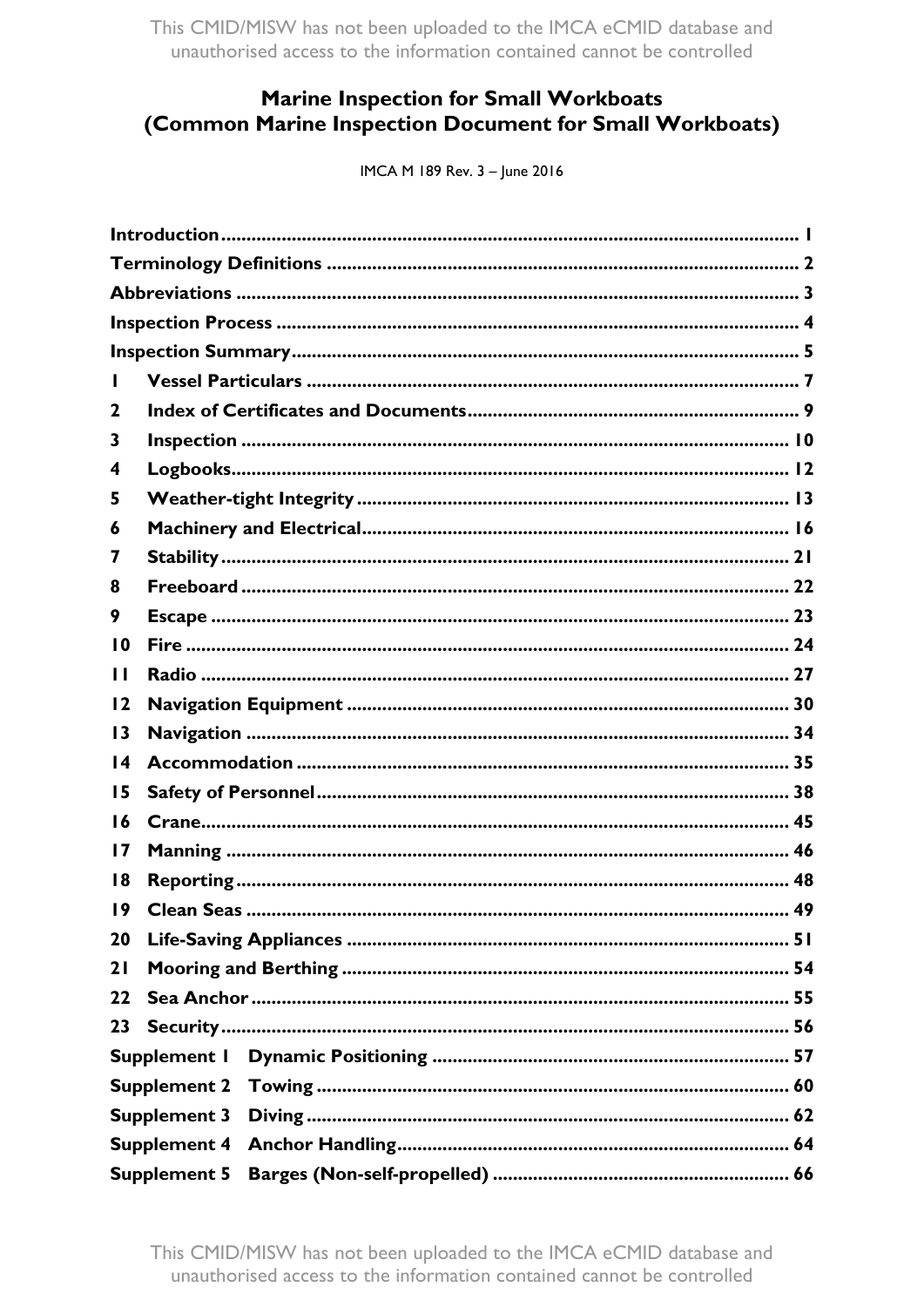# Marine Inspection for Small Workboats (Common Marine Inspection Document for Small Workboats)

IMCA M 189 Rev. 3 – June 2016

| | | |
|---|---|---|
| **Introduction** | | **1** |
| **Terminology Definitions** | | **2** |
| **Abbreviations** | | **3** |
| **Inspection Process** | | **4** |
| **Inspection Summary** | | **5** |
| **1** | **Vessel Particulars** | **7** |
| **2** | **Index of Certificates and Documents** | **9** |
| **3** | **Inspection** | **10** |
| **4** | **Logbooks** | **12** |
| **5** | **Weather-tight Integrity** | **13** |
| **6** | **Machinery and Electrical** | **16** |
| **7** | **Stability** | **21** |
| **8** | **Freeboard** | **22** |
| **9** | **Escape** | **23** |
| **10** | **Fire** | **24** |
| **11** | **Radio** | **27** |
| **12** | **Navigation Equipment** | **30** |
| **13** | **Navigation** | **34** |
| **14** | **Accommodation** | **35** |
| **15** | **Safety of Personnel** | **38** |
| **16** | **Crane** | **45** |
| **17** | **Manning** | **46** |
| **18** | **Reporting** | **48** |
| **19** | **Clean Seas** | **49** |
| **20** | **Life-Saving Appliances** | **51** |
| **21** | **Mooring and Berthing** | **54** |
| **22** | **Sea Anchor** | **55** |
| **23** | **Security** | **56** |
| **Supplement 1** | **Dynamic Positioning** | **57** |
| **Supplement 2** | **Towing** | **60** |
| **Supplement 3** | **Diving** | **62** |
| **Supplement 4** | **Anchor Handling** | **64** |
| **Supplement 5** | **Barges (Non-self-propelled)** | **66** |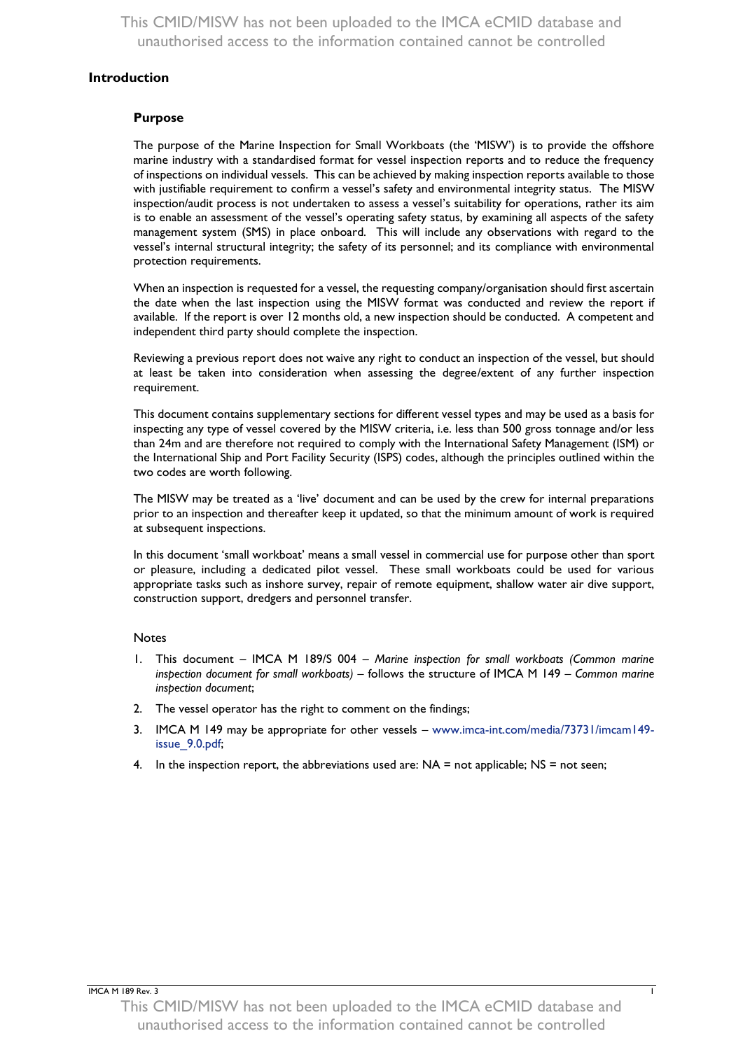## Introduction

### Purpose

The purpose of the Marine Inspection for Small Workboats (the 'MISW') is to provide the offshore marine industry with a standardised format for vessel inspection reports and to reduce the frequency of inspections on individual vessels. This can be achieved by making inspection reports available to those with justifiable requirement to confirm a vessel's safety and environmental integrity status. The MISW inspection/audit process is not undertaken to assess a vessel's suitability for operations, rather its aim is to enable an assessment of the vessel's operating safety status, by examining all aspects of the safety management system (SMS) in place onboard. This will include any observations with regard to the vessel's internal structural integrity; the safety of its personnel; and its compliance with environmental protection requirements.

When an inspection is requested for a vessel, the requesting company/organisation should first ascertain the date when the last inspection using the MISW format was conducted and review the report if available. If the report is over 12 months old, a new inspection should be conducted. A competent and independent third party should complete the inspection.

Reviewing a previous report does not waive any right to conduct an inspection of the vessel, but should at least be taken into consideration when assessing the degree/extent of any further inspection requirement.

This document contains supplementary sections for different vessel types and may be used as a basis for inspecting any type of vessel covered by the MISW criteria, i.e. less than 500 gross tonnage and/or less than 24m and are therefore not required to comply with the International Safety Management (ISM) or the International Ship and Port Facility Security (ISPS) codes, although the principles outlined within the two codes are worth following.

The MISW may be treated as a 'live' document and can be used by the crew for internal preparations prior to an inspection and thereafter keep it updated, so that the minimum amount of work is required at subsequent inspections.

In this document 'small workboat' means a small vessel in commercial use for purpose other than sport or pleasure, including a dedicated pilot vessel. These small workboats could be used for various appropriate tasks such as inshore survey, repair of remote equipment, shallow water air dive support, construction support, dredgers and personnel transfer.

Notes

1. This document – IMCA M 189/S 004 – *Marine inspection for small workboats (Common marine inspection document for small workboats)* – follows the structure of IMCA M 149 – *Common marine inspection document*;
2. The vessel operator has the right to comment on the findings;
3. IMCA M 149 may be appropriate for other vessels – www.imca-int.com/media/73731/imcam149-issue_9.0.pdf;
4. In the inspection report, the abbreviations used are: NA = not applicable; NS = not seen;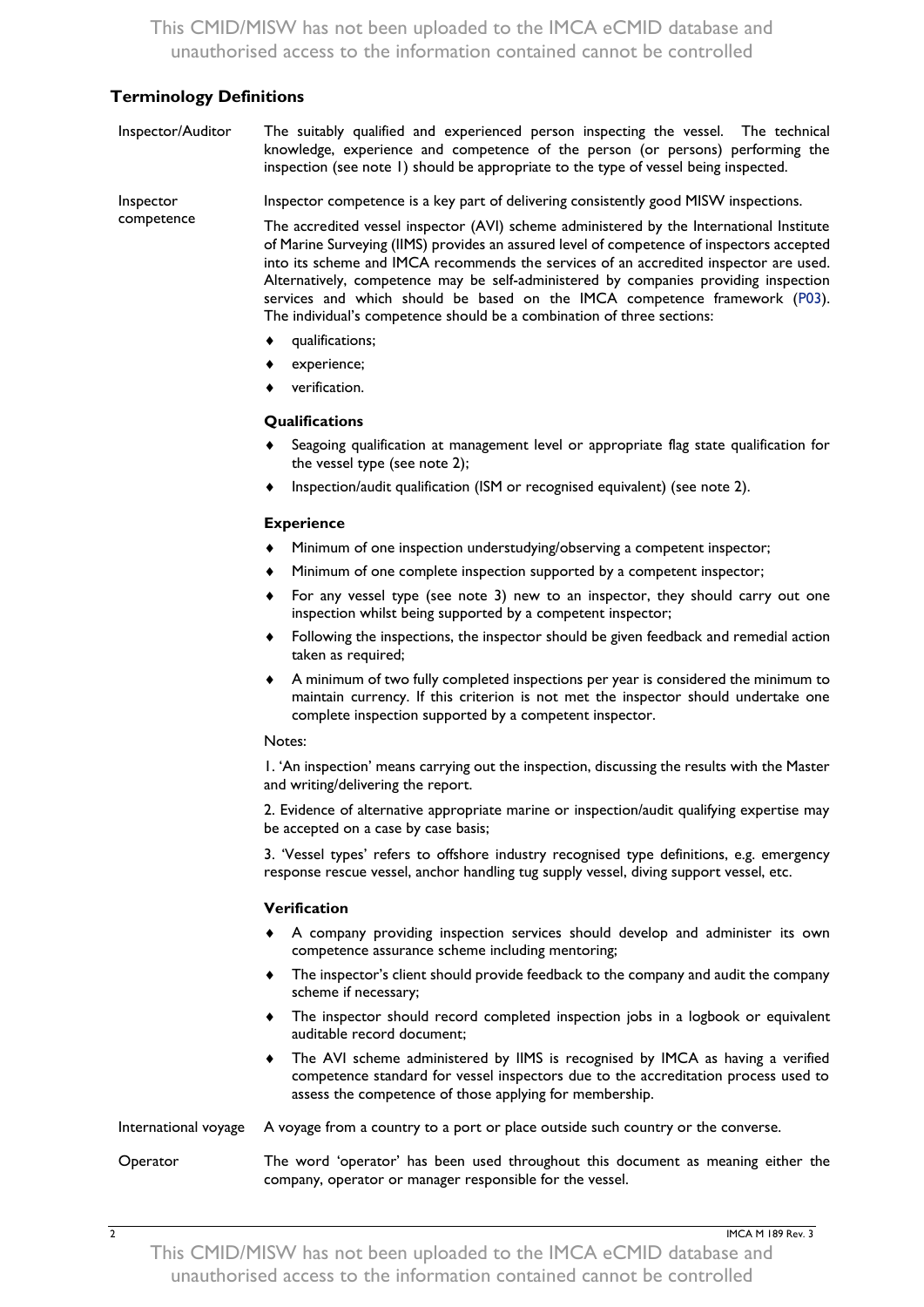## Terminology Definitions

**Inspector/Auditor**

The suitably qualified and experienced person inspecting the vessel. The technical knowledge, experience and competence of the person (or persons) performing the inspection (see note 1) should be appropriate to the type of vessel being inspected.

**Inspector competence**

Inspector competence is a key part of delivering consistently good MISW inspections.

The accredited vessel inspector (AVI) scheme administered by the International Institute of Marine Surveying (IIMS) provides an assured level of competence of inspectors accepted into its scheme and IMCA recommends the services of an accredited inspector are used. Alternatively, competence may be self-administered by companies providing inspection services and which should be based on the IMCA competence framework (P03). The individual's competence should be a combination of three sections:

- qualifications;
- experience;
- verification.

### Qualifications

- Seagoing qualification at management level or appropriate flag state qualification for the vessel type (see note 2);
- Inspection/audit qualification (ISM or recognised equivalent) (see note 2).

### Experience

- Minimum of one inspection understudying/observing a competent inspector;
- Minimum of one complete inspection supported by a competent inspector;
- For any vessel type (see note 3) new to an inspector, they should carry out one inspection whilst being supported by a competent inspector;
- Following the inspections, the inspector should be given feedback and remedial action taken as required;
- A minimum of two fully completed inspections per year is considered the minimum to maintain currency. If this criterion is not met the inspector should undertake one complete inspection supported by a competent inspector.

Notes:

1. 'An inspection' means carrying out the inspection, discussing the results with the Master and writing/delivering the report.

2. Evidence of alternative appropriate marine or inspection/audit qualifying expertise may be accepted on a case by case basis;

3. 'Vessel types' refers to offshore industry recognised type definitions, e.g. emergency response rescue vessel, anchor handling tug supply vessel, diving support vessel, etc.

### Verification

- A company providing inspection services should develop and administer its own competence assurance scheme including mentoring;
- The inspector's client should provide feedback to the company and audit the company scheme if necessary;
- The inspector should record completed inspection jobs in a logbook or equivalent auditable record document;
- The AVI scheme administered by IIMS is recognised by IMCA as having a verified competence standard for vessel inspectors due to the accreditation process used to assess the competence of those applying for membership.

**International voyage**

A voyage from a country to a port or place outside such country or the converse.

**Operator**

The word 'operator' has been used throughout this document as meaning either the company, operator or manager responsible for the vessel.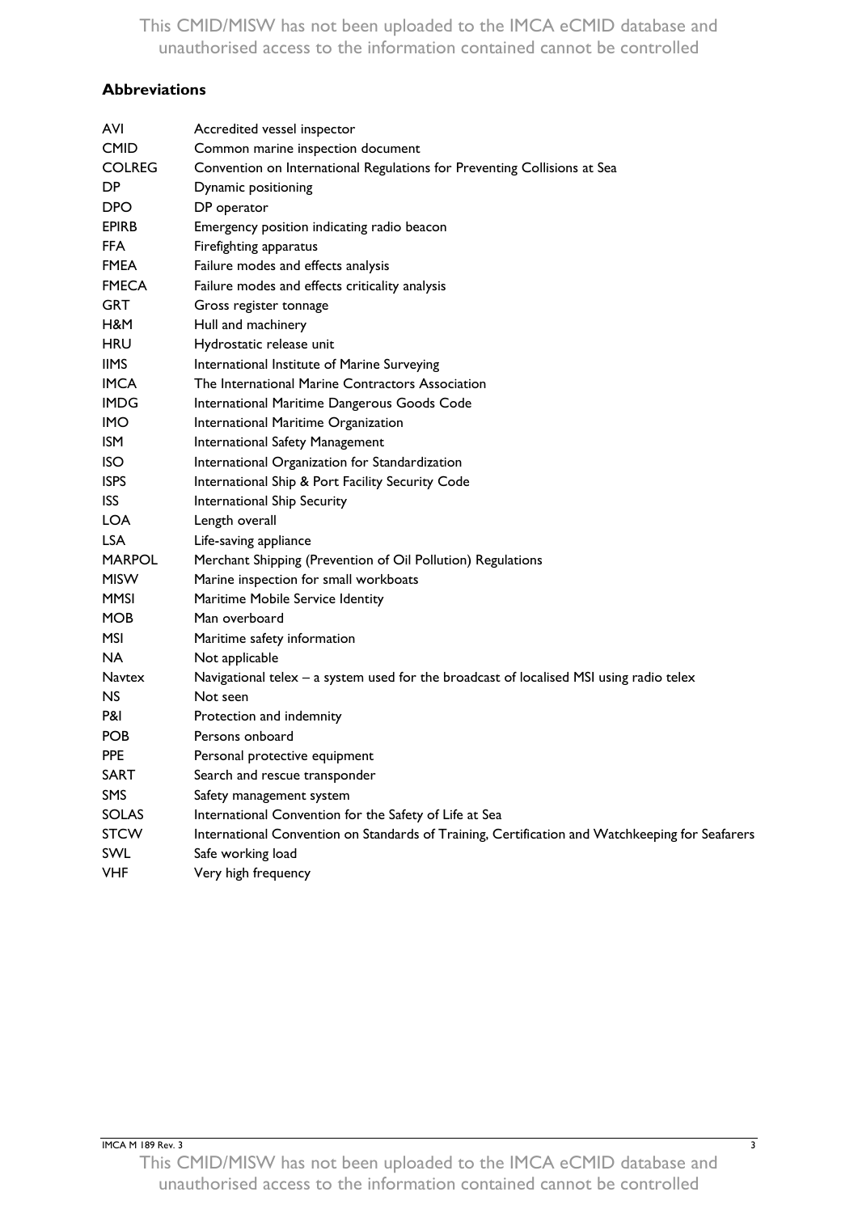## Abbreviations

| | |
|---|---|
| AVI | Accredited vessel inspector |
| CMID | Common marine inspection document |
| COLREG | Convention on International Regulations for Preventing Collisions at Sea |
| DP | Dynamic positioning |
| DPO | DP operator |
| EPIRB | Emergency position indicating radio beacon |
| FFA | Firefighting apparatus |
| FMEA | Failure modes and effects analysis |
| FMECA | Failure modes and effects criticality analysis |
| GRT | Gross register tonnage |
| H&M | Hull and machinery |
| HRU | Hydrostatic release unit |
| IIMS | International Institute of Marine Surveying |
| IMCA | The International Marine Contractors Association |
| IMDG | International Maritime Dangerous Goods Code |
| IMO | International Maritime Organization |
| ISM | International Safety Management |
| ISO | International Organization for Standardization |
| ISPS | International Ship & Port Facility Security Code |
| ISS | International Ship Security |
| LOA | Length overall |
| LSA | Life-saving appliance |
| MARPOL | Merchant Shipping (Prevention of Oil Pollution) Regulations |
| MISW | Marine inspection for small workboats |
| MMSI | Maritime Mobile Service Identity |
| MOB | Man overboard |
| MSI | Maritime safety information |
| NA | Not applicable |
| Navtex | Navigational telex – a system used for the broadcast of localised MSI using radio telex |
| NS | Not seen |
| P&I | Protection and indemnity |
| POB | Persons onboard |
| PPE | Personal protective equipment |
| SART | Search and rescue transponder |
| SMS | Safety management system |
| SOLAS | International Convention for the Safety of Life at Sea |
| STCW | International Convention on Standards of Training, Certification and Watchkeeping for Seafarers |
| SWL | Safe working load |
| VHF | Very high frequency |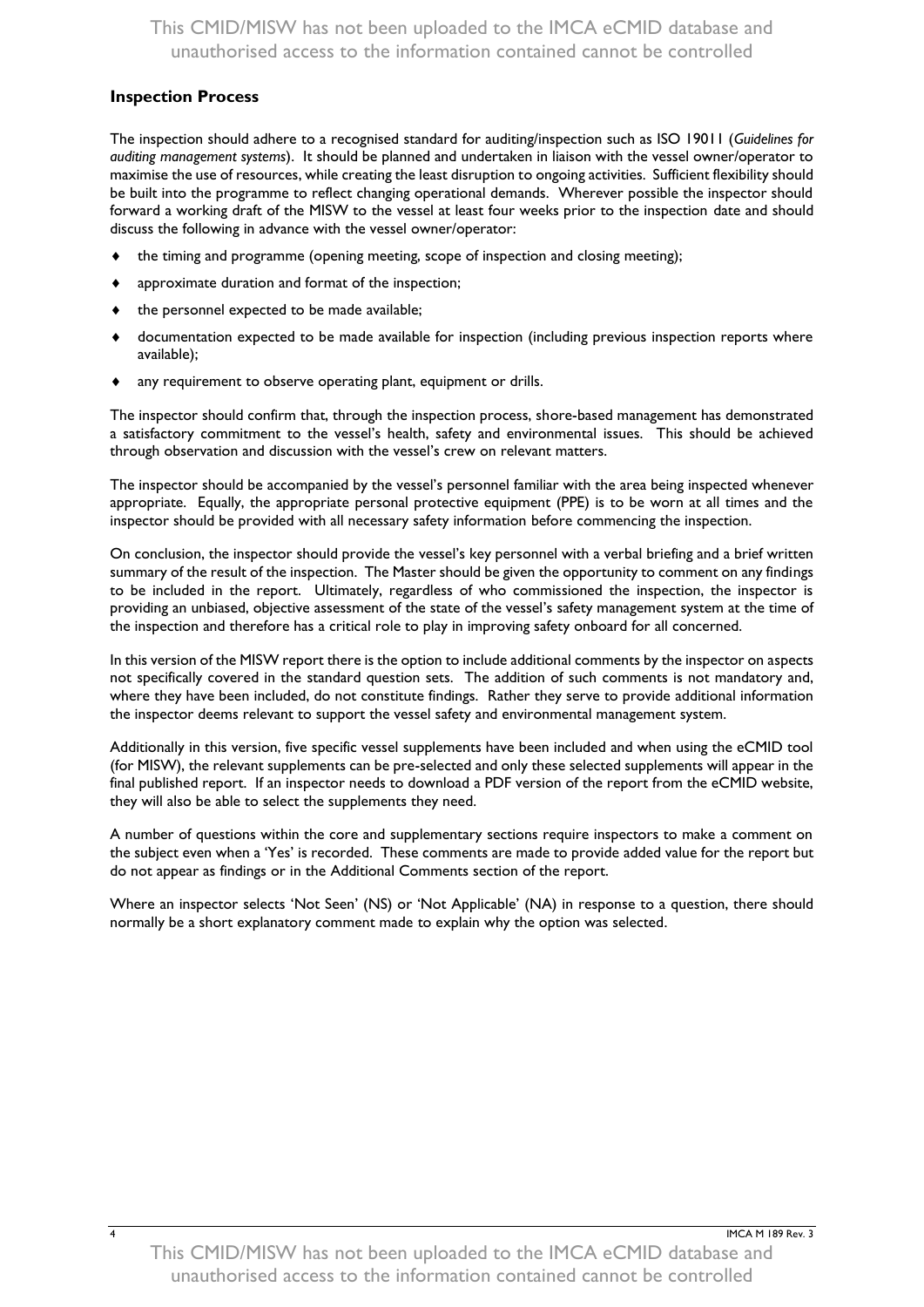## Inspection Process

The inspection should adhere to a recognised standard for auditing/inspection such as ISO 19011 (*Guidelines for auditing management systems*). It should be planned and undertaken in liaison with the vessel owner/operator to maximise the use of resources, while creating the least disruption to ongoing activities. Sufficient flexibility should be built into the programme to reflect changing operational demands. Wherever possible the inspector should forward a working draft of the MISW to the vessel at least four weeks prior to the inspection date and should discuss the following in advance with the vessel owner/operator:

- the timing and programme (opening meeting, scope of inspection and closing meeting);
- approximate duration and format of the inspection;
- the personnel expected to be made available;
- documentation expected to be made available for inspection (including previous inspection reports where available);
- any requirement to observe operating plant, equipment or drills.

The inspector should confirm that, through the inspection process, shore-based management has demonstrated a satisfactory commitment to the vessel's health, safety and environmental issues. This should be achieved through observation and discussion with the vessel's crew on relevant matters.

The inspector should be accompanied by the vessel's personnel familiar with the area being inspected whenever appropriate. Equally, the appropriate personal protective equipment (PPE) is to be worn at all times and the inspector should be provided with all necessary safety information before commencing the inspection.

On conclusion, the inspector should provide the vessel's key personnel with a verbal briefing and a brief written summary of the result of the inspection. The Master should be given the opportunity to comment on any findings to be included in the report. Ultimately, regardless of who commissioned the inspection, the inspector is providing an unbiased, objective assessment of the state of the vessel's safety management system at the time of the inspection and therefore has a critical role to play in improving safety onboard for all concerned.

In this version of the MISW report there is the option to include additional comments by the inspector on aspects not specifically covered in the standard question sets. The addition of such comments is not mandatory and, where they have been included, do not constitute findings. Rather they serve to provide additional information the inspector deems relevant to support the vessel safety and environmental management system.

Additionally in this version, five specific vessel supplements have been included and when using the eCMID tool (for MISW), the relevant supplements can be pre-selected and only these selected supplements will appear in the final published report. If an inspector needs to download a PDF version of the report from the eCMID website, they will also be able to select the supplements they need.

A number of questions within the core and supplementary sections require inspectors to make a comment on the subject even when a 'Yes' is recorded. These comments are made to provide added value for the report but do not appear as findings or in the Additional Comments section of the report.

Where an inspector selects 'Not Seen' (NS) or 'Not Applicable' (NA) in response to a question, there should normally be a short explanatory comment made to explain why the option was selected.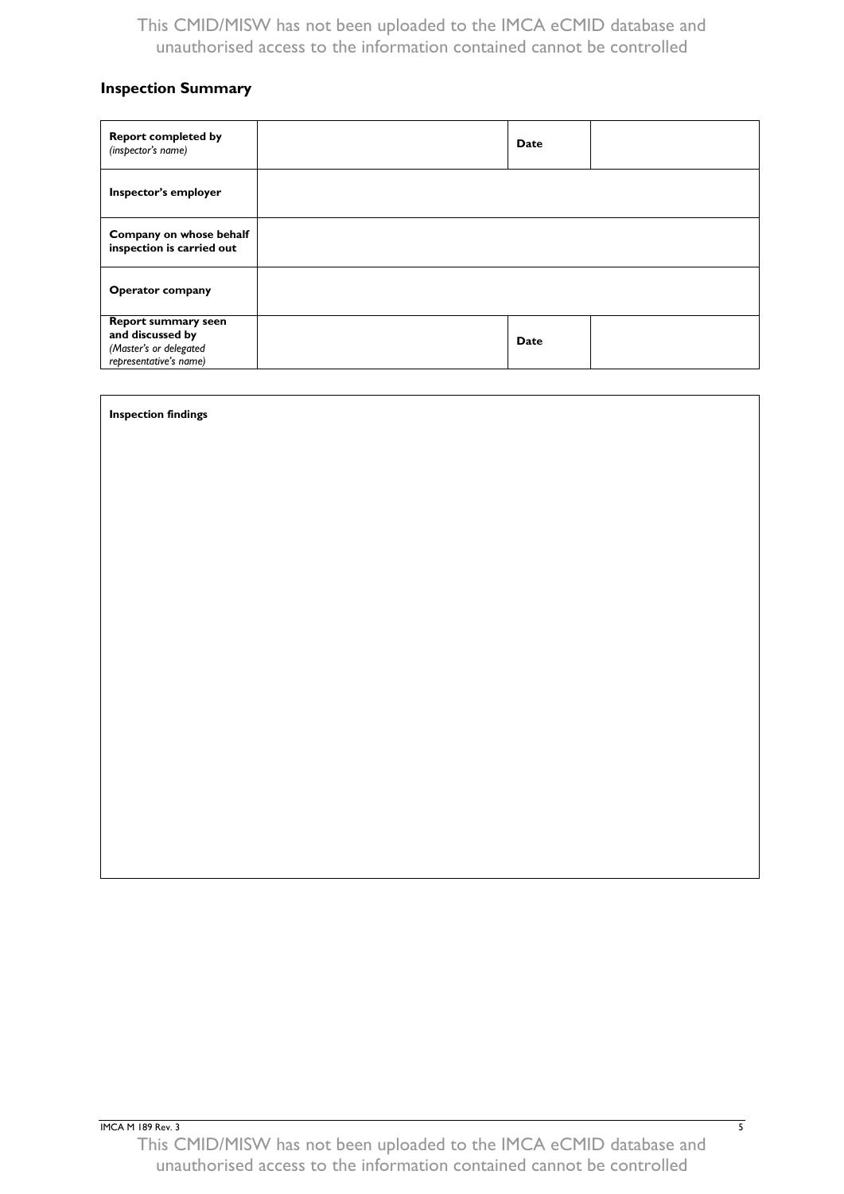## Inspection Summary

| **Report completed by** *(inspector's name)* | | **Date** | |
|---|---|---|---|
| **Inspector's employer** | | | |
| **Company on whose behalf inspection is carried out** | | | |
| **Operator company** | | | |
| **Report summary seen and discussed by** *(Master's or delegated representative's name)* | | **Date** | |

| **Inspection findings** |
|---|
| |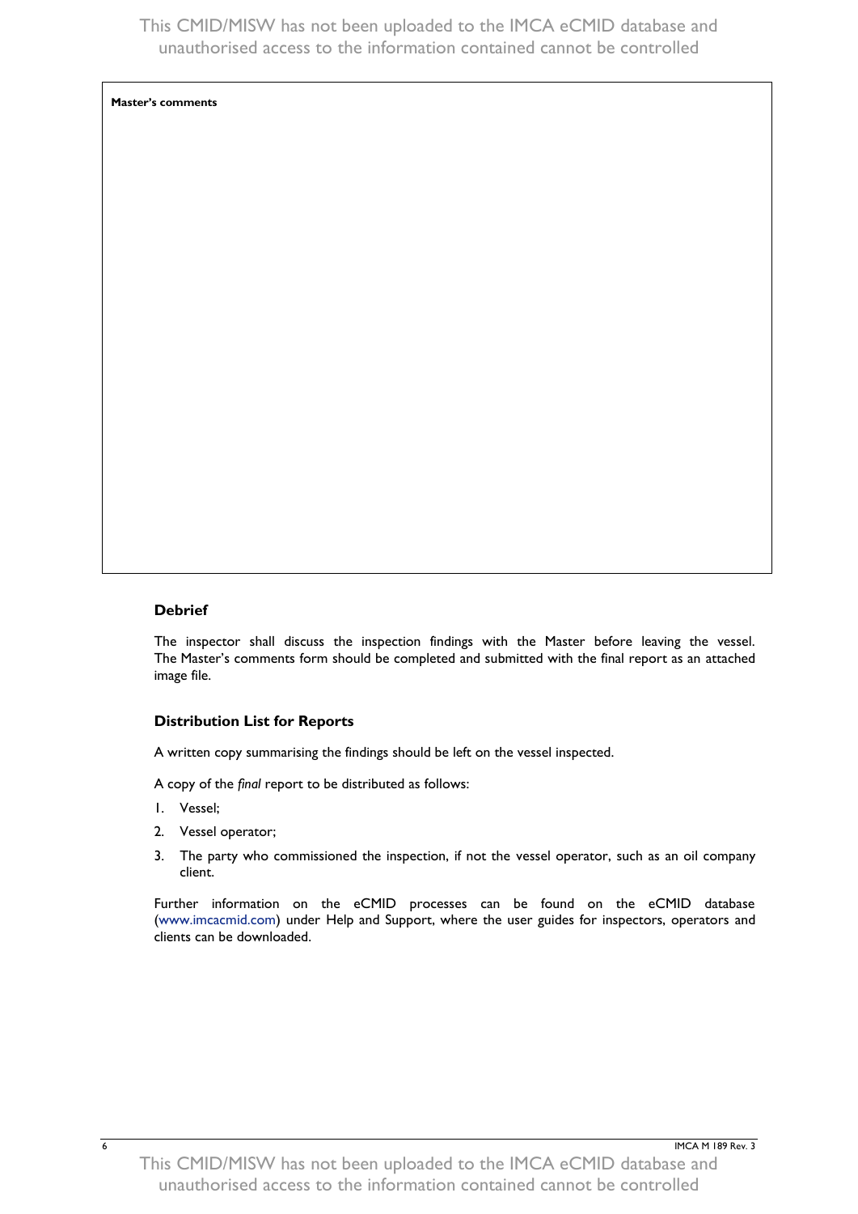**Master's comments**

## Debrief

The inspector shall discuss the inspection findings with the Master before leaving the vessel. The Master's comments form should be completed and submitted with the final report as an attached image file.

## Distribution List for Reports

A written copy summarising the findings should be left on the vessel inspected.

A copy of the *final* report to be distributed as follows:

1. Vessel;
2. Vessel operator;
3. The party who commissioned the inspection, if not the vessel operator, such as an oil company client.

Further information on the eCMID processes can be found on the eCMID database (www.imcacmid.com) under Help and Support, where the user guides for inspectors, operators and clients can be downloaded.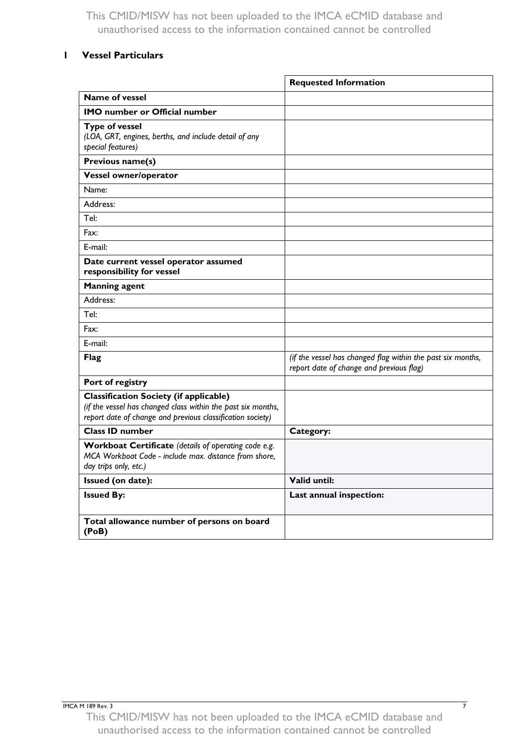## 1 Vessel Particulars

| | Requested Information |
|---|---|
| **Name of vessel** | |
| **IMO number or Official number** | |
| **Type of vessel**<br>*(LOA, GRT, engines, berths, and include detail of any special features)* | |
| **Previous name(s)** | |
| **Vessel owner/operator** | |
| Name: | |
| Address: | |
| Tel: | |
| Fax: | |
| E-mail: | |
| **Date current vessel operator assumed responsibility for vessel** | |
| **Manning agent** | |
| Address: | |
| Tel: | |
| Fax: | |
| E-mail: | |
| **Flag** | *(if the vessel has changed flag within the past six months, report date of change and previous flag)* |
| **Port of registry** | |
| **Classification Society (if applicable)**<br>*(if the vessel has changed class within the past six months, report date of change and previous classification society)* | |
| **Class ID number** | **Category:** |
| **Workboat Certificate** *(details of operating code e.g. MCA Workboat Code - include max. distance from shore, day trips only, etc.)* | |
| **Issued (on date):** | **Valid until:** |
| **Issued By:** | **Last annual inspection:** |
| **Total allowance number of persons on board (PoB)** | |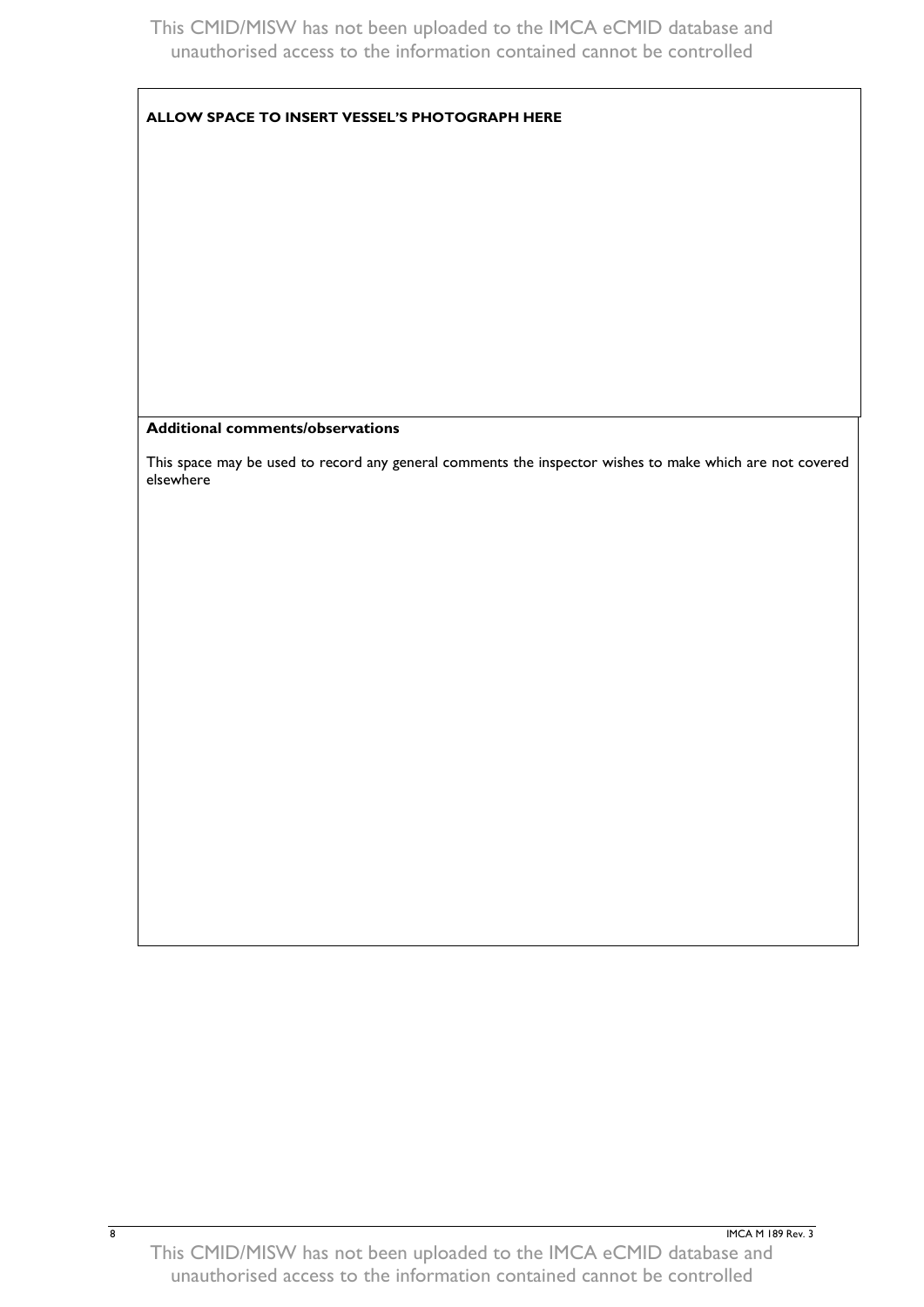**ALLOW SPACE TO INSERT VESSEL'S PHOTOGRAPH HERE**

**Additional comments/observations**

This space may be used to record any general comments the inspector wishes to make which are not covered elsewhere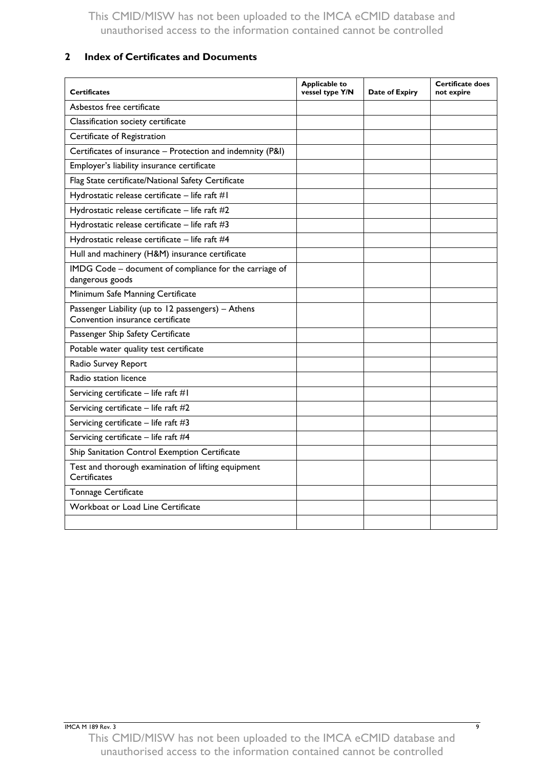## 2 Index of Certificates and Documents

| Certificates | Applicable to vessel type Y/N | Date of Expiry | Certificate does not expire |
|---|---|---|---|
| Asbestos free certificate | | | |
| Classification society certificate | | | |
| Certificate of Registration | | | |
| Certificates of insurance – Protection and indemnity (P&I) | | | |
| Employer's liability insurance certificate | | | |
| Flag State certificate/National Safety Certificate | | | |
| Hydrostatic release certificate – life raft #1 | | | |
| Hydrostatic release certificate – life raft #2 | | | |
| Hydrostatic release certificate – life raft #3 | | | |
| Hydrostatic release certificate – life raft #4 | | | |
| Hull and machinery (H&M) insurance certificate | | | |
| IMDG Code – document of compliance for the carriage of dangerous goods | | | |
| Minimum Safe Manning Certificate | | | |
| Passenger Liability (up to 12 passengers) – Athens Convention insurance certificate | | | |
| Passenger Ship Safety Certificate | | | |
| Potable water quality test certificate | | | |
| Radio Survey Report | | | |
| Radio station licence | | | |
| Servicing certificate – life raft #1 | | | |
| Servicing certificate – life raft #2 | | | |
| Servicing certificate – life raft #3 | | | |
| Servicing certificate – life raft #4 | | | |
| Ship Sanitation Control Exemption Certificate | | | |
| Test and thorough examination of lifting equipment Certificates | | | |
| Tonnage Certificate | | | |
| Workboat or Load Line Certificate | | | |
| | | | |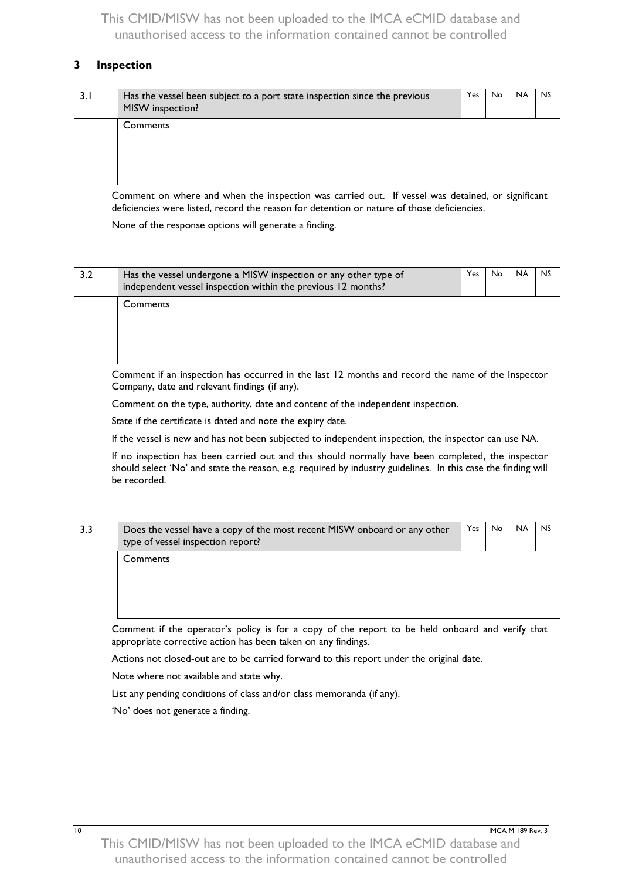## 3 Inspection

| 3.1 | Has the vessel been subject to a port state inspection since the previous MISW inspection? | Yes | No | NA | NS |
|---|---|---|---|---|---|
| | Comments | | | | |

Comment on where and when the inspection was carried out. If vessel was detained, or significant deficiencies were listed, record the reason for detention or nature of those deficiencies.

None of the response options will generate a finding.

| 3.2 | Has the vessel undergone a MISW inspection or any other type of independent vessel inspection within the previous 12 months? | Yes | No | NA | NS |
|---|---|---|---|---|---|
| | Comments | | | | |

Comment if an inspection has occurred in the last 12 months and record the name of the Inspector Company, date and relevant findings (if any).

Comment on the type, authority, date and content of the independent inspection.

State if the certificate is dated and note the expiry date.

If the vessel is new and has not been subjected to independent inspection, the inspector can use NA.

If no inspection has been carried out and this should normally have been completed, the inspector should select 'No' and state the reason, e.g. required by industry guidelines. In this case the finding will be recorded.

| 3.3 | Does the vessel have a copy of the most recent MISW onboard or any other type of vessel inspection report? | Yes | No | NA | NS |
|---|---|---|---|---|---|
| | Comments | | | | |

Comment if the operator's policy is for a copy of the report to be held onboard and verify that appropriate corrective action has been taken on any findings.

Actions not closed-out are to be carried forward to this report under the original date.

Note where not available and state why.

List any pending conditions of class and/or class memoranda (if any).

'No' does not generate a finding.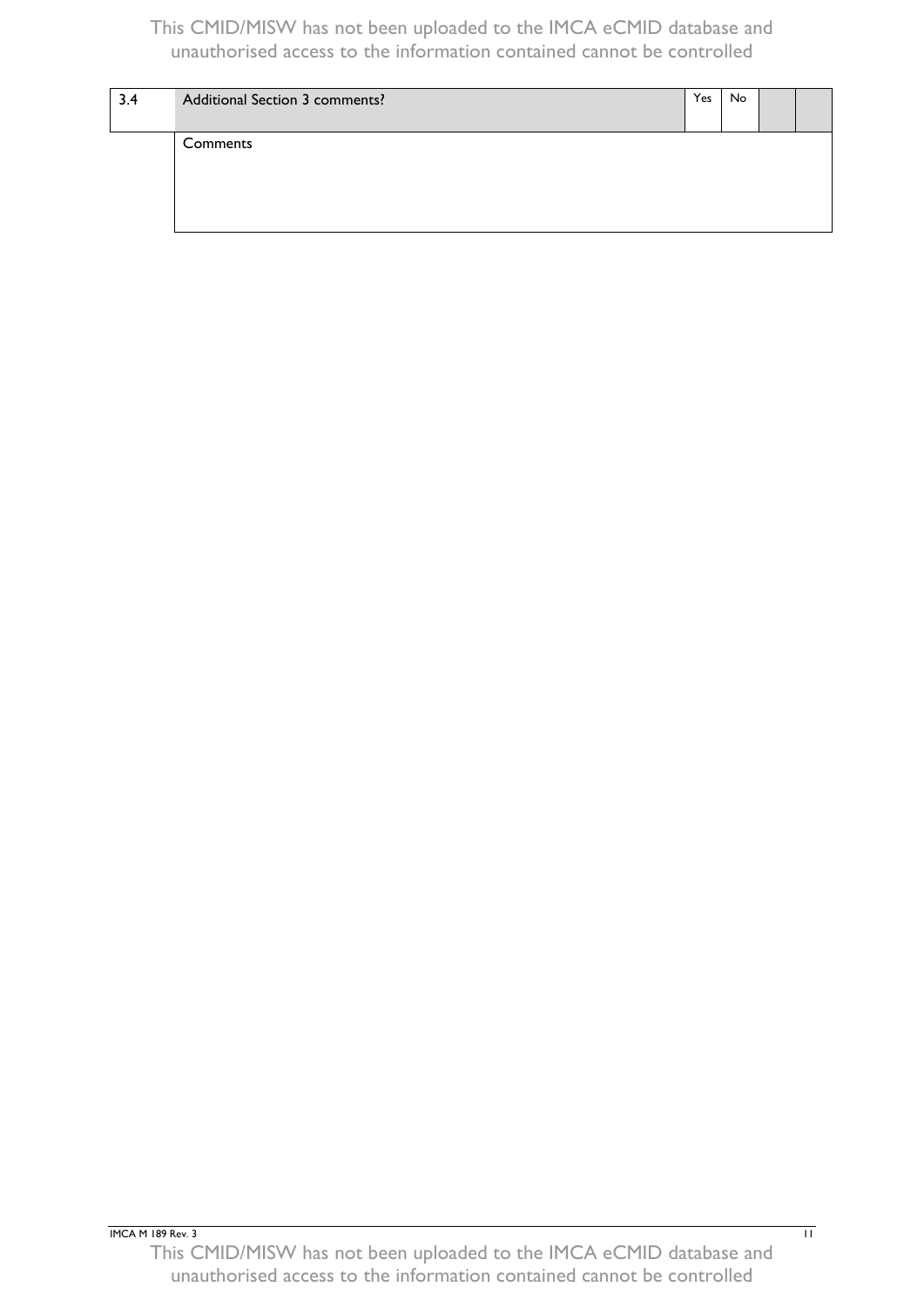| 3.4 | Additional Section 3 comments? | Yes | No | | |
|---|---|---|---|---|---|
| | Comments | | | | |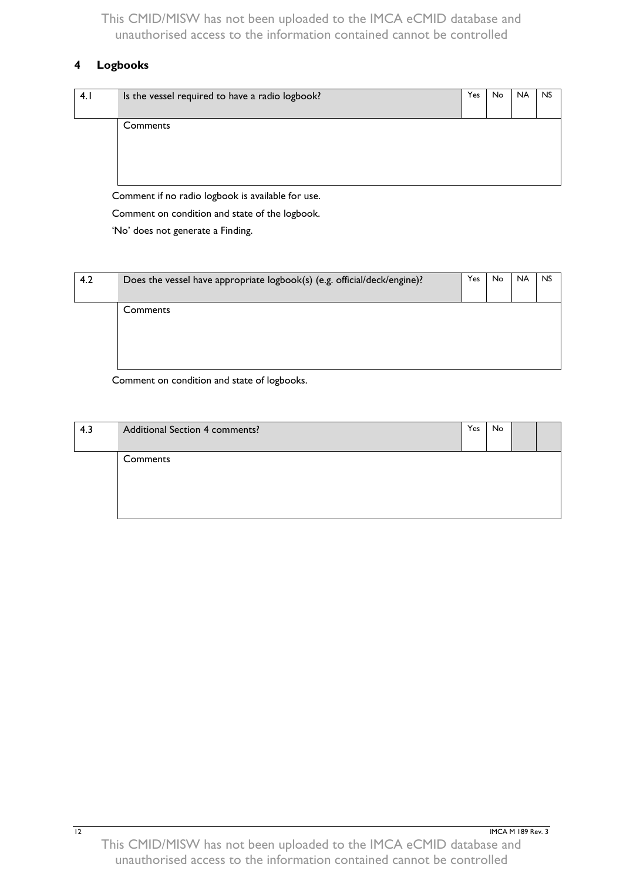## 4 Logbooks

| 4.1 | Is the vessel required to have a radio logbook? | Yes | No | NA | NS |
|---|---|---|---|---|---|
| | Comments | | | | |

Comment if no radio logbook is available for use.

Comment on condition and state of the logbook.

'No' does not generate a Finding.

| 4.2 | Does the vessel have appropriate logbook(s) (e.g. official/deck/engine)? | Yes | No | NA | NS |
|---|---|---|---|---|---|
| | Comments | | | | |

Comment on condition and state of logbooks.

| 4.3 | Additional Section 4 comments? | Yes | No | | |
|---|---|---|---|---|---|
| | Comments | | | | |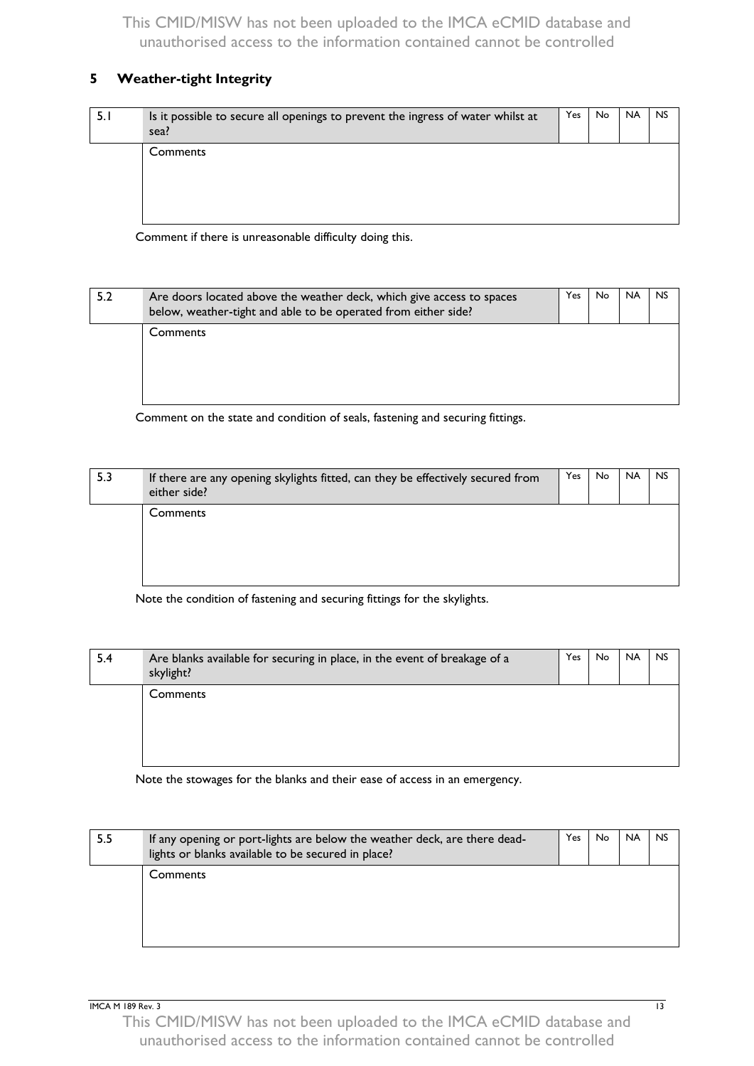## 5 Weather-tight Integrity

| 5.1 | Is it possible to secure all openings to prevent the ingress of water whilst at sea? | Yes | No | NA | NS |
|---|---|---|---|---|---|
| | Comments | | | | |

Comment if there is unreasonable difficulty doing this.

| 5.2 | Are doors located above the weather deck, which give access to spaces below, weather-tight and able to be operated from either side? | Yes | No | NA | NS |
|---|---|---|---|---|---|
| | Comments | | | | |

Comment on the state and condition of seals, fastening and securing fittings.

| 5.3 | If there are any opening skylights fitted, can they be effectively secured from either side? | Yes | No | NA | NS |
|---|---|---|---|---|---|
| | Comments | | | | |

Note the condition of fastening and securing fittings for the skylights.

| 5.4 | Are blanks available for securing in place, in the event of breakage of a skylight? | Yes | No | NA | NS |
|---|---|---|---|---|---|
| | Comments | | | | |

Note the stowages for the blanks and their ease of access in an emergency.

| 5.5 | If any opening or port-lights are below the weather deck, are there dead-lights or blanks available to be secured in place? | Yes | No | NA | NS |
|---|---|---|---|---|---|
| | Comments | | | | |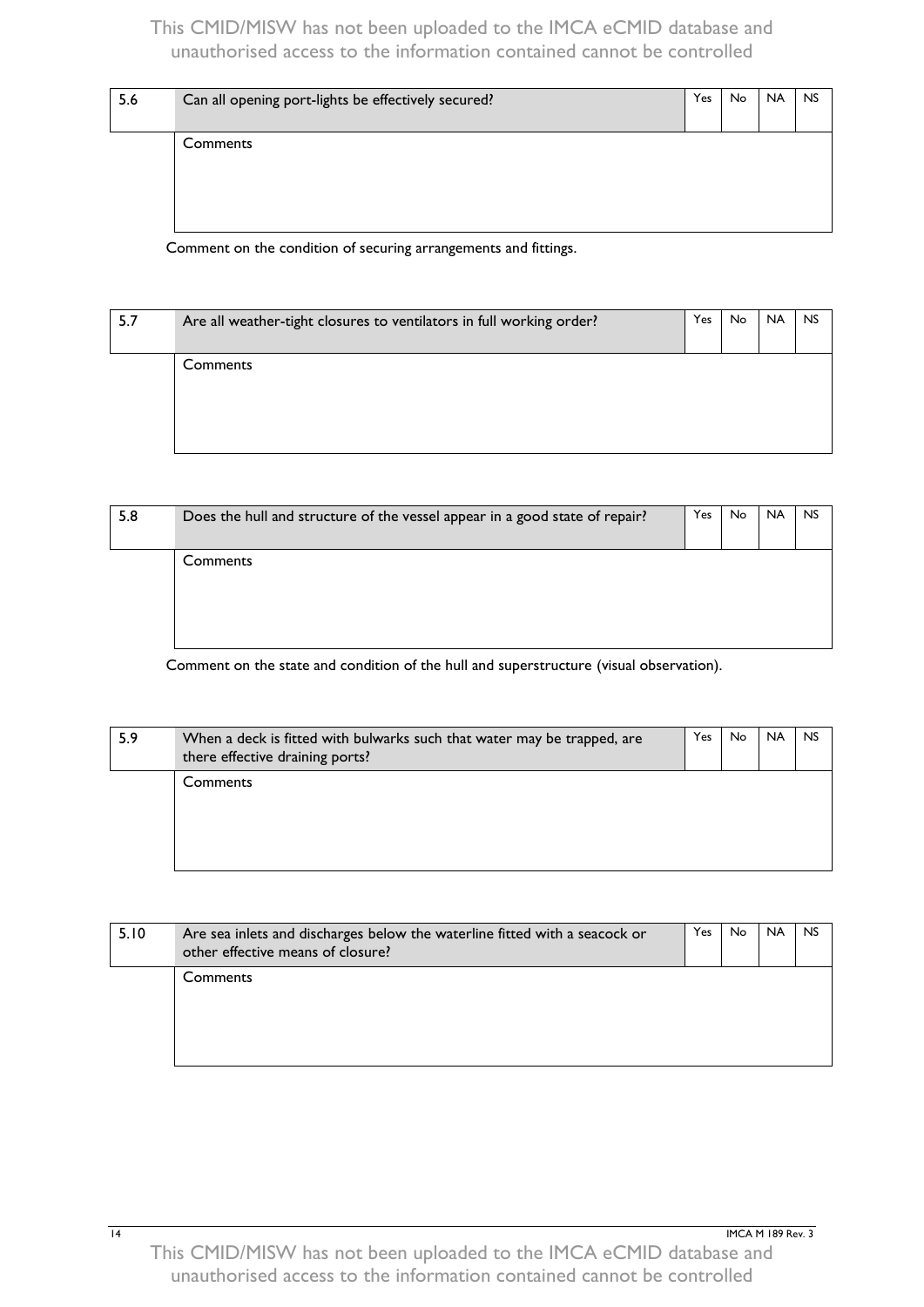| 5.6 | Can all opening port-lights be effectively secured? | Yes | No | NA | NS |
|---|---|---|---|---|---|
| | Comments | | | | |

Comment on the condition of securing arrangements and fittings.

| 5.7 | Are all weather-tight closures to ventilators in full working order? | Yes | No | NA | NS |
|---|---|---|---|---|---|
| | Comments | | | | |

| 5.8 | Does the hull and structure of the vessel appear in a good state of repair? | Yes | No | NA | NS |
|---|---|---|---|---|---|
| | Comments | | | | |

Comment on the state and condition of the hull and superstructure (visual observation).

| 5.9 | When a deck is fitted with bulwarks such that water may be trapped, are there effective draining ports? | Yes | No | NA | NS |
|---|---|---|---|---|---|
| | Comments | | | | |

| 5.10 | Are sea inlets and discharges below the waterline fitted with a seacock or other effective means of closure? | Yes | No | NA | NS |
|---|---|---|---|---|---|
| | Comments | | | | |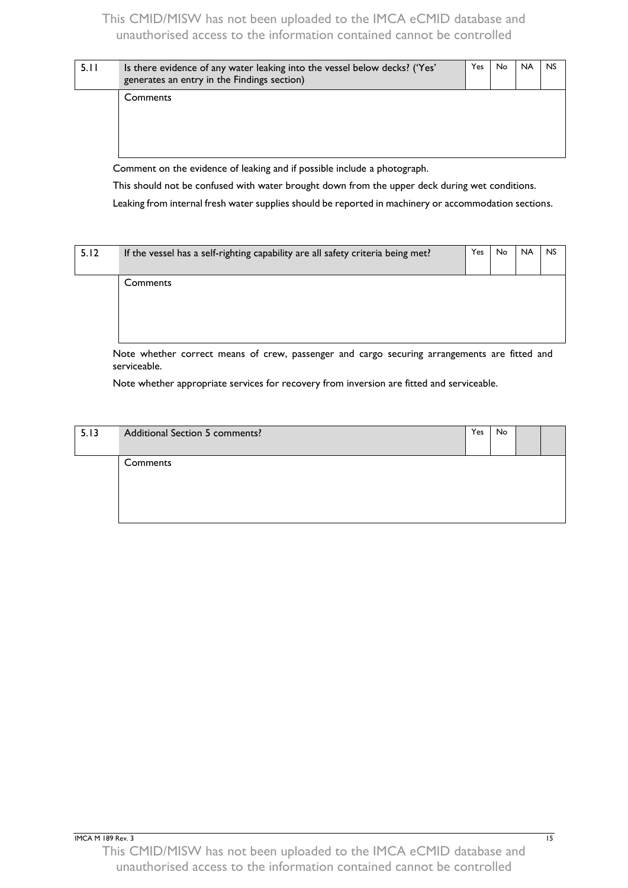| 5.11 | Is there evidence of any water leaking into the vessel below decks? ('Yes' generates an entry in the Findings section) | Yes | No | NA | NS |
|---|---|---|---|---|---|
| | Comments | | | | |

Comment on the evidence of leaking and if possible include a photograph.

This should not be confused with water brought down from the upper deck during wet conditions.

Leaking from internal fresh water supplies should be reported in machinery or accommodation sections.

| 5.12 | If the vessel has a self-righting capability are all safety criteria being met? | Yes | No | NA | NS |
|---|---|---|---|---|---|
| | Comments | | | | |

Note whether correct means of crew, passenger and cargo securing arrangements are fitted and serviceable.

Note whether appropriate services for recovery from inversion are fitted and serviceable.

| 5.13 | Additional Section 5 comments? | Yes | No | | |
|---|---|---|---|---|---|
| | Comments | | | | |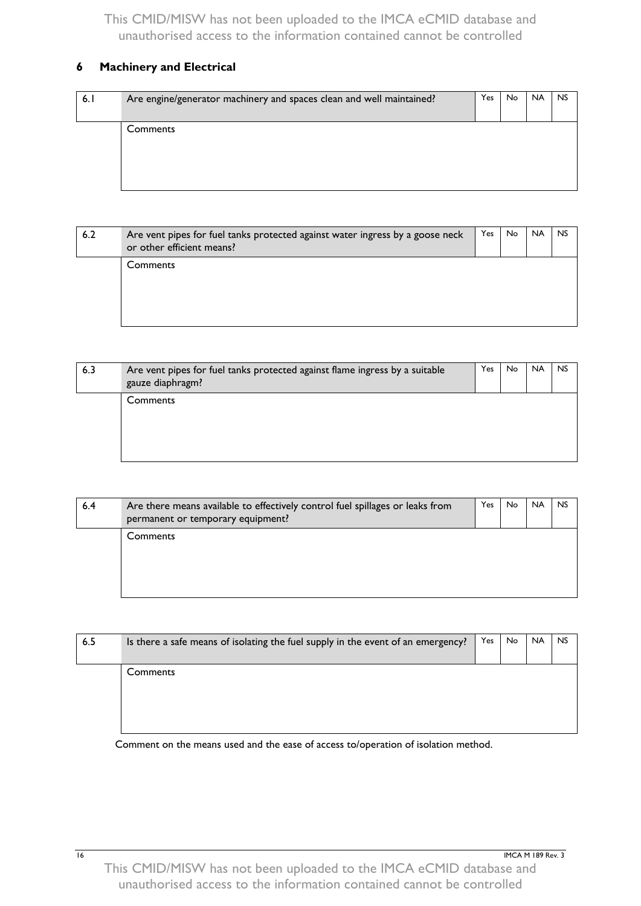## 6 Machinery and Electrical

| 6.1 | Are engine/generator machinery and spaces clean and well maintained? | Yes | No | NA | NS |
|---|---|---|---|---|---|
| | Comments | | | | |

| 6.2 | Are vent pipes for fuel tanks protected against water ingress by a goose neck or other efficient means? | Yes | No | NA | NS |
|---|---|---|---|---|---|
| | Comments | | | | |

| 6.3 | Are vent pipes for fuel tanks protected against flame ingress by a suitable gauze diaphragm? | Yes | No | NA | NS |
|---|---|---|---|---|---|
| | Comments | | | | |

| 6.4 | Are there means available to effectively control fuel spillages or leaks from permanent or temporary equipment? | Yes | No | NA | NS |
|---|---|---|---|---|---|
| | Comments | | | | |

| 6.5 | Is there a safe means of isolating the fuel supply in the event of an emergency? | Yes | No | NA | NS |
|---|---|---|---|---|---|
| | Comments | | | | |

Comment on the means used and the ease of access to/operation of isolation method.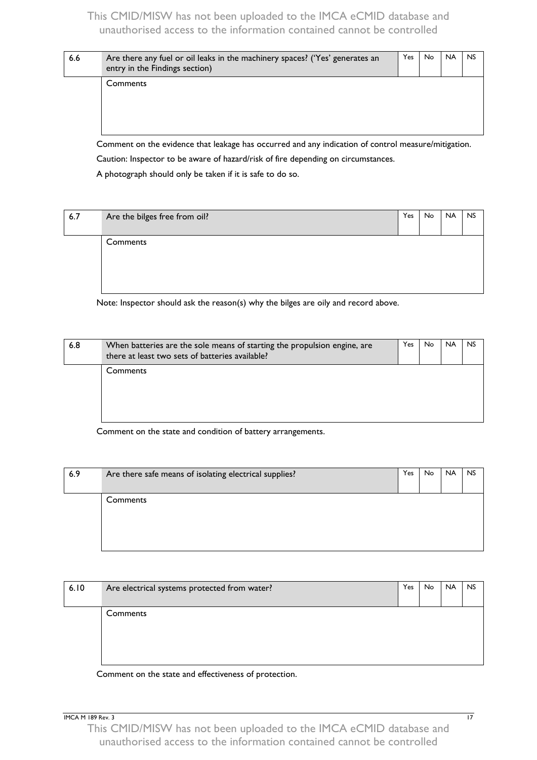| 6.6 | Are there any fuel or oil leaks in the machinery spaces? ('Yes' generates an entry in the Findings section) | Yes | No | NA | NS |
|---|---|---|---|---|---|
| | Comments | | | | |

Comment on the evidence that leakage has occurred and any indication of control measure/mitigation.

Caution: Inspector to be aware of hazard/risk of fire depending on circumstances.

A photograph should only be taken if it is safe to do so.

| 6.7 | Are the bilges free from oil? | Yes | No | NA | NS |
|---|---|---|---|---|---|
| | Comments | | | | |

Note: Inspector should ask the reason(s) why the bilges are oily and record above.

| 6.8 | When batteries are the sole means of starting the propulsion engine, are there at least two sets of batteries available? | Yes | No | NA | NS |
|---|---|---|---|---|---|
| | Comments | | | | |

Comment on the state and condition of battery arrangements.

| 6.9 | Are there safe means of isolating electrical supplies? | Yes | No | NA | NS |
|---|---|---|---|---|---|
| | Comments | | | | |

| 6.10 | Are electrical systems protected from water? | Yes | No | NA | NS |
|---|---|---|---|---|---|
| | Comments | | | | |

Comment on the state and effectiveness of protection.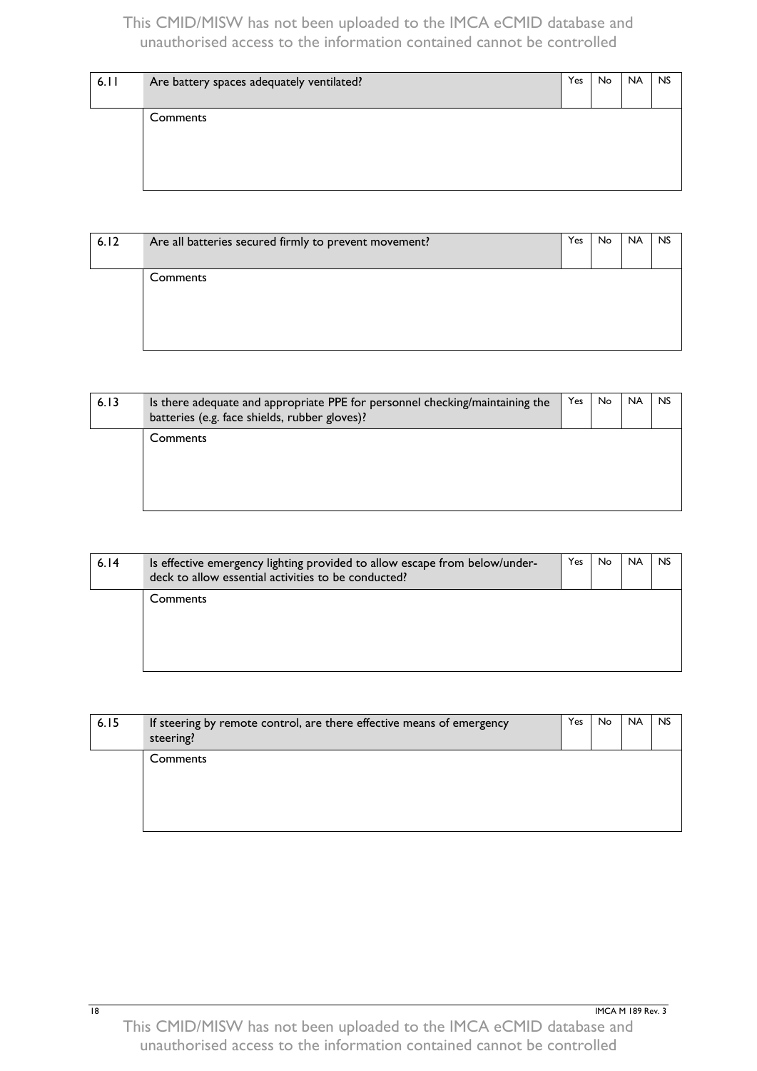| 6.11 | Are battery spaces adequately ventilated? | Yes | No | NA | NS |
|---|---|---|---|---|---|
| | Comments | | | | |

| 6.12 | Are all batteries secured firmly to prevent movement? | Yes | No | NA | NS |
|---|---|---|---|---|---|
| | Comments | | | | |

| 6.13 | Is there adequate and appropriate PPE for personnel checking/maintaining the batteries (e.g. face shields, rubber gloves)? | Yes | No | NA | NS |
|---|---|---|---|---|---|
| | Comments | | | | |

| 6.14 | Is effective emergency lighting provided to allow escape from below/under-deck to allow essential activities to be conducted? | Yes | No | NA | NS |
|---|---|---|---|---|---|
| | Comments | | | | |

| 6.15 | If steering by remote control, are there effective means of emergency steering? | Yes | No | NA | NS |
|---|---|---|---|---|---|
| | Comments | | | | |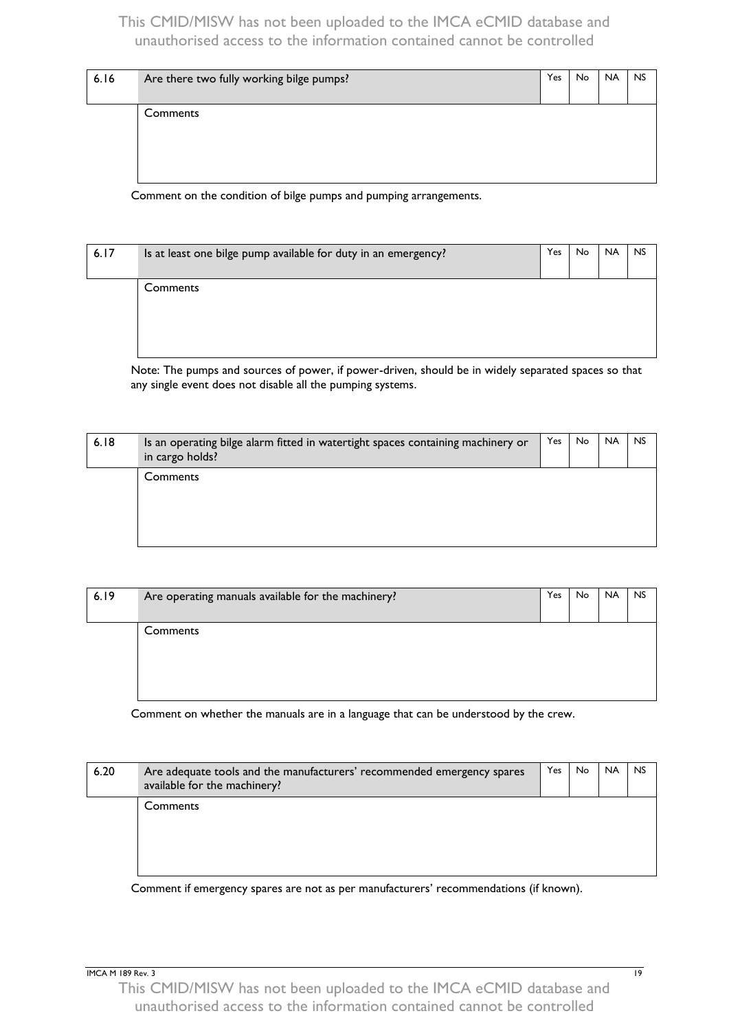| 6.16 | Are there two fully working bilge pumps? | Yes | No | NA | NS |
|---|---|---|---|---|---|
| | Comments | | | | |

Comment on the condition of bilge pumps and pumping arrangements.

| 6.17 | Is at least one bilge pump available for duty in an emergency? | Yes | No | NA | NS |
|---|---|---|---|---|---|
| | Comments | | | | |

Note: The pumps and sources of power, if power-driven, should be in widely separated spaces so that any single event does not disable all the pumping systems.

| 6.18 | Is an operating bilge alarm fitted in watertight spaces containing machinery or in cargo holds? | Yes | No | NA | NS |
|---|---|---|---|---|---|
| | Comments | | | | |

| 6.19 | Are operating manuals available for the machinery? | Yes | No | NA | NS |
|---|---|---|---|---|---|
| | Comments | | | | |

Comment on whether the manuals are in a language that can be understood by the crew.

| 6.20 | Are adequate tools and the manufacturers' recommended emergency spares available for the machinery? | Yes | No | NA | NS |
|---|---|---|---|---|---|
| | Comments | | | | |

Comment if emergency spares are not as per manufacturers' recommendations (if known).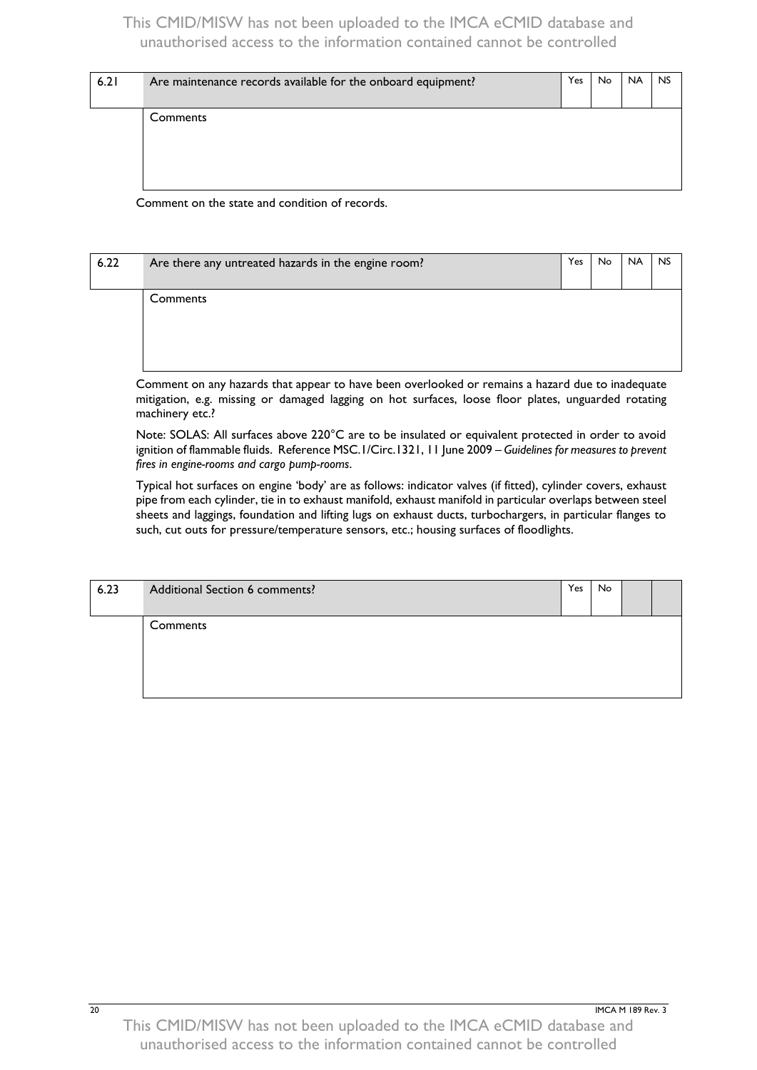| 6.21 | Are maintenance records available for the onboard equipment? | Yes | No | NA | NS |
|---|---|---|---|---|---|
| | Comments | | | | |

Comment on the state and condition of records.

| 6.22 | Are there any untreated hazards in the engine room? | Yes | No | NA | NS |
|---|---|---|---|---|---|
| | Comments | | | | |

Comment on any hazards that appear to have been overlooked or remains a hazard due to inadequate mitigation, e.g. missing or damaged lagging on hot surfaces, loose floor plates, unguarded rotating machinery etc.?

Note: SOLAS: All surfaces above 220°C are to be insulated or equivalent protected in order to avoid ignition of flammable fluids. Reference MSC.1/Circ.1321, 11 June 2009 – *Guidelines for measures to prevent fires in engine-rooms and cargo pump-rooms*.

Typical hot surfaces on engine 'body' are as follows: indicator valves (if fitted), cylinder covers, exhaust pipe from each cylinder, tie in to exhaust manifold, exhaust manifold in particular overlaps between steel sheets and laggings, foundation and lifting lugs on exhaust ducts, turbochargers, in particular flanges to such, cut outs for pressure/temperature sensors, etc.; housing surfaces of floodlights.

| 6.23 | Additional Section 6 comments? | Yes | No | | |
|---|---|---|---|---|---|
| | Comments | | | | |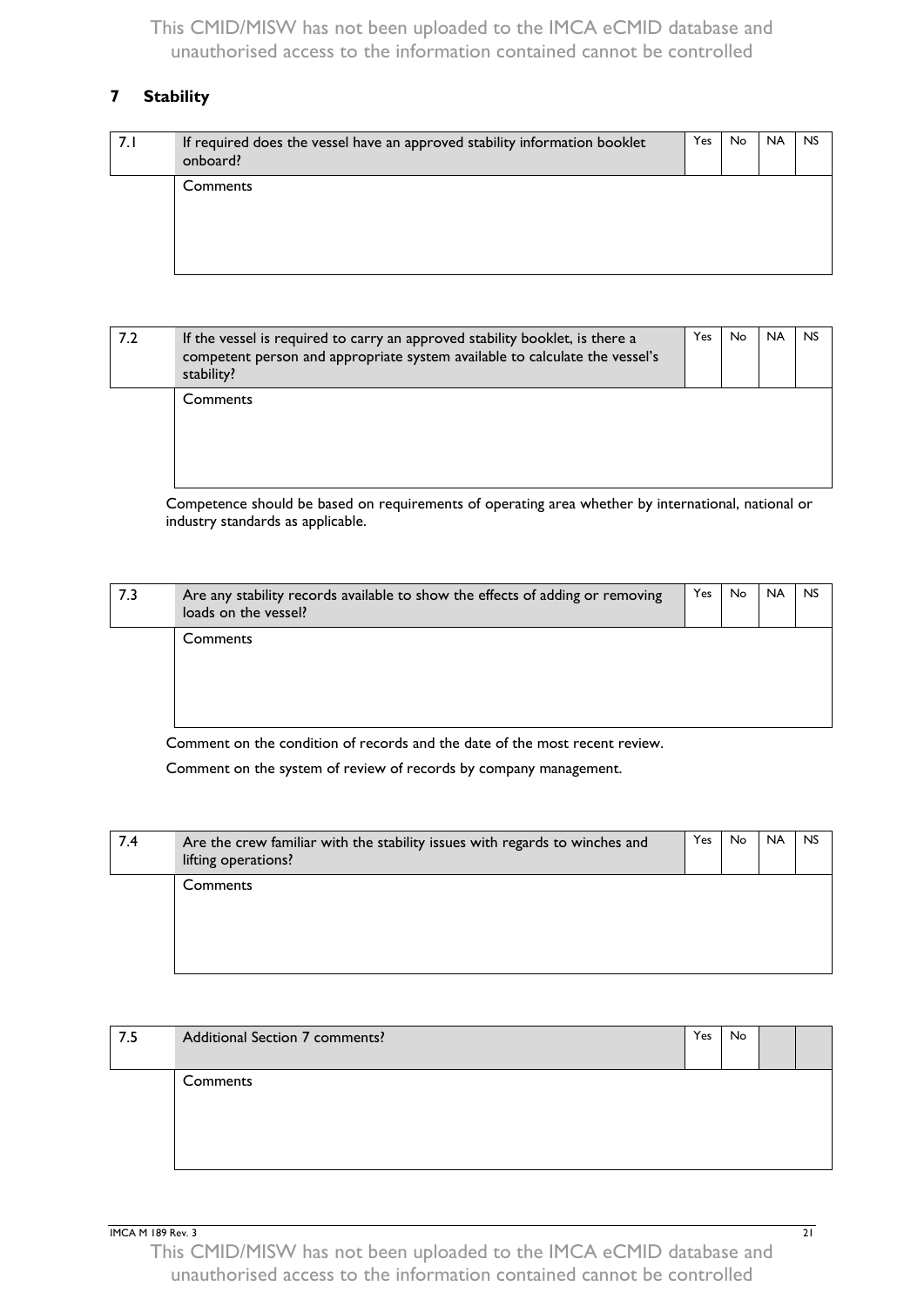## 7 Stability

| 7.1 | If required does the vessel have an approved stability information booklet onboard? | Yes | No | NA | NS |
|---|---|---|---|---|---|
| | Comments | | | | |

| 7.2 | If the vessel is required to carry an approved stability booklet, is there a competent person and appropriate system available to calculate the vessel's stability? | Yes | No | NA | NS |
|---|---|---|---|---|---|
| | Comments | | | | |

Competence should be based on requirements of operating area whether by international, national or industry standards as applicable.

| 7.3 | Are any stability records available to show the effects of adding or removing loads on the vessel? | Yes | No | NA | NS |
|---|---|---|---|---|---|
| | Comments | | | | |

Comment on the condition of records and the date of the most recent review.

Comment on the system of review of records by company management.

| 7.4 | Are the crew familiar with the stability issues with regards to winches and lifting operations? | Yes | No | NA | NS |
|---|---|---|---|---|---|
| | Comments | | | | |

| 7.5 | Additional Section 7 comments? | Yes | No | | |
|---|---|---|---|---|---|
| | Comments | | | | |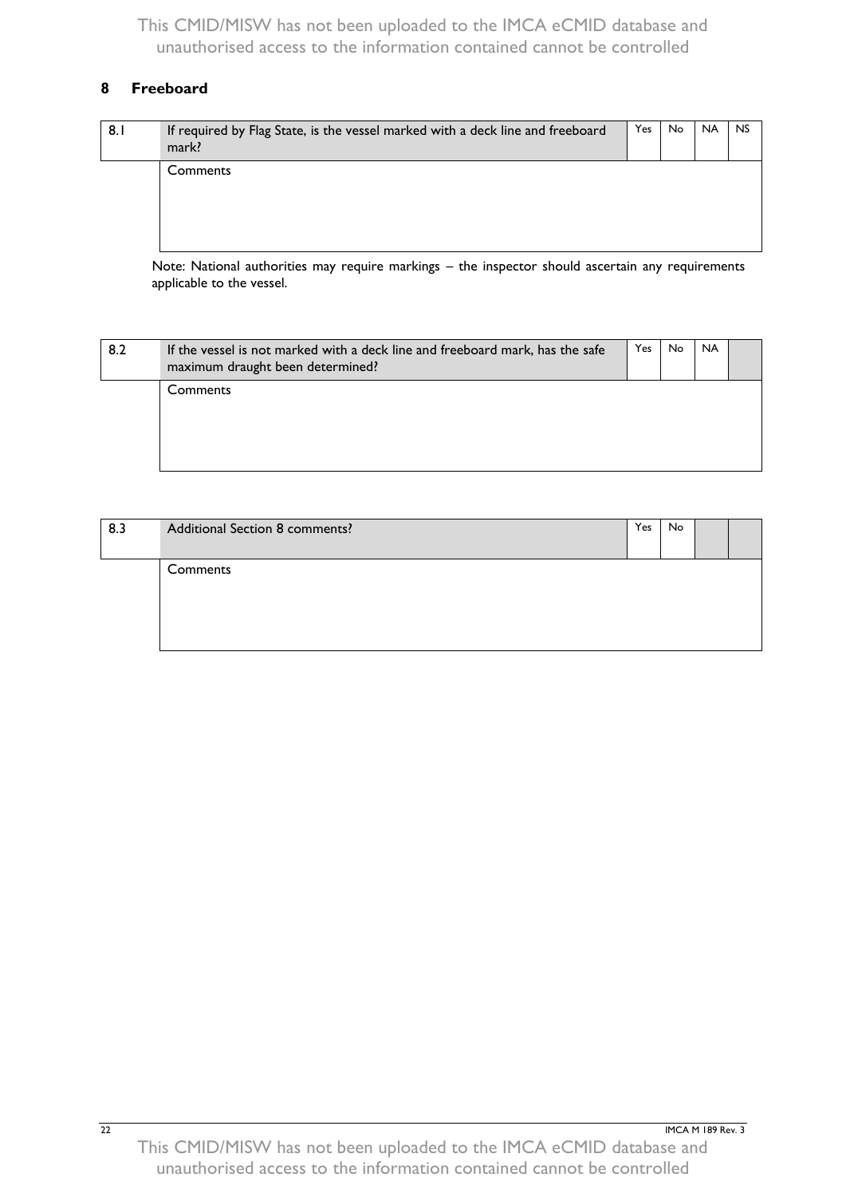## 8 Freeboard

| 8.1 | If required by Flag State, is the vessel marked with a deck line and freeboard mark? | Yes | No | NA | NS |
|---|---|---|---|---|---|
| | Comments | | | | |

Note: National authorities may require markings – the inspector should ascertain any requirements applicable to the vessel.

| 8.2 | If the vessel is not marked with a deck line and freeboard mark, has the safe maximum draught been determined? | Yes | No | NA | |
|---|---|---|---|---|---|
| | Comments | | | | |

| 8.3 | Additional Section 8 comments? | Yes | No | | |
|---|---|---|---|---|---|
| | Comments | | | | |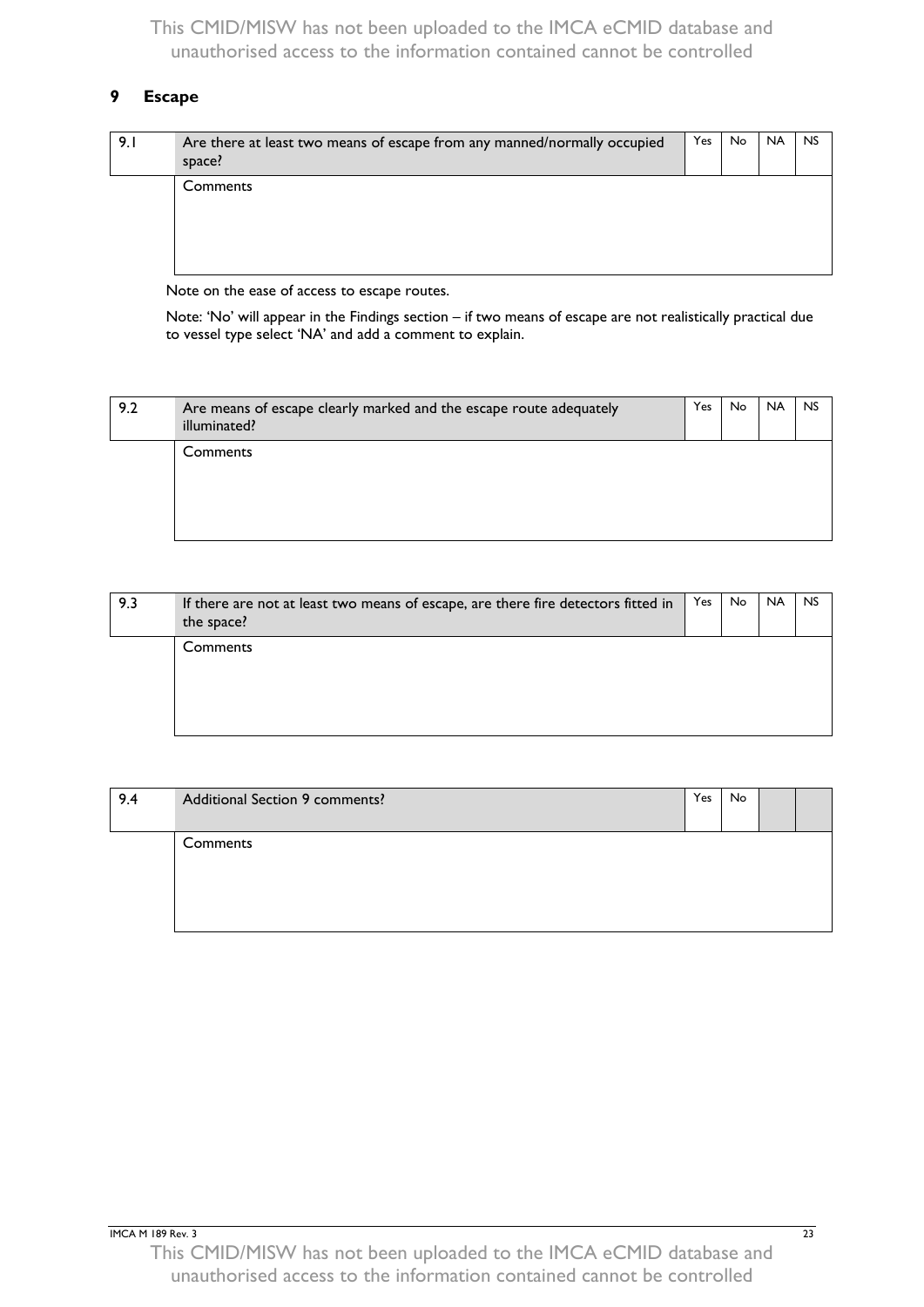## 9 Escape

| 9.1 | Are there at least two means of escape from any manned/normally occupied space? | Yes | No | NA | NS |
|---|---|---|---|---|---|
| | Comments | | | | |

Note on the ease of access to escape routes.

Note: 'No' will appear in the Findings section – if two means of escape are not realistically practical due to vessel type select 'NA' and add a comment to explain.

| 9.2 | Are means of escape clearly marked and the escape route adequately illuminated? | Yes | No | NA | NS |
|---|---|---|---|---|---|
| | Comments | | | | |

| 9.3 | If there are not at least two means of escape, are there fire detectors fitted in the space? | Yes | No | NA | NS |
|---|---|---|---|---|---|
| | Comments | | | | |

| 9.4 | Additional Section 9 comments? | Yes | No | | |
|---|---|---|---|---|---|
| | Comments | | | | |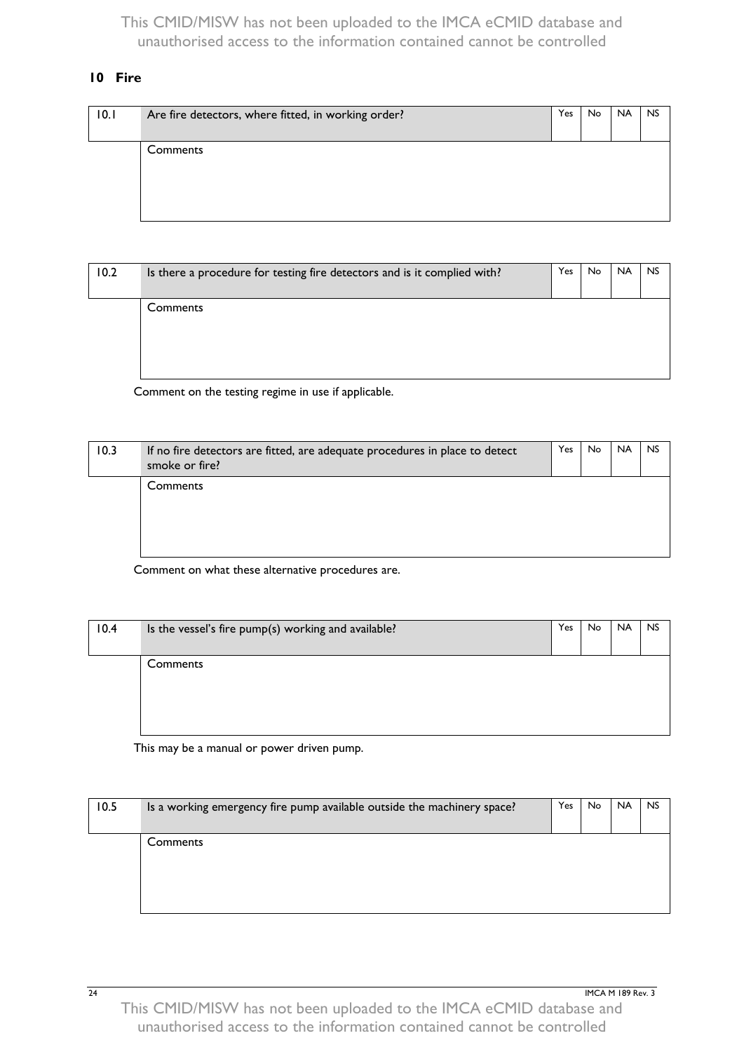## 10 Fire

| 10.1 | Are fire detectors, where fitted, in working order? | Yes | No | NA | NS |
|---|---|---|---|---|---|
| | Comments | | | | |

| 10.2 | Is there a procedure for testing fire detectors and is it complied with? | Yes | No | NA | NS |
|---|---|---|---|---|---|
| | Comments | | | | |

Comment on the testing regime in use if applicable.

| 10.3 | If no fire detectors are fitted, are adequate procedures in place to detect smoke or fire? | Yes | No | NA | NS |
|---|---|---|---|---|---|
| | Comments | | | | |

Comment on what these alternative procedures are.

| 10.4 | Is the vessel's fire pump(s) working and available? | Yes | No | NA | NS |
|---|---|---|---|---|---|
| | Comments | | | | |

This may be a manual or power driven pump.

| 10.5 | Is a working emergency fire pump available outside the machinery space? | Yes | No | NA | NS |
|---|---|---|---|---|---|
| | Comments | | | | |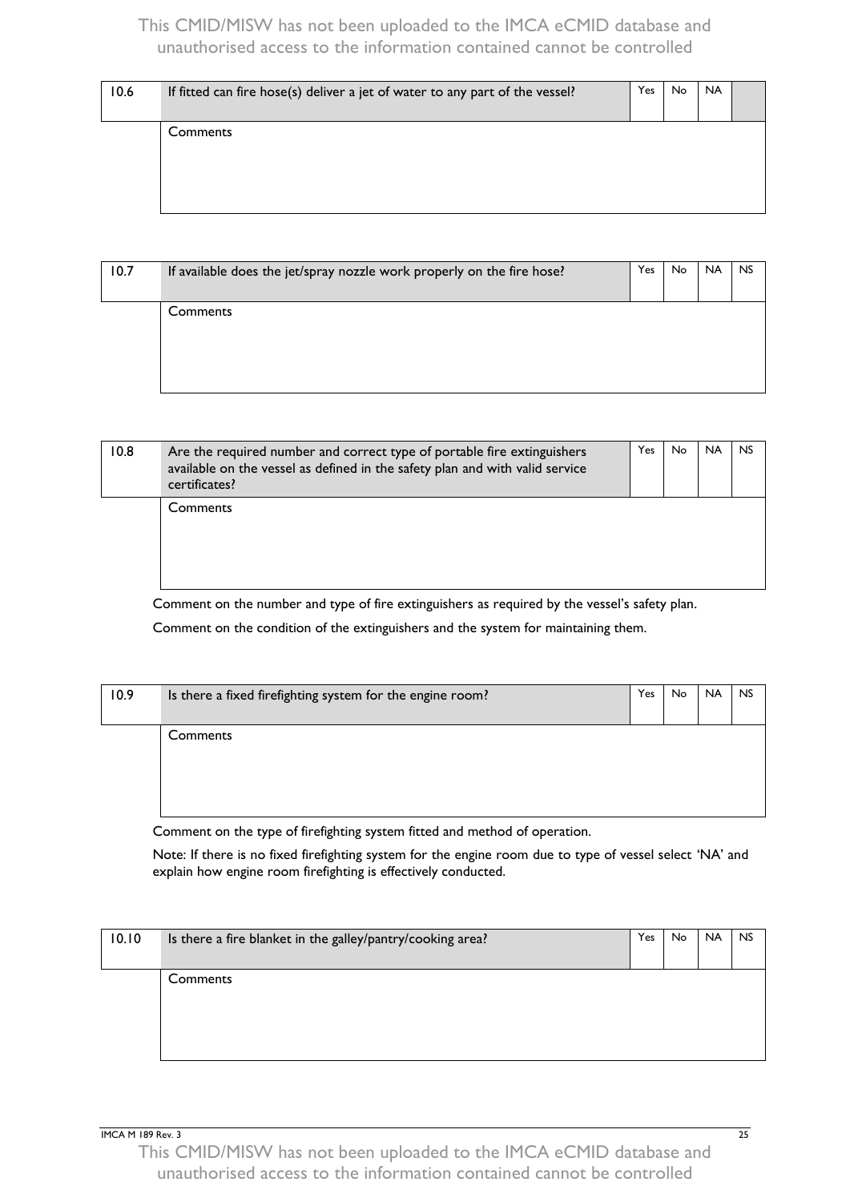| 10.6 | If fitted can fire hose(s) deliver a jet of water to any part of the vessel? | Yes | No | NA | |
|---|---|---|---|---|---|
| | Comments | | | | |

| 10.7 | If available does the jet/spray nozzle work properly on the fire hose? | Yes | No | NA | NS |
|---|---|---|---|---|---|
| | Comments | | | | |

| 10.8 | Are the required number and correct type of portable fire extinguishers available on the vessel as defined in the safety plan and with valid service certificates? | Yes | No | NA | NS |
|---|---|---|---|---|---|
| | Comments | | | | |

Comment on the number and type of fire extinguishers as required by the vessel's safety plan.

Comment on the condition of the extinguishers and the system for maintaining them.

| 10.9 | Is there a fixed firefighting system for the engine room? | Yes | No | NA | NS |
|---|---|---|---|---|---|
| | Comments | | | | |

Comment on the type of firefighting system fitted and method of operation.

Note: If there is no fixed firefighting system for the engine room due to type of vessel select 'NA' and explain how engine room firefighting is effectively conducted.

| 10.10 | Is there a fire blanket in the galley/pantry/cooking area? | Yes | No | NA | NS |
|---|---|---|---|---|---|
| | Comments | | | | |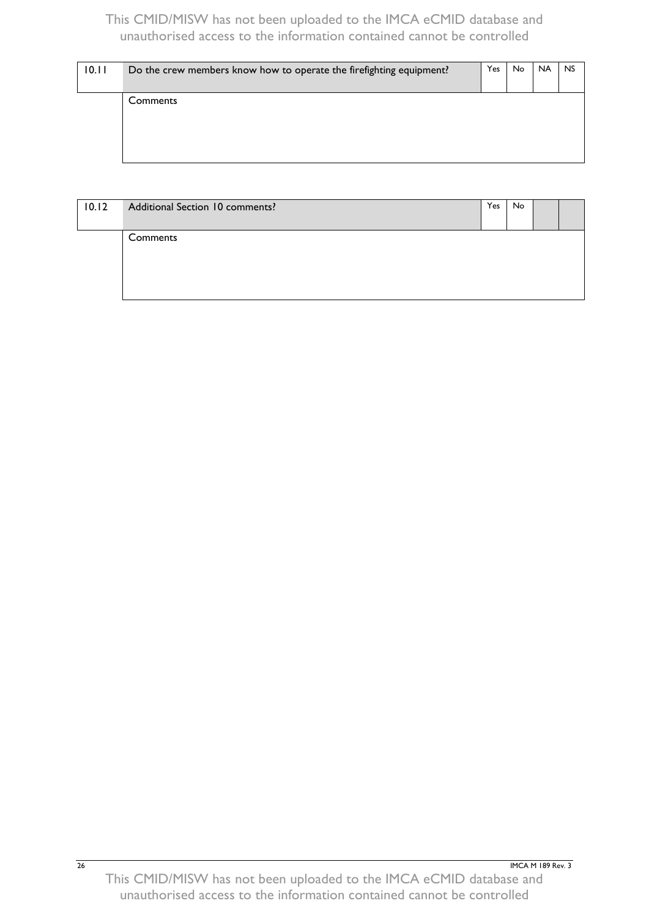| 10.11 | Do the crew members know how to operate the firefighting equipment? | Yes | No | NA | NS |
|---|---|---|---|---|---|
| | Comments | | | | |

| 10.12 | Additional Section 10 comments? | Yes | No | | |
|---|---|---|---|---|---|
| | Comments | | | | |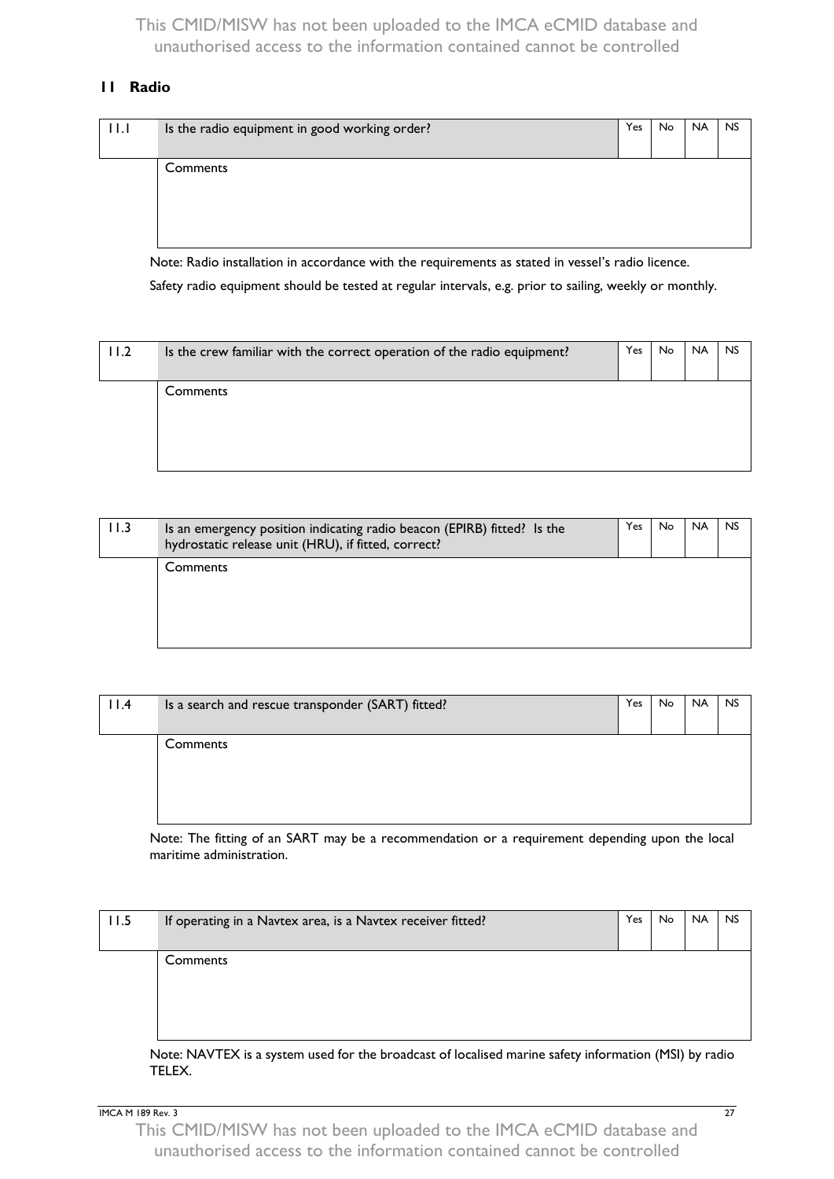## 11 Radio

| 11.1 | Is the radio equipment in good working order? | Yes | No | NA | NS |
|---|---|---|---|---|---|
| | Comments | | | | |

Note: Radio installation in accordance with the requirements as stated in vessel's radio licence.

Safety radio equipment should be tested at regular intervals, e.g. prior to sailing, weekly or monthly.

| 11.2 | Is the crew familiar with the correct operation of the radio equipment? | Yes | No | NA | NS |
|---|---|---|---|---|---|
| | Comments | | | | |

| 11.3 | Is an emergency position indicating radio beacon (EPIRB) fitted? Is the hydrostatic release unit (HRU), if fitted, correct? | Yes | No | NA | NS |
|---|---|---|---|---|---|
| | Comments | | | | |

| 11.4 | Is a search and rescue transponder (SART) fitted? | Yes | No | NA | NS |
|---|---|---|---|---|---|
| | Comments | | | | |

Note: The fitting of an SART may be a recommendation or a requirement depending upon the local maritime administration.

| 11.5 | If operating in a Navtex area, is a Navtex receiver fitted? | Yes | No | NA | NS |
|---|---|---|---|---|---|
| | Comments | | | | |

Note: NAVTEX is a system used for the broadcast of localised marine safety information (MSI) by radio TELEX.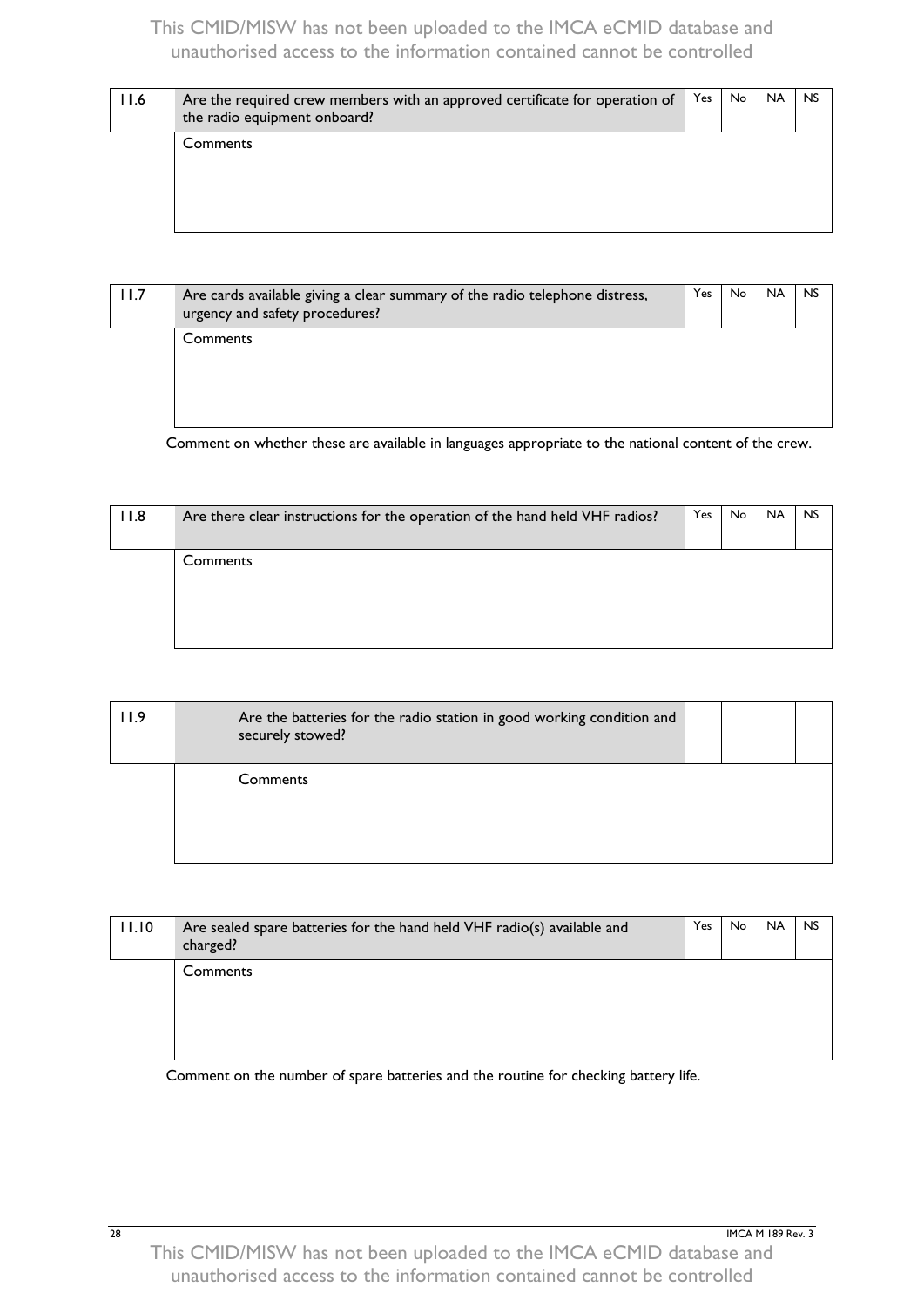| 11.6 | Are the required crew members with an approved certificate for operation of the radio equipment onboard? | Yes | No | NA | NS |
|---|---|---|---|---|---|
| | Comments | | | | |

| 11.7 | Are cards available giving a clear summary of the radio telephone distress, urgency and safety procedures? | Yes | No | NA | NS |
|---|---|---|---|---|---|
| | Comments | | | | |

Comment on whether these are available in languages appropriate to the national content of the crew.

| 11.8 | Are there clear instructions for the operation of the hand held VHF radios? | Yes | No | NA | NS |
|---|---|---|---|---|---|
| | Comments | | | | |

| 11.9 | Are the batteries for the radio station in good working condition and securely stowed? | | | | |
|---|---|---|---|---|---|
| | Comments | | | | |

| 11.10 | Are sealed spare batteries for the hand held VHF radio(s) available and charged? | Yes | No | NA | NS |
|---|---|---|---|---|---|
| | Comments | | | | |

Comment on the number of spare batteries and the routine for checking battery life.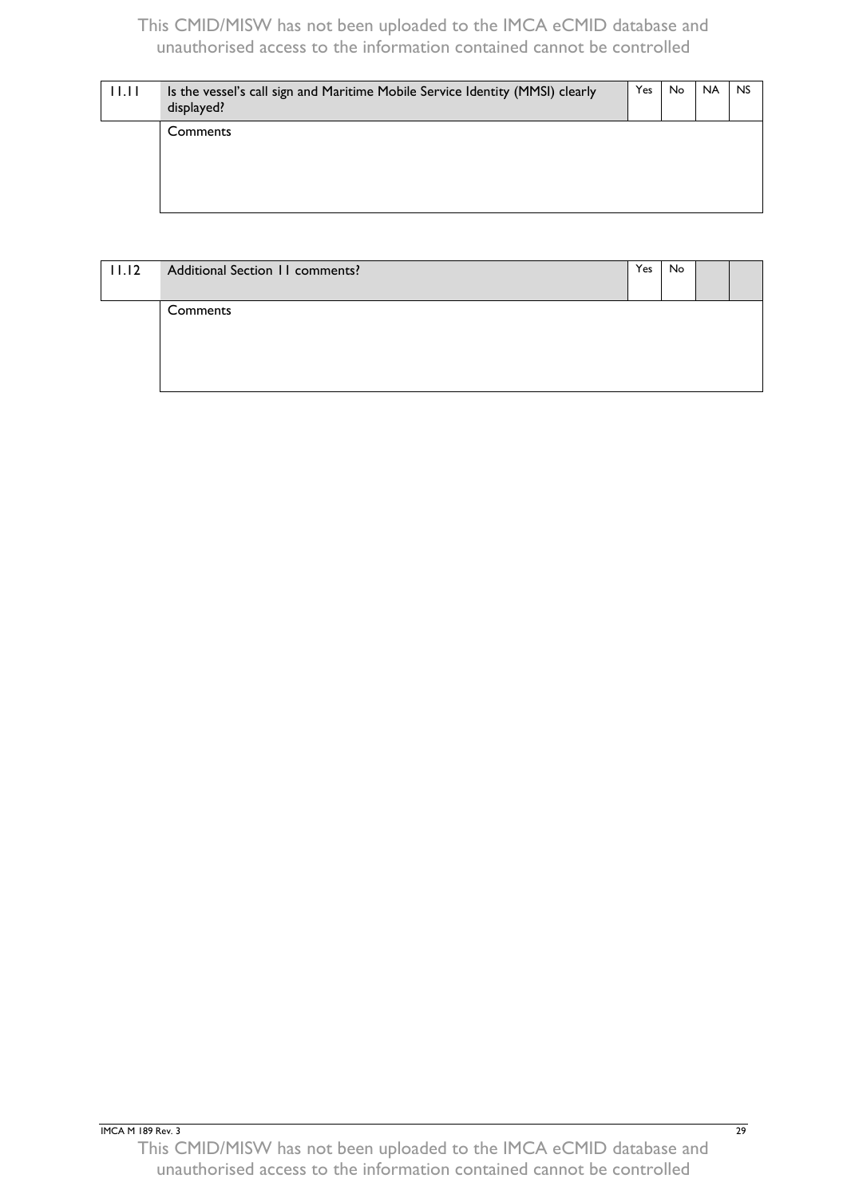| 11.11 | Is the vessel's call sign and Maritime Mobile Service Identity (MMSI) clearly displayed? | Yes | No | NA | NS |
|---|---|---|---|---|---|
| | Comments | | | | |

| 11.12 | Additional Section 11 comments? | Yes | No | | |
|---|---|---|---|---|---|
| | Comments | | | | |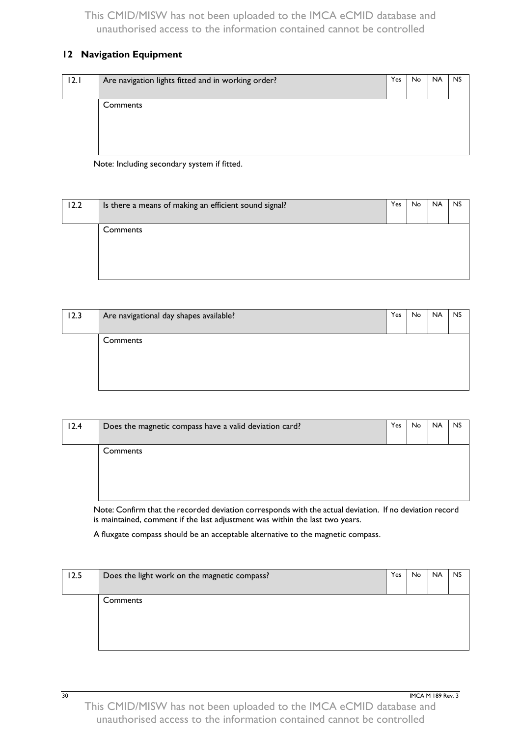## 12 Navigation Equipment

| 12.1 | Are navigation lights fitted and in working order? | Yes | No | NA | NS |
|---|---|---|---|---|---|
| | Comments | | | | |

Note: Including secondary system if fitted.

| 12.2 | Is there a means of making an efficient sound signal? | Yes | No | NA | NS |
|---|---|---|---|---|---|
| | Comments | | | | |

| 12.3 | Are navigational day shapes available? | Yes | No | NA | NS |
|---|---|---|---|---|---|
| | Comments | | | | |

| 12.4 | Does the magnetic compass have a valid deviation card? | Yes | No | NA | NS |
|---|---|---|---|---|---|
| | Comments | | | | |

Note: Confirm that the recorded deviation corresponds with the actual deviation. If no deviation record is maintained, comment if the last adjustment was within the last two years.

A fluxgate compass should be an acceptable alternative to the magnetic compass.

| 12.5 | Does the light work on the magnetic compass? | Yes | No | NA | NS |
|---|---|---|---|---|---|
| | Comments | | | | |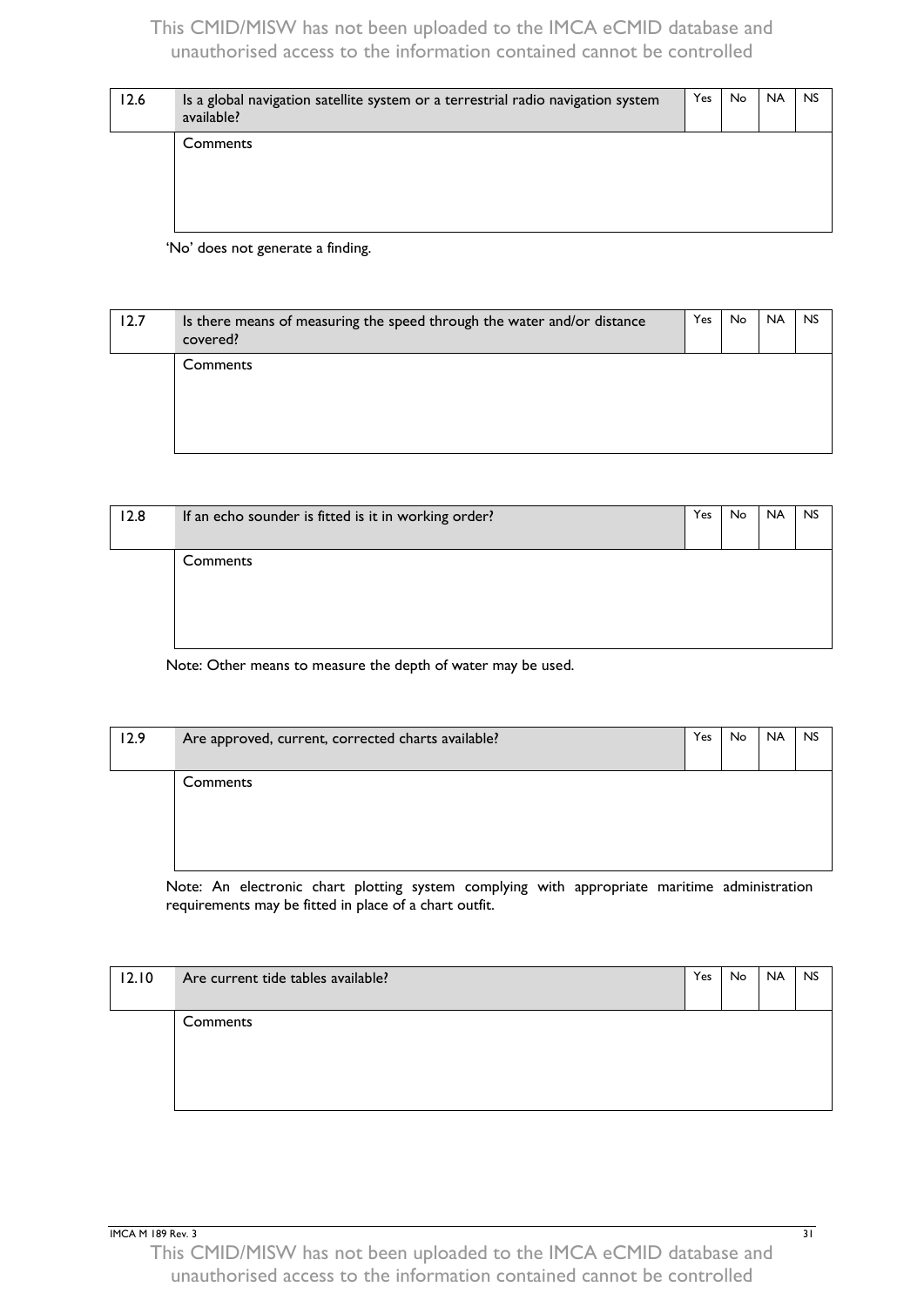| 12.6 | Is a global navigation satellite system or a terrestrial radio navigation system available? | Yes | No | NA | NS |
|---|---|---|---|---|---|
| | Comments | | | | |

'No' does not generate a finding.

| 12.7 | Is there means of measuring the speed through the water and/or distance covered? | Yes | No | NA | NS |
|---|---|---|---|---|---|
| | Comments | | | | |

| 12.8 | If an echo sounder is fitted is it in working order? | Yes | No | NA | NS |
|---|---|---|---|---|---|
| | Comments | | | | |

Note: Other means to measure the depth of water may be used.

| 12.9 | Are approved, current, corrected charts available? | Yes | No | NA | NS |
|---|---|---|---|---|---|
| | Comments | | | | |

Note: An electronic chart plotting system complying with appropriate maritime administration requirements may be fitted in place of a chart outfit.

| 12.10 | Are current tide tables available? | Yes | No | NA | NS |
|---|---|---|---|---|---|
| | Comments | | | | |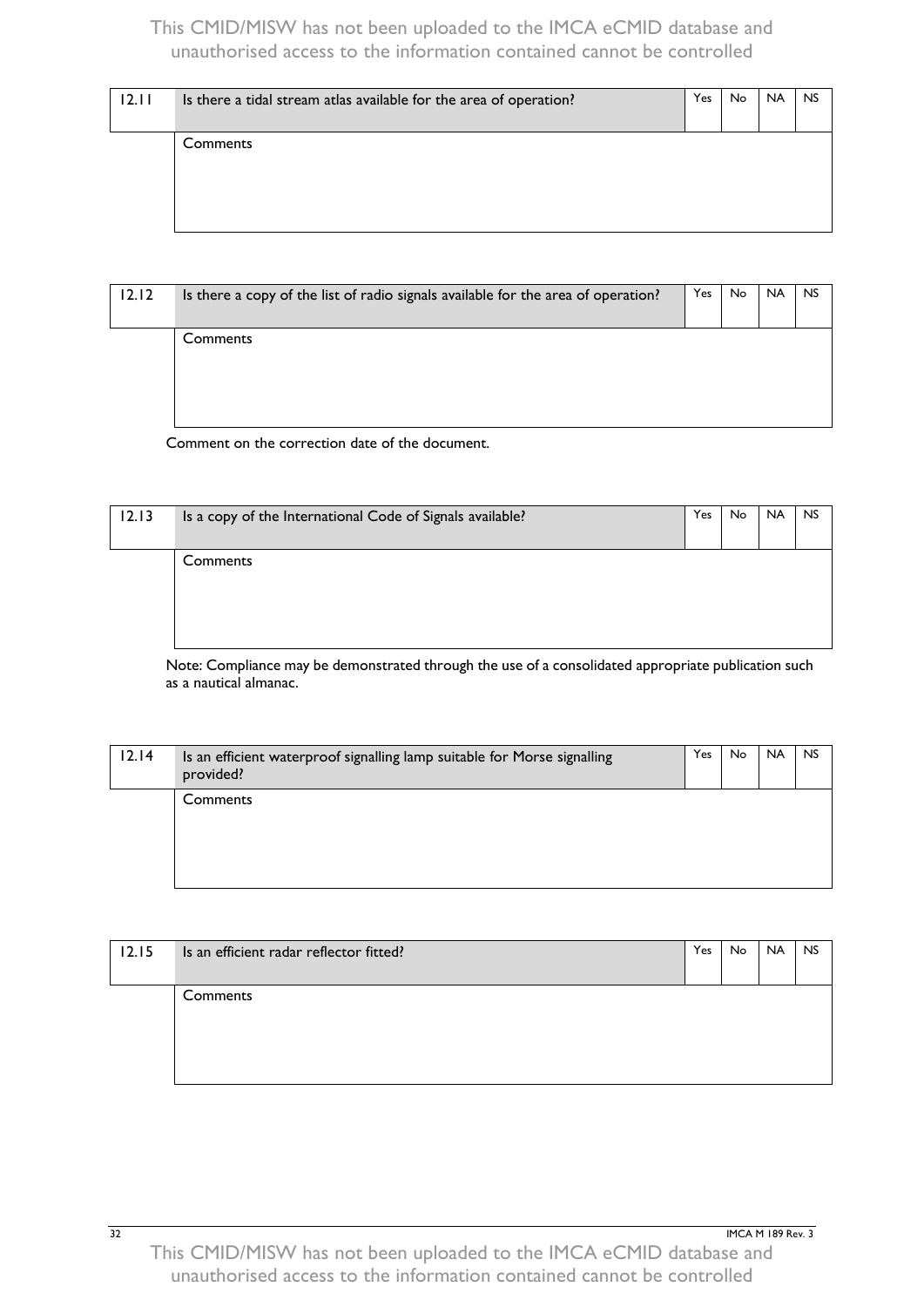| 12.11 | Is there a tidal stream atlas available for the area of operation? | Yes | No | NA | NS |
|---|---|---|---|---|---|
| | Comments | | | | |

| 12.12 | Is there a copy of the list of radio signals available for the area of operation? | Yes | No | NA | NS |
|---|---|---|---|---|---|
| | Comments | | | | |

Comment on the correction date of the document.

| 12.13 | Is a copy of the International Code of Signals available? | Yes | No | NA | NS |
|---|---|---|---|---|---|
| | Comments | | | | |

Note: Compliance may be demonstrated through the use of a consolidated appropriate publication such as a nautical almanac.

| 12.14 | Is an efficient waterproof signalling lamp suitable for Morse signalling provided? | Yes | No | NA | NS |
|---|---|---|---|---|---|
| | Comments | | | | |

| 12.15 | Is an efficient radar reflector fitted? | Yes | No | NA | NS |
|---|---|---|---|---|---|
| | Comments | | | | |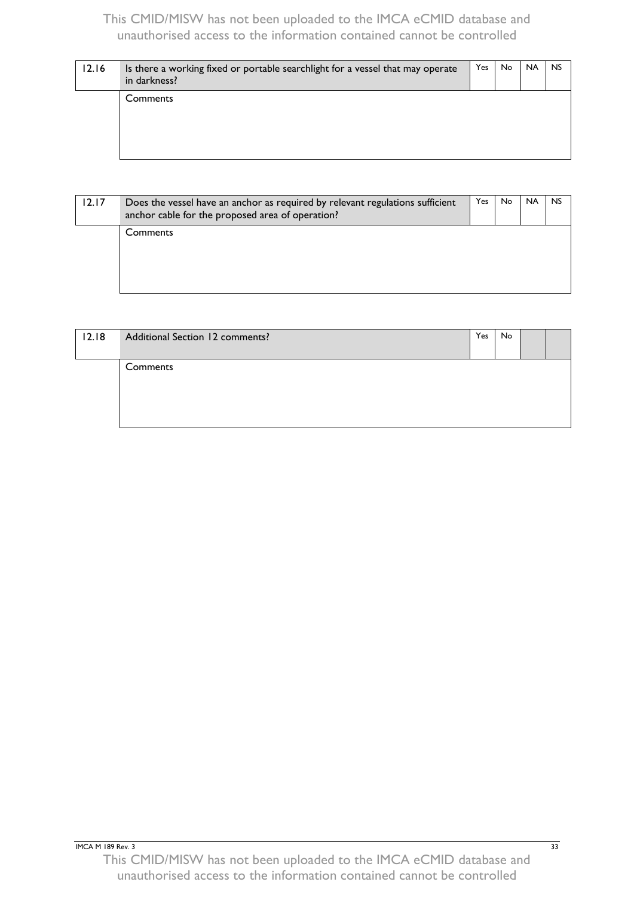| 12.16 | Is there a working fixed or portable searchlight for a vessel that may operate in darkness? | Yes | No | NA | NS |
|---|---|---|---|---|---|
| | Comments | | | | |

| 12.17 | Does the vessel have an anchor as required by relevant regulations sufficient anchor cable for the proposed area of operation? | Yes | No | NA | NS |
|---|---|---|---|---|---|
| | Comments | | | | |

| 12.18 | Additional Section 12 comments? | Yes | No | | |
|---|---|---|---|---|---|
| | Comments | | | | |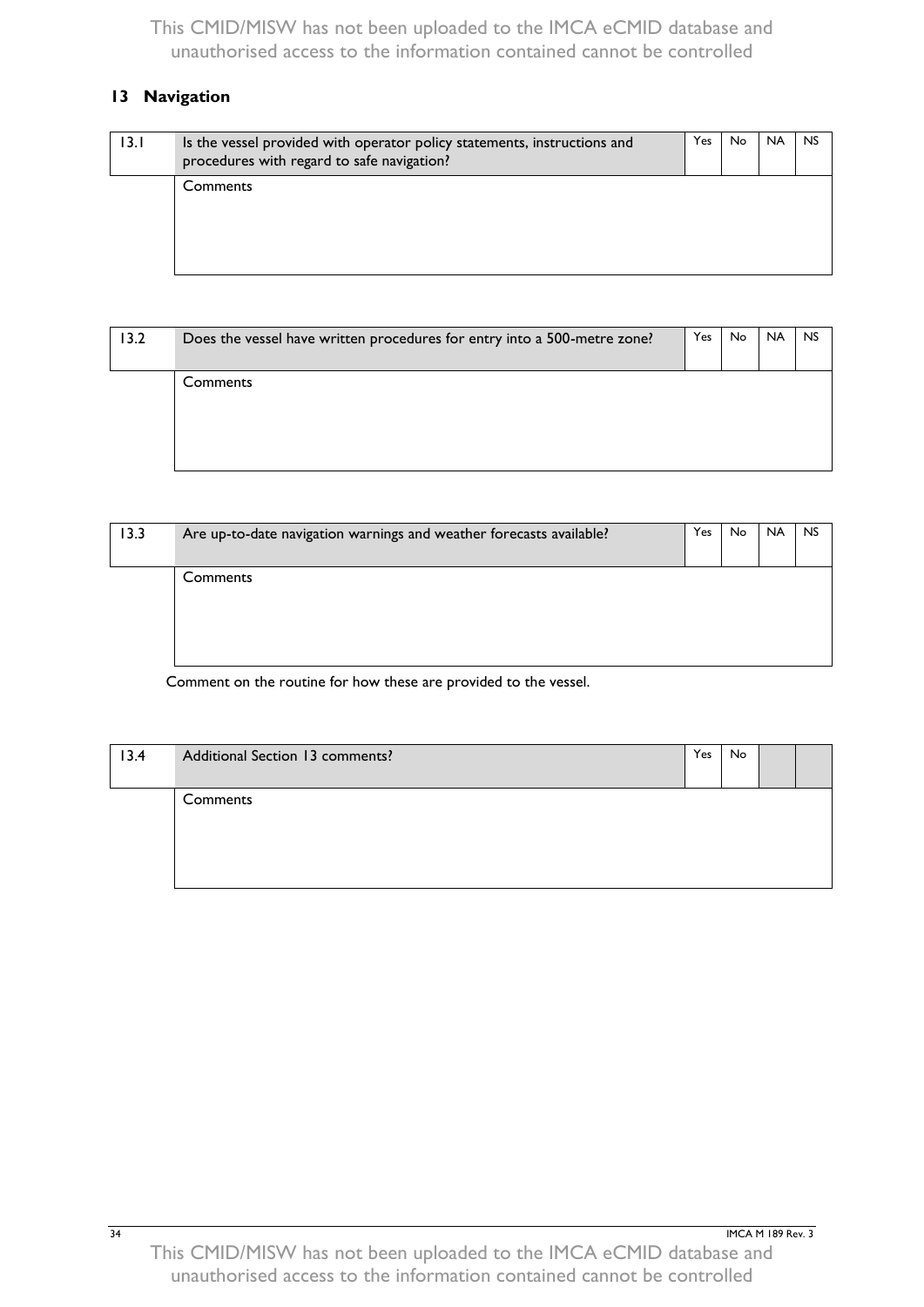## 13 Navigation

| 13.1 | Is the vessel provided with operator policy statements, instructions and procedures with regard to safe navigation? | Yes | No | NA | NS |
|---|---|---|---|---|---|
| | Comments | | | | |

| 13.2 | Does the vessel have written procedures for entry into a 500-metre zone? | Yes | No | NA | NS |
|---|---|---|---|---|---|
| | Comments | | | | |

| 13.3 | Are up-to-date navigation warnings and weather forecasts available? | Yes | No | NA | NS |
|---|---|---|---|---|---|
| | Comments | | | | |

Comment on the routine for how these are provided to the vessel.

| 13.4 | Additional Section 13 comments? | Yes | No | | |
|---|---|---|---|---|---|
| | Comments | | | | |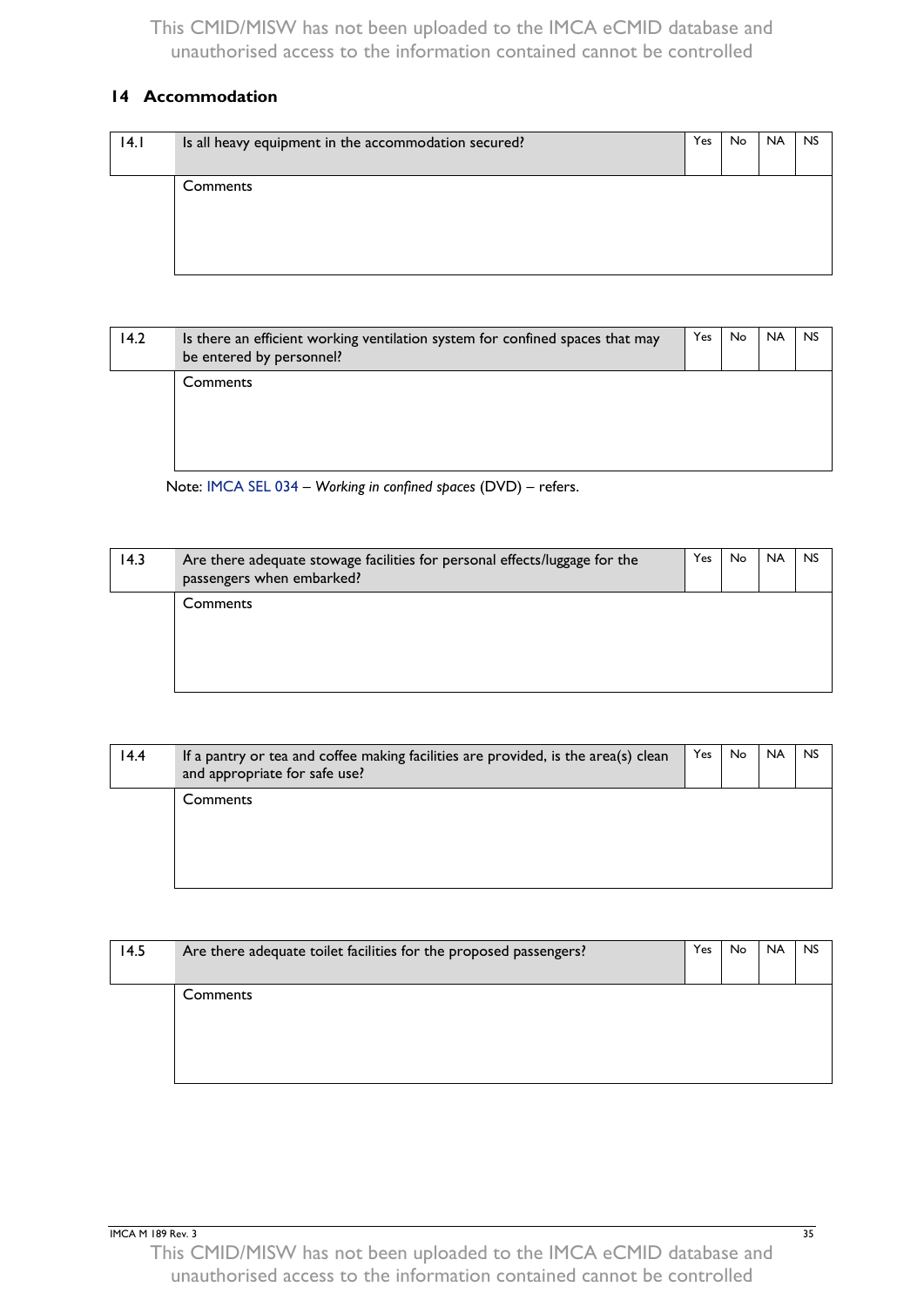## 14 Accommodation

| 14.1 | Is all heavy equipment in the accommodation secured? | Yes | No | NA | NS |
|---|---|---|---|---|---|
| | Comments | | | | |

| 14.2 | Is there an efficient working ventilation system for confined spaces that may be entered by personnel? | Yes | No | NA | NS |
|---|---|---|---|---|---|
| | Comments | | | | |

Note: IMCA SEL 034 – *Working in confined spaces* (DVD) – refers.

| 14.3 | Are there adequate stowage facilities for personal effects/luggage for the passengers when embarked? | Yes | No | NA | NS |
|---|---|---|---|---|---|
| | Comments | | | | |

| 14.4 | If a pantry or tea and coffee making facilities are provided, is the area(s) clean and appropriate for safe use? | Yes | No | NA | NS |
|---|---|---|---|---|---|
| | Comments | | | | |

| 14.5 | Are there adequate toilet facilities for the proposed passengers? | Yes | No | NA | NS |
|---|---|---|---|---|---|
| | Comments | | | | |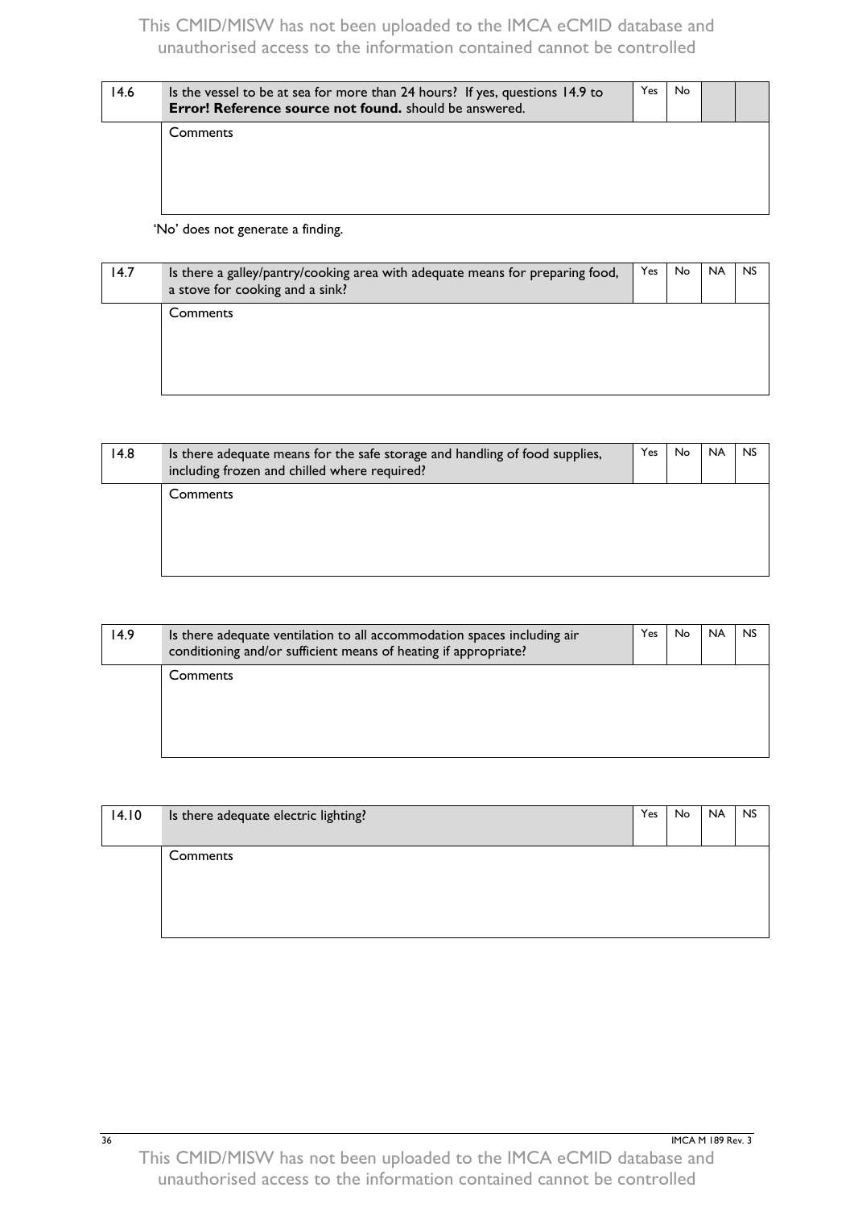| 14.6 | Is the vessel to be at sea for more than 24 hours? If yes, questions 14.9 to **Error! Reference source not found.** should be answered. | Yes | No | | |
|---|---|---|---|---|---|
| | Comments | | | | |

'No' does not generate a finding.

| 14.7 | Is there a galley/pantry/cooking area with adequate means for preparing food, a stove for cooking and a sink? | Yes | No | NA | NS |
|---|---|---|---|---|---|
| | Comments | | | | |

| 14.8 | Is there adequate means for the safe storage and handling of food supplies, including frozen and chilled where required? | Yes | No | NA | NS |
|---|---|---|---|---|---|
| | Comments | | | | |

| 14.9 | Is there adequate ventilation to all accommodation spaces including air conditioning and/or sufficient means of heating if appropriate? | Yes | No | NA | NS |
|---|---|---|---|---|---|
| | Comments | | | | |

| 14.10 | Is there adequate electric lighting? | Yes | No | NA | NS |
|---|---|---|---|---|---|
| | Comments | | | | |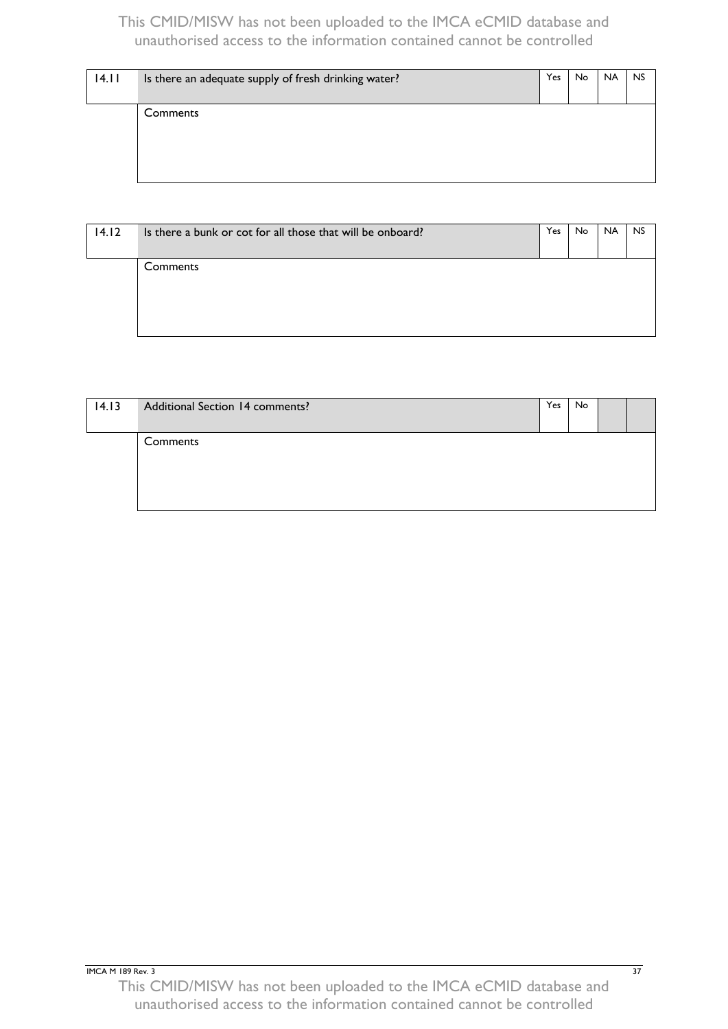| 14.11 | Is there an adequate supply of fresh drinking water? | Yes | No | NA | NS |
|---|---|---|---|---|---|
| | Comments | | | | |

| 14.12 | Is there a bunk or cot for all those that will be onboard? | Yes | No | NA | NS |
|---|---|---|---|---|---|
| | Comments | | | | |

| 14.13 | Additional Section 14 comments? | Yes | No | | |
|---|---|---|---|---|---|
| | Comments | | | | |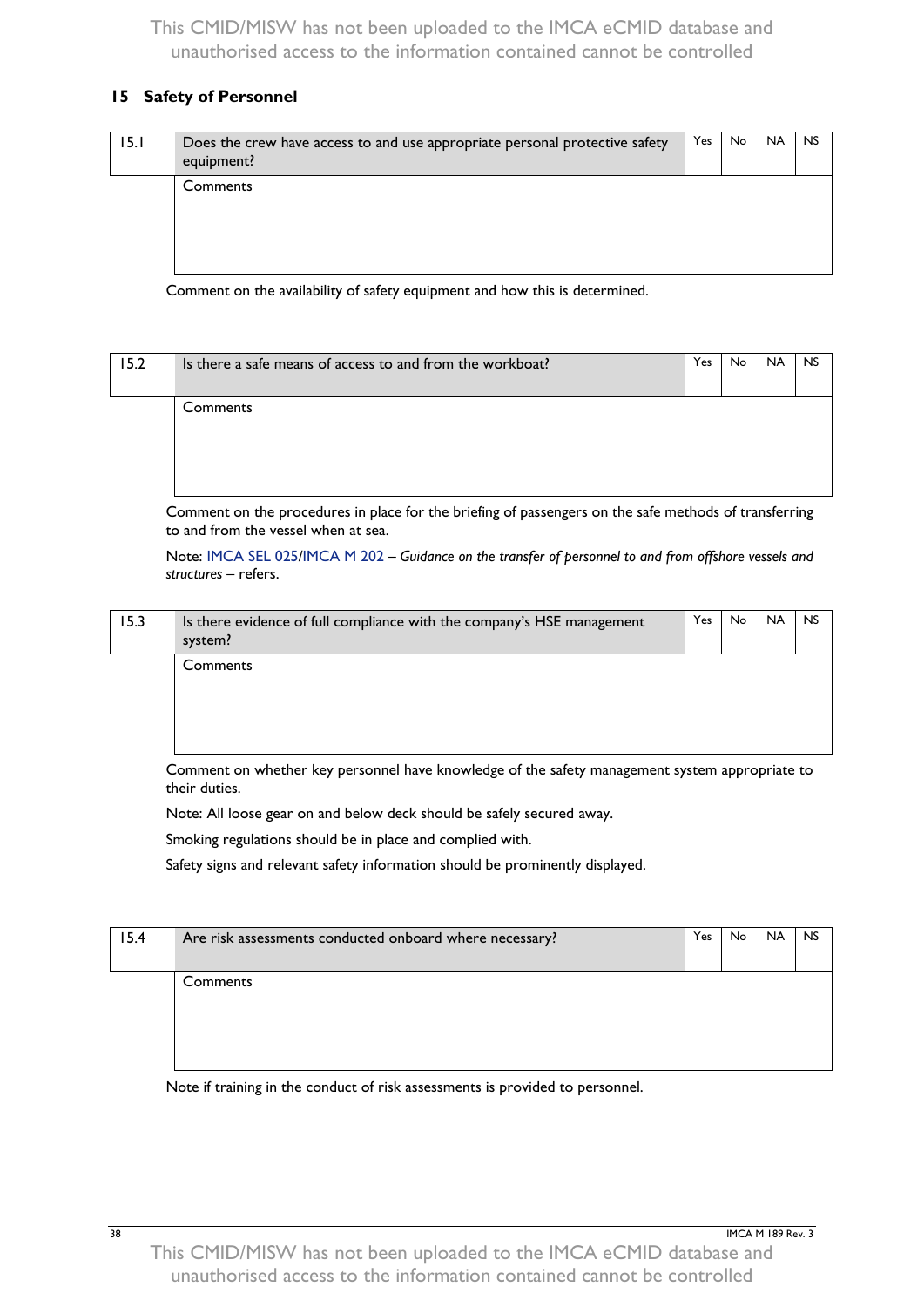## 15 Safety of Personnel

| 15.1 | Does the crew have access to and use appropriate personal protective safety equipment? | Yes | No | NA | NS |
|---|---|---|---|---|---|
| | Comments | | | | |

Comment on the availability of safety equipment and how this is determined.

| 15.2 | Is there a safe means of access to and from the workboat? | Yes | No | NA | NS |
|---|---|---|---|---|---|
| | Comments | | | | |

Comment on the procedures in place for the briefing of passengers on the safe methods of transferring to and from the vessel when at sea.

Note: IMCA SEL 025/IMCA M 202 – *Guidance on the transfer of personnel to and from offshore vessels and structures* – refers.

| 15.3 | Is there evidence of full compliance with the company's HSE management system? | Yes | No | NA | NS |
|---|---|---|---|---|---|
| | Comments | | | | |

Comment on whether key personnel have knowledge of the safety management system appropriate to their duties.

Note: All loose gear on and below deck should be safely secured away.

Smoking regulations should be in place and complied with.

Safety signs and relevant safety information should be prominently displayed.

| 15.4 | Are risk assessments conducted onboard where necessary? | Yes | No | NA | NS |
|---|---|---|---|---|---|
| | Comments | | | | |

Note if training in the conduct of risk assessments is provided to personnel.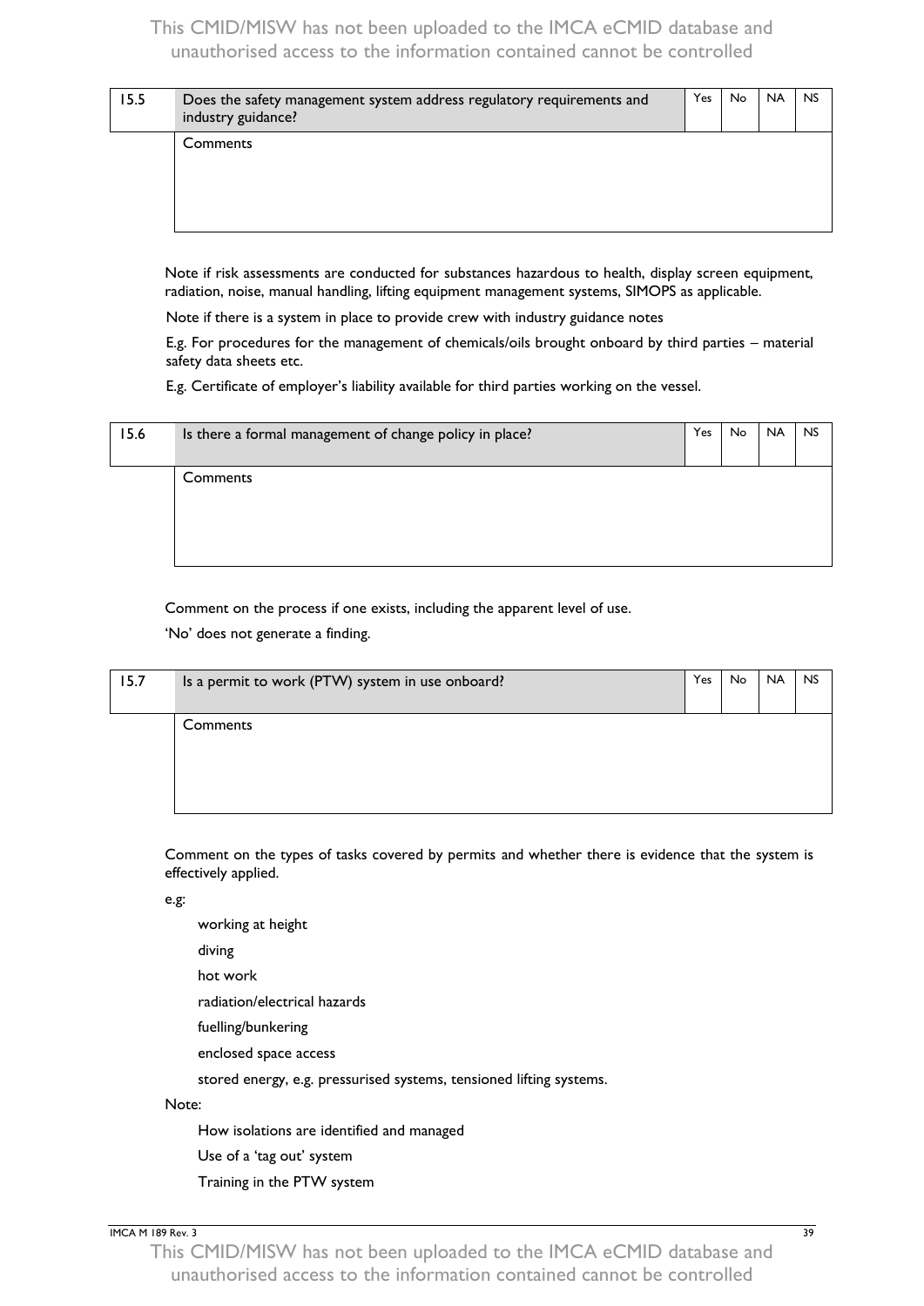| 15.5 | Does the safety management system address regulatory requirements and industry guidance? | Yes | No | NA | NS |
|---|---|---|---|---|---|
| | Comments | | | | |

Note if risk assessments are conducted for substances hazardous to health, display screen equipment, radiation, noise, manual handling, lifting equipment management systems, SIMOPS as applicable.

Note if there is a system in place to provide crew with industry guidance notes

E.g. For procedures for the management of chemicals/oils brought onboard by third parties – material safety data sheets etc.

E.g. Certificate of employer's liability available for third parties working on the vessel.

| 15.6 | Is there a formal management of change policy in place? | Yes | No | NA | NS |
|---|---|---|---|---|---|
| | Comments | | | | |

Comment on the process if one exists, including the apparent level of use.

'No' does not generate a finding.

| 15.7 | Is a permit to work (PTW) system in use onboard? | Yes | No | NA | NS |
|---|---|---|---|---|---|
| | Comments | | | | |

Comment on the types of tasks covered by permits and whether there is evidence that the system is effectively applied.

e.g:

- working at height
- diving
- hot work
- radiation/electrical hazards
- fuelling/bunkering
- enclosed space access
- stored energy, e.g. pressurised systems, tensioned lifting systems.

Note:

- How isolations are identified and managed
- Use of a 'tag out' system
- Training in the PTW system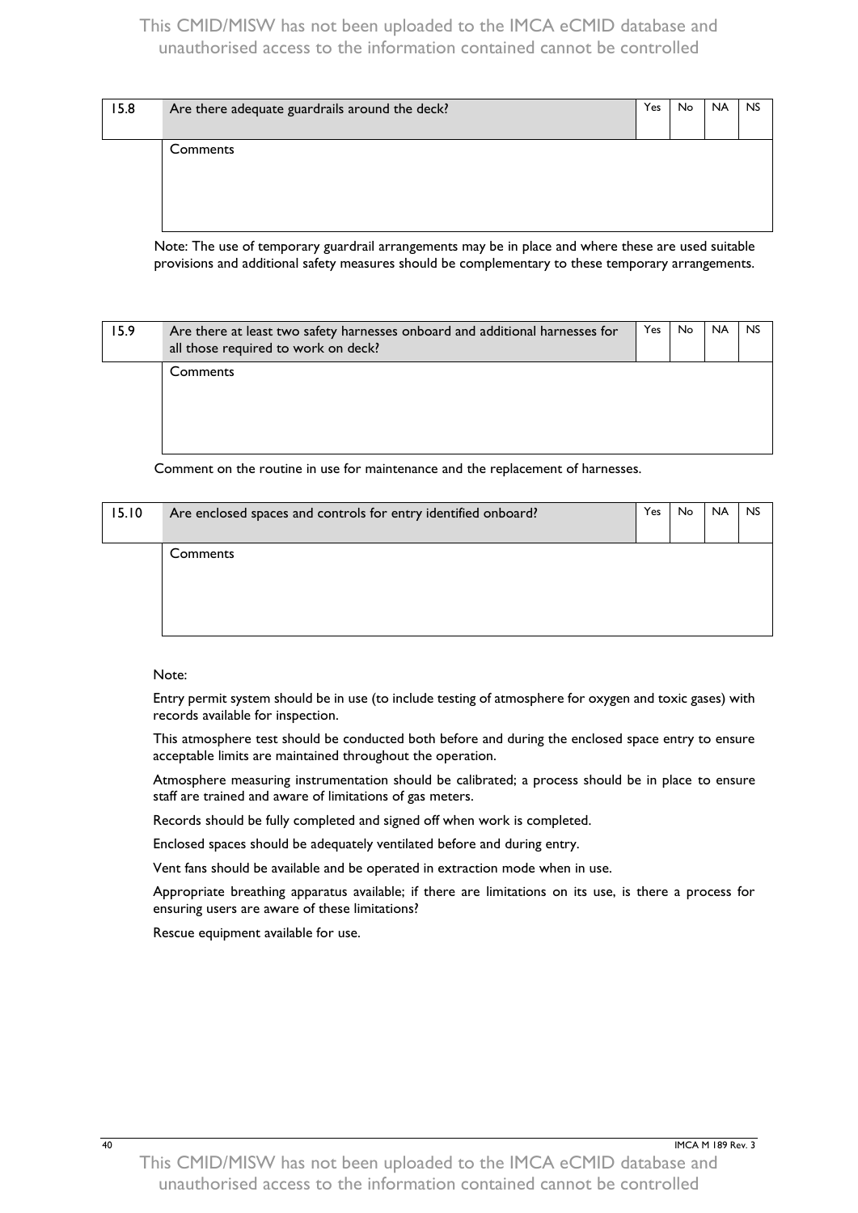| 15.8 | Are there adequate guardrails around the deck? | Yes | No | NA | NS |
|---|---|---|---|---|---|
| | Comments | | | | |

Note: The use of temporary guardrail arrangements may be in place and where these are used suitable provisions and additional safety measures should be complementary to these temporary arrangements.

| 15.9 | Are there at least two safety harnesses onboard and additional harnesses for all those required to work on deck? | Yes | No | NA | NS |
|---|---|---|---|---|---|
| | Comments | | | | |

Comment on the routine in use for maintenance and the replacement of harnesses.

| 15.10 | Are enclosed spaces and controls for entry identified onboard? | Yes | No | NA | NS |
|---|---|---|---|---|---|
| | Comments | | | | |

Note:

Entry permit system should be in use (to include testing of atmosphere for oxygen and toxic gases) with records available for inspection.

This atmosphere test should be conducted both before and during the enclosed space entry to ensure acceptable limits are maintained throughout the operation.

Atmosphere measuring instrumentation should be calibrated; a process should be in place to ensure staff are trained and aware of limitations of gas meters.

Records should be fully completed and signed off when work is completed.

Enclosed spaces should be adequately ventilated before and during entry.

Vent fans should be available and be operated in extraction mode when in use.

Appropriate breathing apparatus available; if there are limitations on its use, is there a process for ensuring users are aware of these limitations?

Rescue equipment available for use.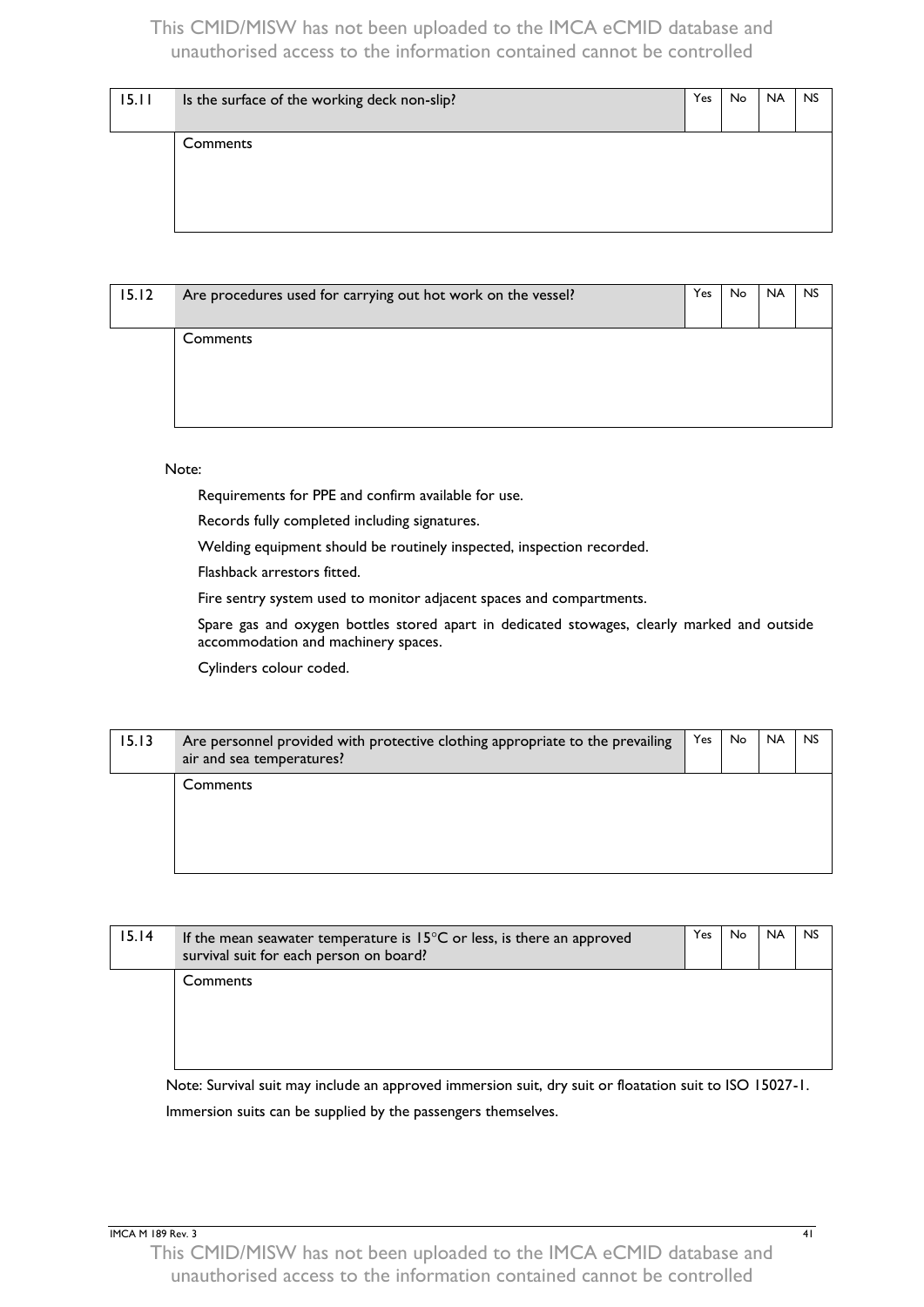| 15.11 | Is the surface of the working deck non-slip? | Yes | No | NA | NS |
|---|---|---|---|---|---|
| | Comments | | | | |

| 15.12 | Are procedures used for carrying out hot work on the vessel? | Yes | No | NA | NS |
|---|---|---|---|---|---|
| | Comments | | | | |

Note:

Requirements for PPE and confirm available for use.

Records fully completed including signatures.

Welding equipment should be routinely inspected, inspection recorded.

Flashback arrestors fitted.

Fire sentry system used to monitor adjacent spaces and compartments.

Spare gas and oxygen bottles stored apart in dedicated stowages, clearly marked and outside accommodation and machinery spaces.

Cylinders colour coded.

| 15.13 | Are personnel provided with protective clothing appropriate to the prevailing air and sea temperatures? | Yes | No | NA | NS |
|---|---|---|---|---|---|
| | Comments | | | | |

| 15.14 | If the mean seawater temperature is 15°C or less, is there an approved survival suit for each person on board? | Yes | No | NA | NS |
|---|---|---|---|---|---|
| | Comments | | | | |

Note: Survival suit may include an approved immersion suit, dry suit or floatation suit to ISO 15027-1.

Immersion suits can be supplied by the passengers themselves.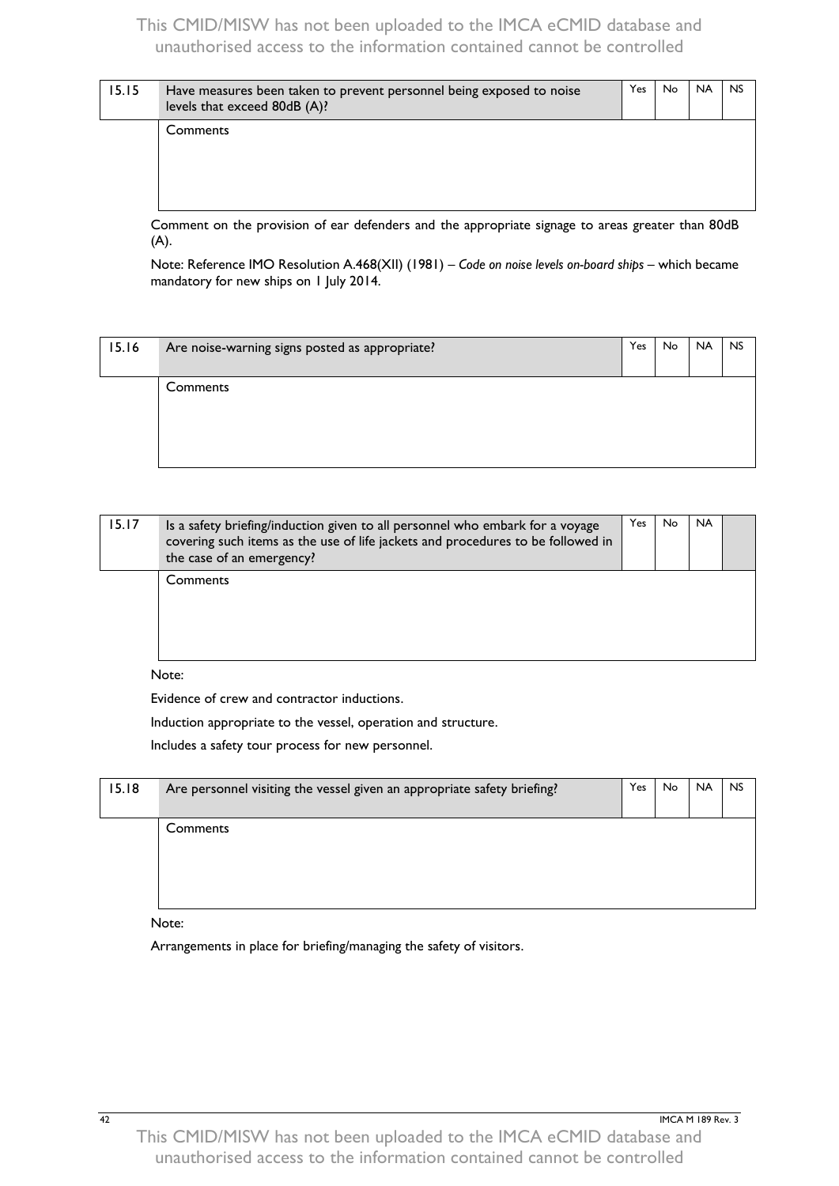| 15.15 | Have measures been taken to prevent personnel being exposed to noise levels that exceed 80dB (A)? | Yes | No | NA | NS |
|---|---|---|---|---|---|
| | Comments | | | | |

Comment on the provision of ear defenders and the appropriate signage to areas greater than 80dB (A).

Note: Reference IMO Resolution A.468(XII) (1981) – *Code on noise levels on-board ships* – which became mandatory for new ships on 1 July 2014.

| 15.16 | Are noise-warning signs posted as appropriate? | Yes | No | NA | NS |
|---|---|---|---|---|---|
| | Comments | | | | |

| 15.17 | Is a safety briefing/induction given to all personnel who embark for a voyage covering such items as the use of life jackets and procedures to be followed in the case of an emergency? | Yes | No | NA | |
|---|---|---|---|---|---|
| | Comments | | | | |

Note:

Evidence of crew and contractor inductions.

Induction appropriate to the vessel, operation and structure.

Includes a safety tour process for new personnel.

| 15.18 | Are personnel visiting the vessel given an appropriate safety briefing? | Yes | No | NA | NS |
|---|---|---|---|---|---|
| | Comments | | | | |

Note:

Arrangements in place for briefing/managing the safety of visitors.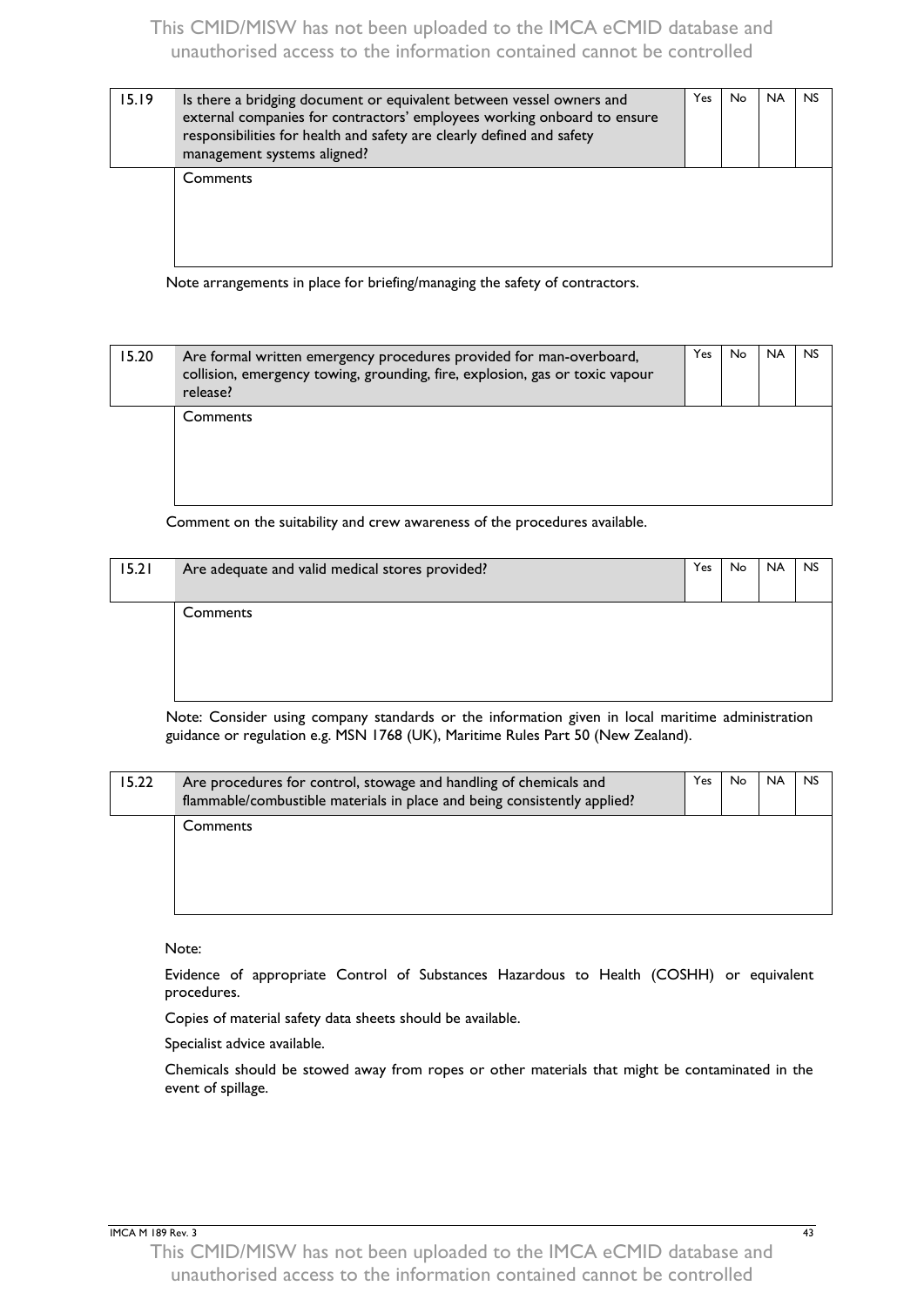| 15.19 | Is there a bridging document or equivalent between vessel owners and external companies for contractors' employees working onboard to ensure responsibilities for health and safety are clearly defined and safety management systems aligned? | Yes | No | NA | NS |
|---|---|---|---|---|---|
| | Comments | | | | |

Note arrangements in place for briefing/managing the safety of contractors.

| 15.20 | Are formal written emergency procedures provided for man-overboard, collision, emergency towing, grounding, fire, explosion, gas or toxic vapour release? | Yes | No | NA | NS |
|---|---|---|---|---|---|
| | Comments | | | | |

Comment on the suitability and crew awareness of the procedures available.

| 15.21 | Are adequate and valid medical stores provided? | Yes | No | NA | NS |
|---|---|---|---|---|---|
| | Comments | | | | |

Note: Consider using company standards or the information given in local maritime administration guidance or regulation e.g. MSN 1768 (UK), Maritime Rules Part 50 (New Zealand).

| 15.22 | Are procedures for control, stowage and handling of chemicals and flammable/combustible materials in place and being consistently applied? | Yes | No | NA | NS |
|---|---|---|---|---|---|
| | Comments | | | | |

Note:

Evidence of appropriate Control of Substances Hazardous to Health (COSHH) or equivalent procedures.

Copies of material safety data sheets should be available.

Specialist advice available.

Chemicals should be stowed away from ropes or other materials that might be contaminated in the event of spillage.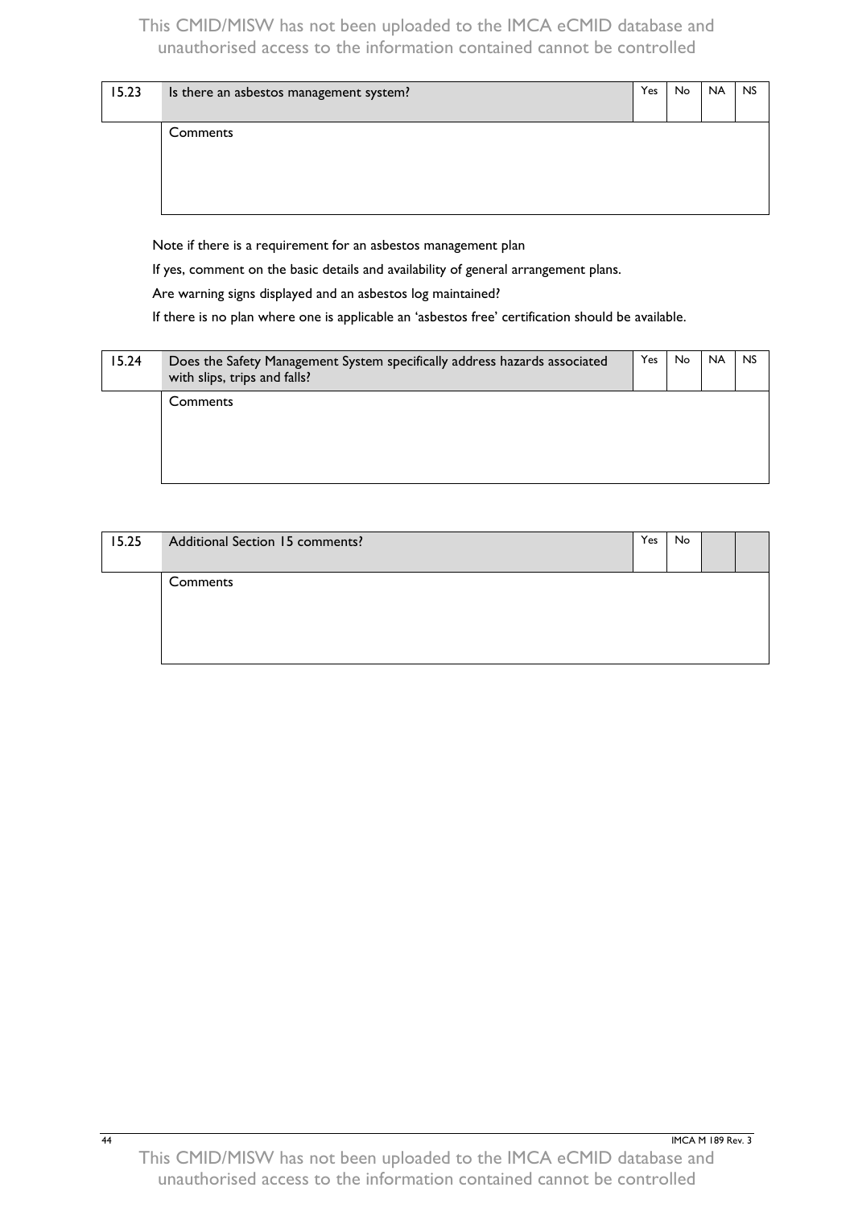| 15.23 | Is there an asbestos management system? | Yes | No | NA | NS |
|---|---|---|---|---|---|
| | Comments | | | | |

Note if there is a requirement for an asbestos management plan

If yes, comment on the basic details and availability of general arrangement plans.

Are warning signs displayed and an asbestos log maintained?

If there is no plan where one is applicable an 'asbestos free' certification should be available.

| 15.24 | Does the Safety Management System specifically address hazards associated with slips, trips and falls? | Yes | No | NA | NS |
|---|---|---|---|---|---|
| | Comments | | | | |

| 15.25 | Additional Section 15 comments? | Yes | No | | |
|---|---|---|---|---|---|
| | Comments | | | | |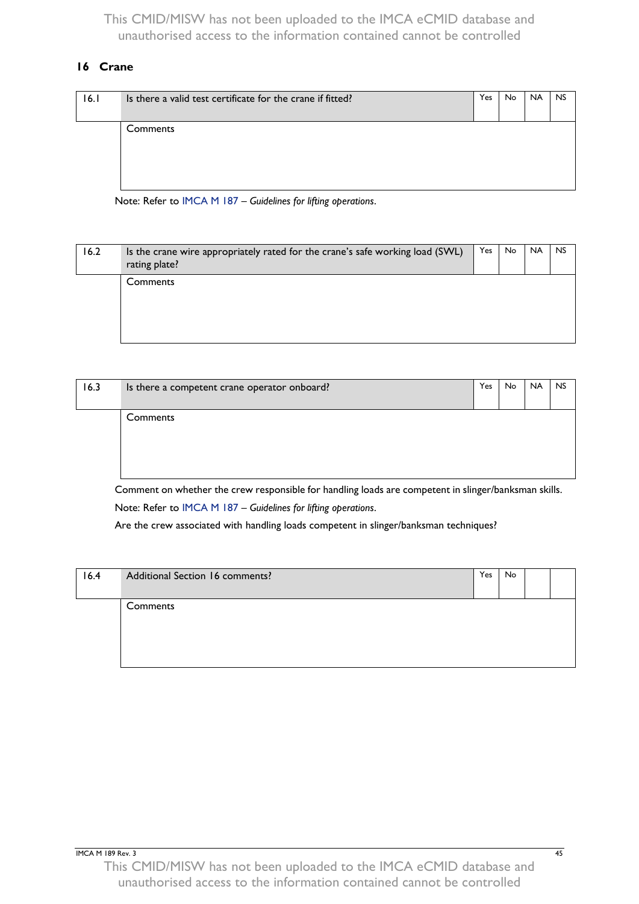## 16 Crane

| 16.1 | Is there a valid test certificate for the crane if fitted? | Yes | No | NA | NS |
|---|---|---|---|---|---|
| | Comments | | | | |

Note: Refer to IMCA M 187 – *Guidelines for lifting operations*.

| 16.2 | Is the crane wire appropriately rated for the crane's safe working load (SWL) rating plate? | Yes | No | NA | NS |
|---|---|---|---|---|---|
| | Comments | | | | |

| 16.3 | Is there a competent crane operator onboard? | Yes | No | NA | NS |
|---|---|---|---|---|---|
| | Comments | | | | |

Comment on whether the crew responsible for handling loads are competent in slinger/banksman skills.

Note: Refer to IMCA M 187 – *Guidelines for lifting operations*.

Are the crew associated with handling loads competent in slinger/banksman techniques?

| 16.4 | Additional Section 16 comments? | Yes | No | | |
|---|---|---|---|---|---|
| | Comments | | | | |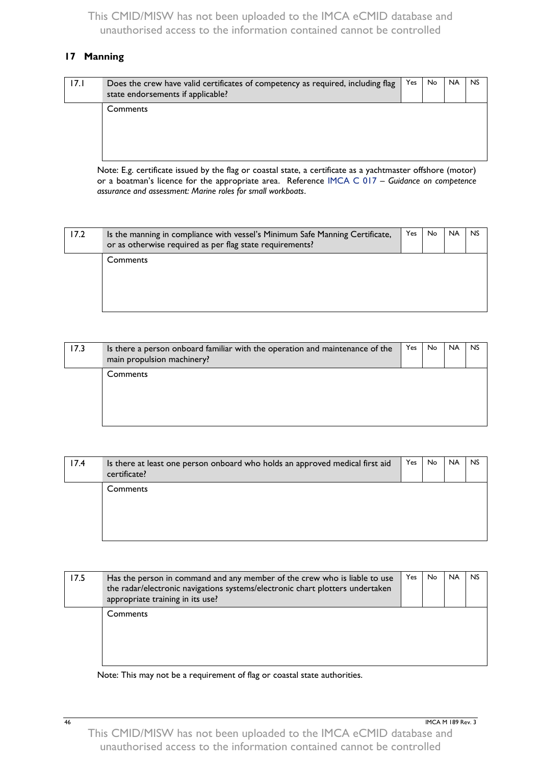## 17 Manning

| 17.1 | Does the crew have valid certificates of competency as required, including flag state endorsements if applicable? | Yes | No | NA | NS |
|---|---|---|---|---|---|
| | Comments | | | | |

Note: E.g. certificate issued by the flag or coastal state, a certificate as a yachtmaster offshore (motor) or a boatman's licence for the appropriate area. Reference IMCA C 017 – *Guidance on competence assurance and assessment: Marine roles for small workboats*.

| 17.2 | Is the manning in compliance with vessel's Minimum Safe Manning Certificate, or as otherwise required as per flag state requirements? | Yes | No | NA | NS |
|---|---|---|---|---|---|
| | Comments | | | | |

| 17.3 | Is there a person onboard familiar with the operation and maintenance of the main propulsion machinery? | Yes | No | NA | NS |
|---|---|---|---|---|---|
| | Comments | | | | |

| 17.4 | Is there at least one person onboard who holds an approved medical first aid certificate? | Yes | No | NA | NS |
|---|---|---|---|---|---|
| | Comments | | | | |

| 17.5 | Has the person in command and any member of the crew who is liable to use the radar/electronic navigations systems/electronic chart plotters undertaken appropriate training in its use? | Yes | No | NA | NS |
|---|---|---|---|---|---|
| | Comments | | | | |

Note: This may not be a requirement of flag or coastal state authorities.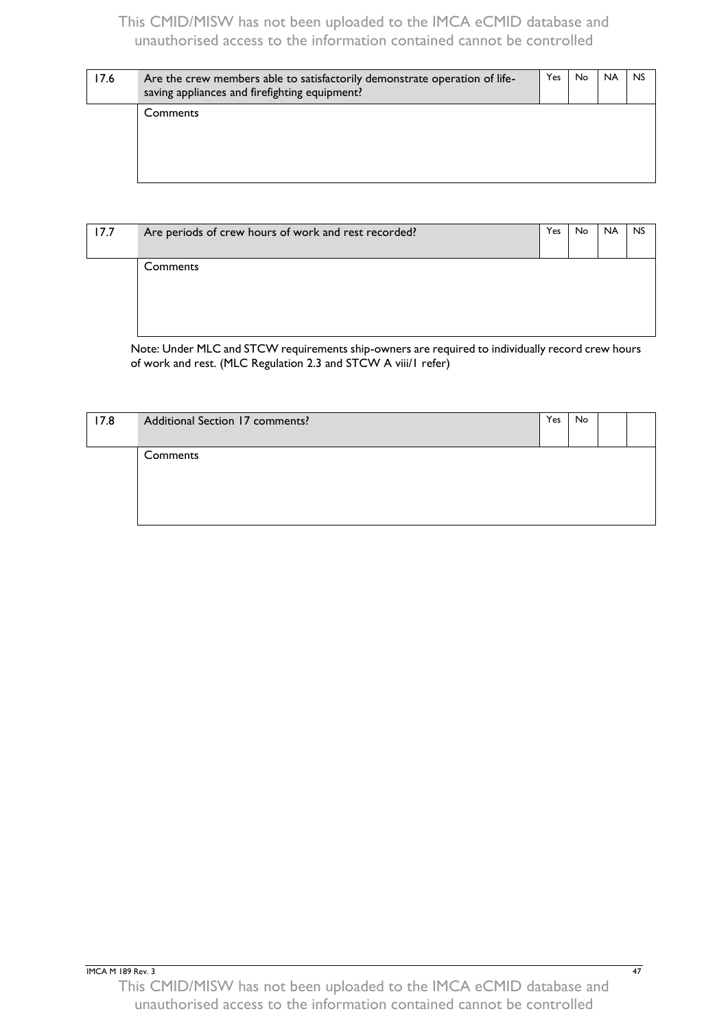| 17.6 | Are the crew members able to satisfactorily demonstrate operation of life-saving appliances and firefighting equipment? | Yes | No | NA | NS |
|---|---|---|---|---|---|
| | Comments | | | | |

| 17.7 | Are periods of crew hours of work and rest recorded? | Yes | No | NA | NS |
|---|---|---|---|---|---|
| | Comments | | | | |

Note: Under MLC and STCW requirements ship-owners are required to individually record crew hours of work and rest. (MLC Regulation 2.3 and STCW A viii/1 refer)

| 17.8 | Additional Section 17 comments? | Yes | No | | |
|---|---|---|---|---|---|
| | Comments | | | | |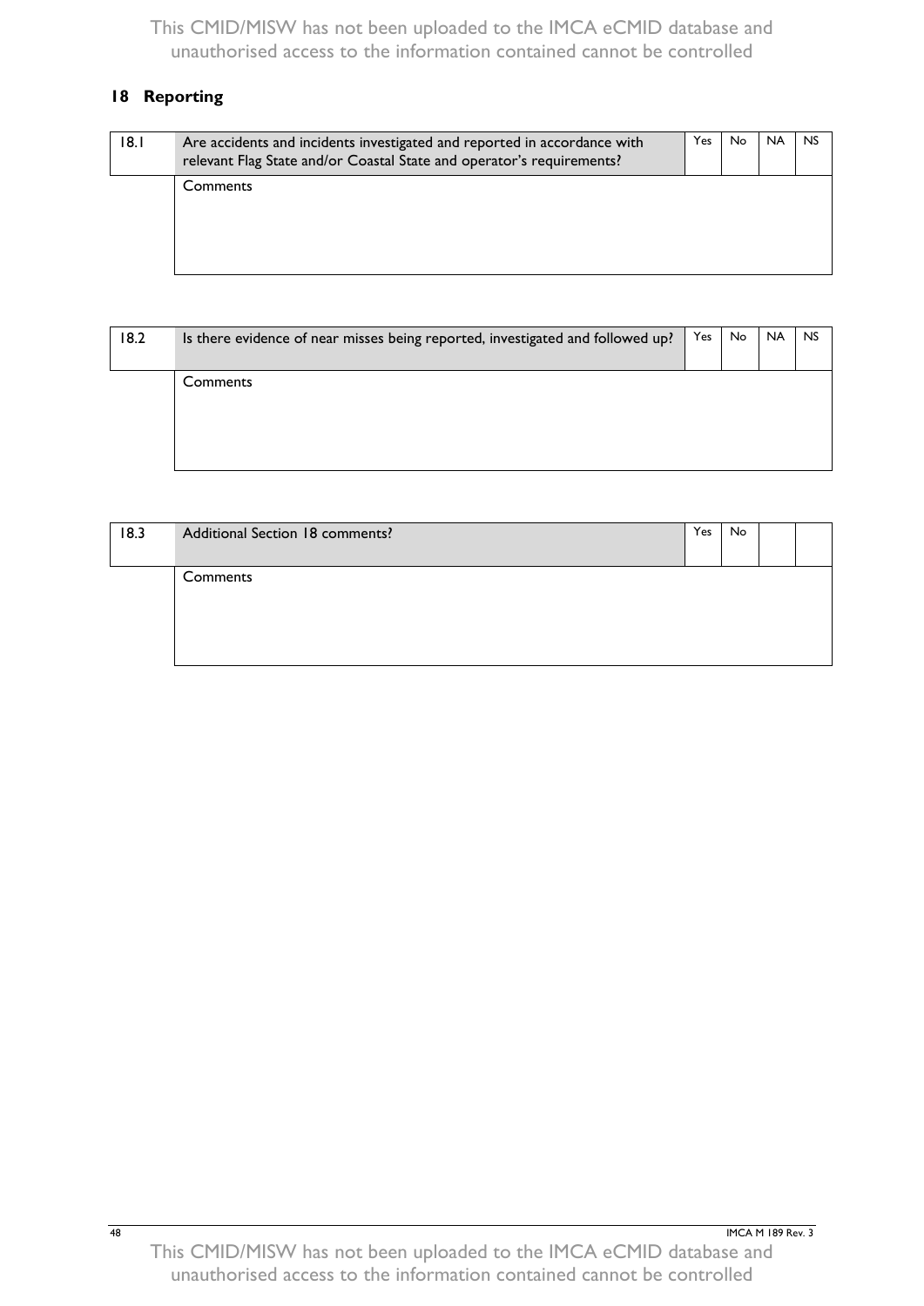## 18 Reporting

| 18.1 | Are accidents and incidents investigated and reported in accordance with relevant Flag State and/or Coastal State and operator's requirements? | Yes | No | NA | NS |
|---|---|---|---|---|---|
| | Comments | | | | |

| 18.2 | Is there evidence of near misses being reported, investigated and followed up? | Yes | No | NA | NS |
|---|---|---|---|---|---|
| | Comments | | | | |

| 18.3 | Additional Section 18 comments? | Yes | No | | |
|---|---|---|---|---|---|
| | Comments | | | | |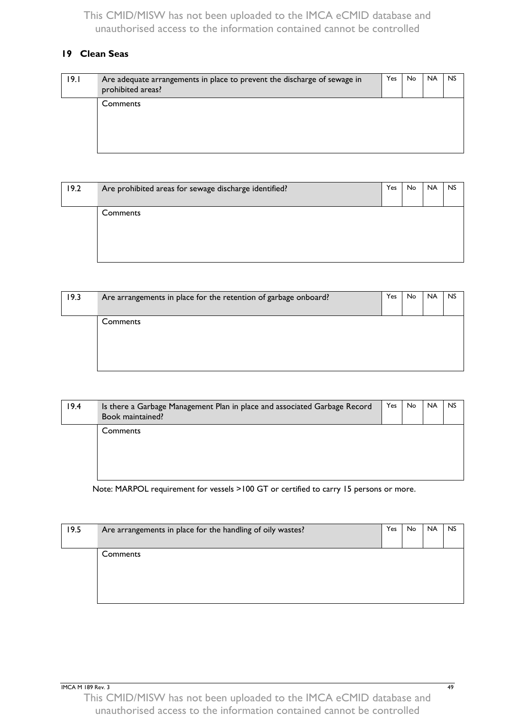## 19 Clean Seas

| 19.1 | Are adequate arrangements in place to prevent the discharge of sewage in prohibited areas? | Yes | No | NA | NS |
|---|---|---|---|---|---|
| | Comments | | | | |

| 19.2 | Are prohibited areas for sewage discharge identified? | Yes | No | NA | NS |
|---|---|---|---|---|---|
| | Comments | | | | |

| 19.3 | Are arrangements in place for the retention of garbage onboard? | Yes | No | NA | NS |
|---|---|---|---|---|---|
| | Comments | | | | |

| 19.4 | Is there a Garbage Management Plan in place and associated Garbage Record Book maintained? | Yes | No | NA | NS |
|---|---|---|---|---|---|
| | Comments | | | | |

Note: MARPOL requirement for vessels >100 GT or certified to carry 15 persons or more.

| 19.5 | Are arrangements in place for the handling of oily wastes? | Yes | No | NA | NS |
|---|---|---|---|---|---|
| | Comments | | | | |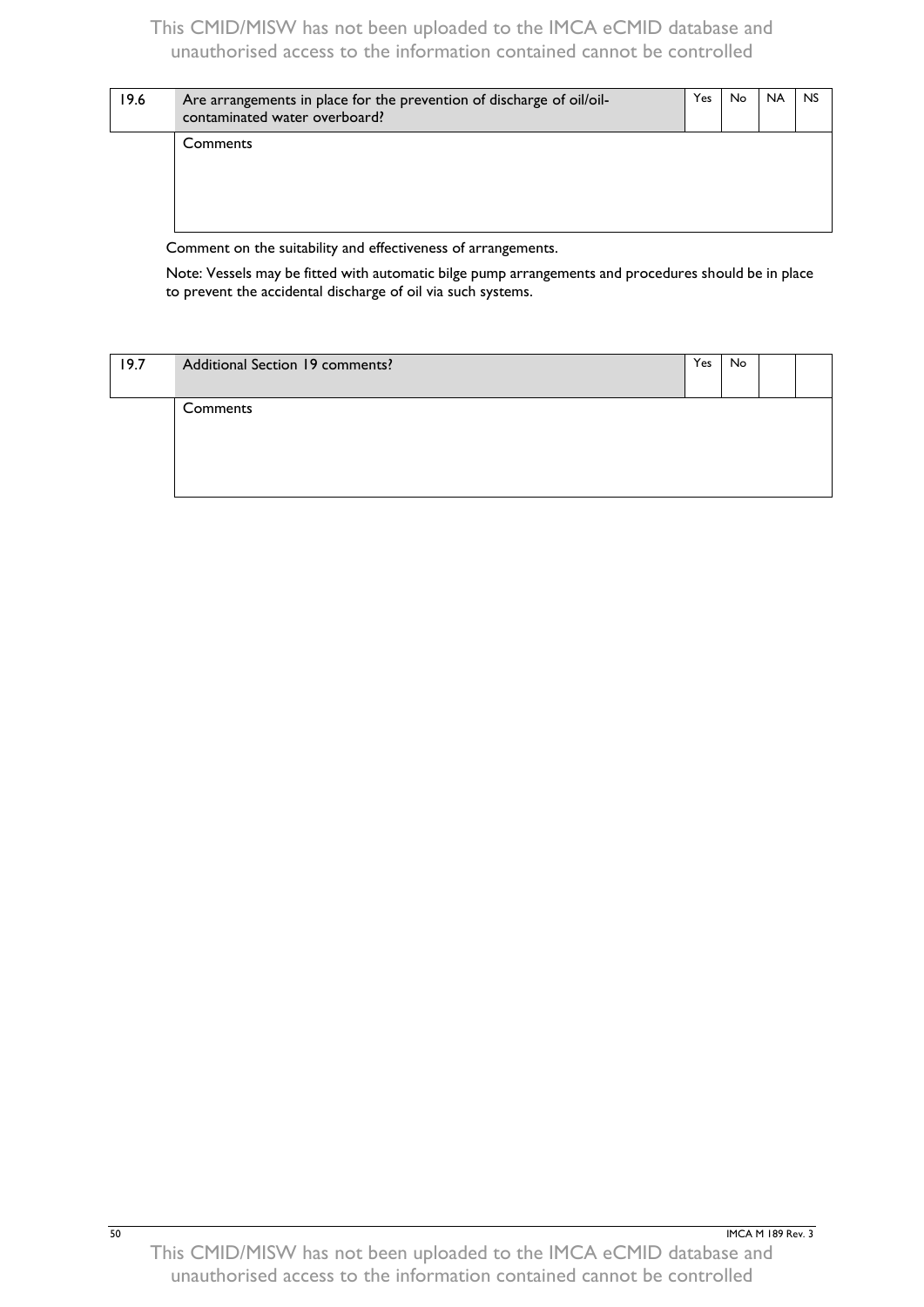| 19.6 | Are arrangements in place for the prevention of discharge of oil/oil-contaminated water overboard? | Yes | No | NA | NS |
|---|---|---|---|---|---|
| | Comments | | | | |

Comment on the suitability and effectiveness of arrangements.

Note: Vessels may be fitted with automatic bilge pump arrangements and procedures should be in place to prevent the accidental discharge of oil via such systems.

| 19.7 | Additional Section 19 comments? | Yes | No | | |
|---|---|---|---|---|---|
| | Comments | | | | |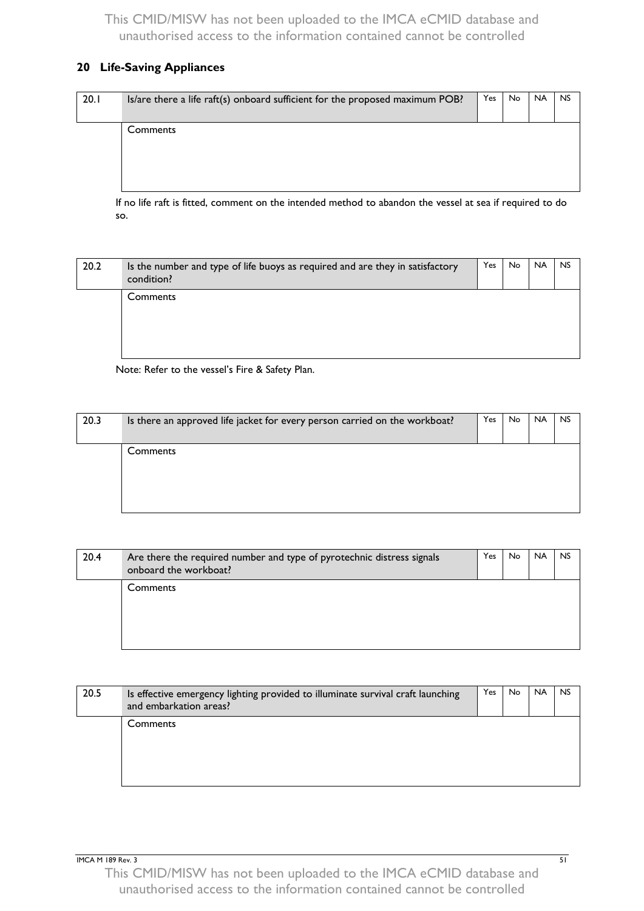## 20 Life-Saving Appliances

| 20.1 | Is/are there a life raft(s) onboard sufficient for the proposed maximum POB? | Yes | No | NA | NS |
|---|---|---|---|---|---|
| | Comments | | | | |

If no life raft is fitted, comment on the intended method to abandon the vessel at sea if required to do so.

| 20.2 | Is the number and type of life buoys as required and are they in satisfactory condition? | Yes | No | NA | NS |
|---|---|---|---|---|---|
| | Comments | | | | |

Note: Refer to the vessel's Fire & Safety Plan.

| 20.3 | Is there an approved life jacket for every person carried on the workboat? | Yes | No | NA | NS |
|---|---|---|---|---|---|
| | Comments | | | | |

| 20.4 | Are there the required number and type of pyrotechnic distress signals onboard the workboat? | Yes | No | NA | NS |
|---|---|---|---|---|---|
| | Comments | | | | |

| 20.5 | Is effective emergency lighting provided to illuminate survival craft launching and embarkation areas? | Yes | No | NA | NS |
|---|---|---|---|---|---|
| | Comments | | | | |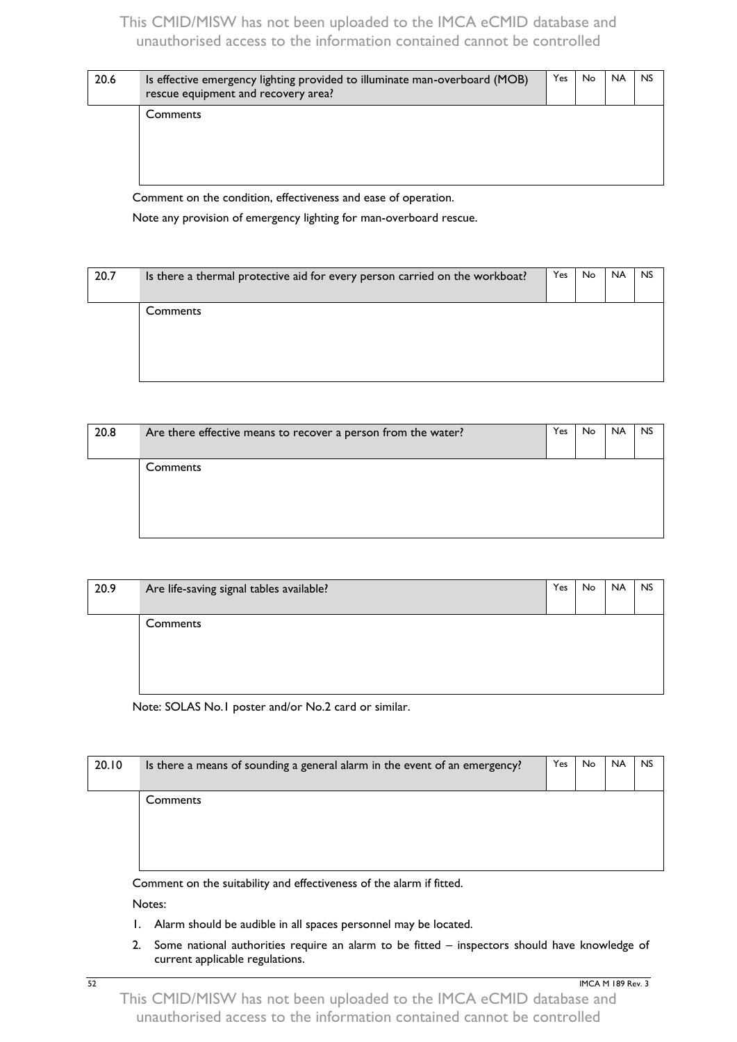| 20.6 | Is effective emergency lighting provided to illuminate man-overboard (MOB) rescue equipment and recovery area? | Yes | No | NA | NS |
|---|---|---|---|---|---|
| | Comments | | | | |

Comment on the condition, effectiveness and ease of operation.

Note any provision of emergency lighting for man-overboard rescue.

| 20.7 | Is there a thermal protective aid for every person carried on the workboat? | Yes | No | NA | NS |
|---|---|---|---|---|---|
| | Comments | | | | |

| 20.8 | Are there effective means to recover a person from the water? | Yes | No | NA | NS |
|---|---|---|---|---|---|
| | Comments | | | | |

| 20.9 | Are life-saving signal tables available? | Yes | No | NA | NS |
|---|---|---|---|---|---|
| | Comments | | | | |

Note: SOLAS No.1 poster and/or No.2 card or similar.

| 20.10 | Is there a means of sounding a general alarm in the event of an emergency? | Yes | No | NA | NS |
|---|---|---|---|---|---|
| | Comments | | | | |

Comment on the suitability and effectiveness of the alarm if fitted.

Notes:

1. Alarm should be audible in all spaces personnel may be located.
2. Some national authorities require an alarm to be fitted – inspectors should have knowledge of current applicable regulations.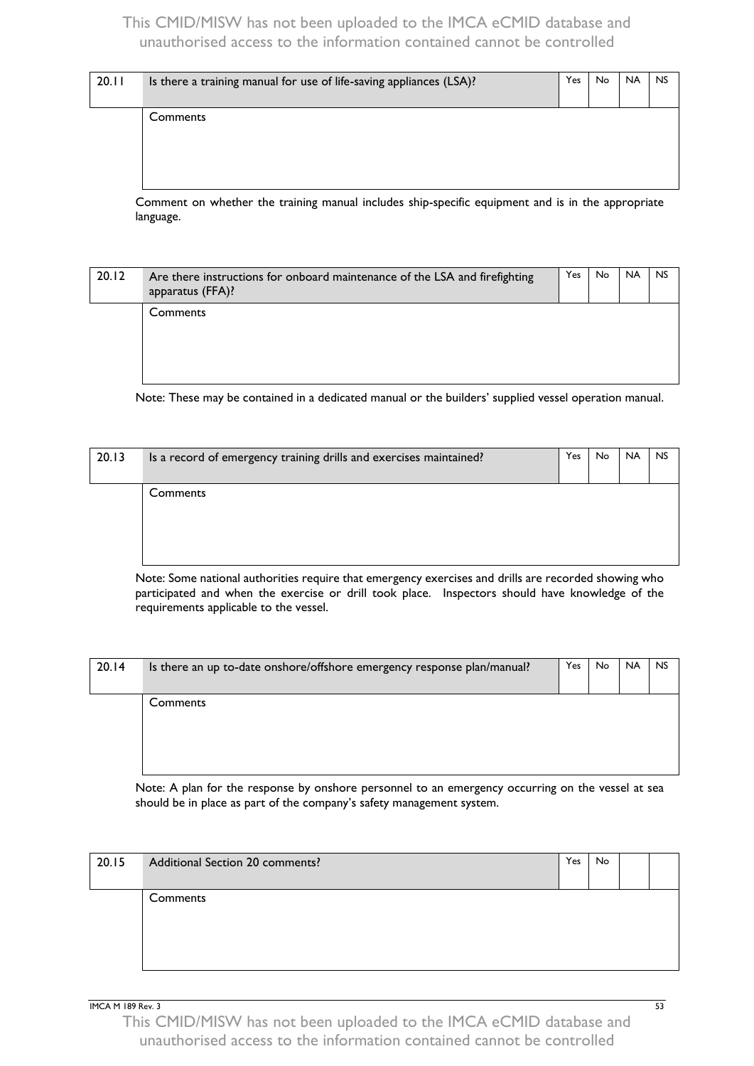| 20.11 | Is there a training manual for use of life-saving appliances (LSA)? | Yes | No | NA | NS |
|---|---|---|---|---|---|
| | Comments | | | | |

Comment on whether the training manual includes ship-specific equipment and is in the appropriate language.

| 20.12 | Are there instructions for onboard maintenance of the LSA and firefighting apparatus (FFA)? | Yes | No | NA | NS |
|---|---|---|---|---|---|
| | Comments | | | | |

Note: These may be contained in a dedicated manual or the builders' supplied vessel operation manual.

| 20.13 | Is a record of emergency training drills and exercises maintained? | Yes | No | NA | NS |
|---|---|---|---|---|---|
| | Comments | | | | |

Note: Some national authorities require that emergency exercises and drills are recorded showing who participated and when the exercise or drill took place. Inspectors should have knowledge of the requirements applicable to the vessel.

| 20.14 | Is there an up to-date onshore/offshore emergency response plan/manual? | Yes | No | NA | NS |
|---|---|---|---|---|---|
| | Comments | | | | |

Note: A plan for the response by onshore personnel to an emergency occurring on the vessel at sea should be in place as part of the company's safety management system.

| 20.15 | Additional Section 20 comments? | Yes | No | | |
|---|---|---|---|---|---|
| | Comments | | | | |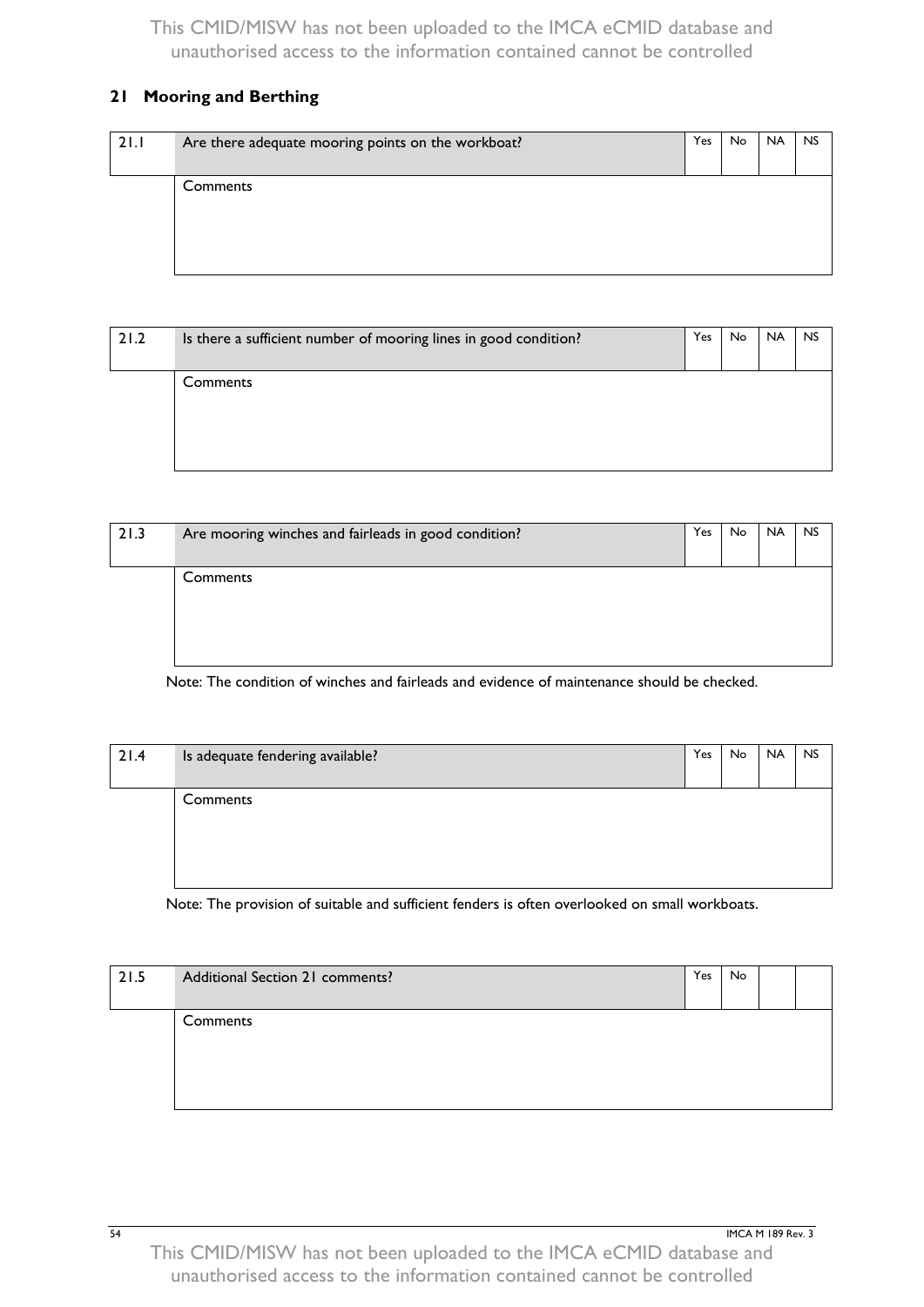## 21 Mooring and Berthing

| 21.1 | Are there adequate mooring points on the workboat? | Yes | No | NA | NS |
|---|---|---|---|---|---|
| | Comments | | | | |

| 21.2 | Is there a sufficient number of mooring lines in good condition? | Yes | No | NA | NS |
|---|---|---|---|---|---|
| | Comments | | | | |

| 21.3 | Are mooring winches and fairleads in good condition? | Yes | No | NA | NS |
|---|---|---|---|---|---|
| | Comments | | | | |

Note: The condition of winches and fairleads and evidence of maintenance should be checked.

| 21.4 | Is adequate fendering available? | Yes | No | NA | NS |
|---|---|---|---|---|---|
| | Comments | | | | |

Note: The provision of suitable and sufficient fenders is often overlooked on small workboats.

| 21.5 | Additional Section 21 comments? | Yes | No | | |
|---|---|---|---|---|---|
| | Comments | | | | |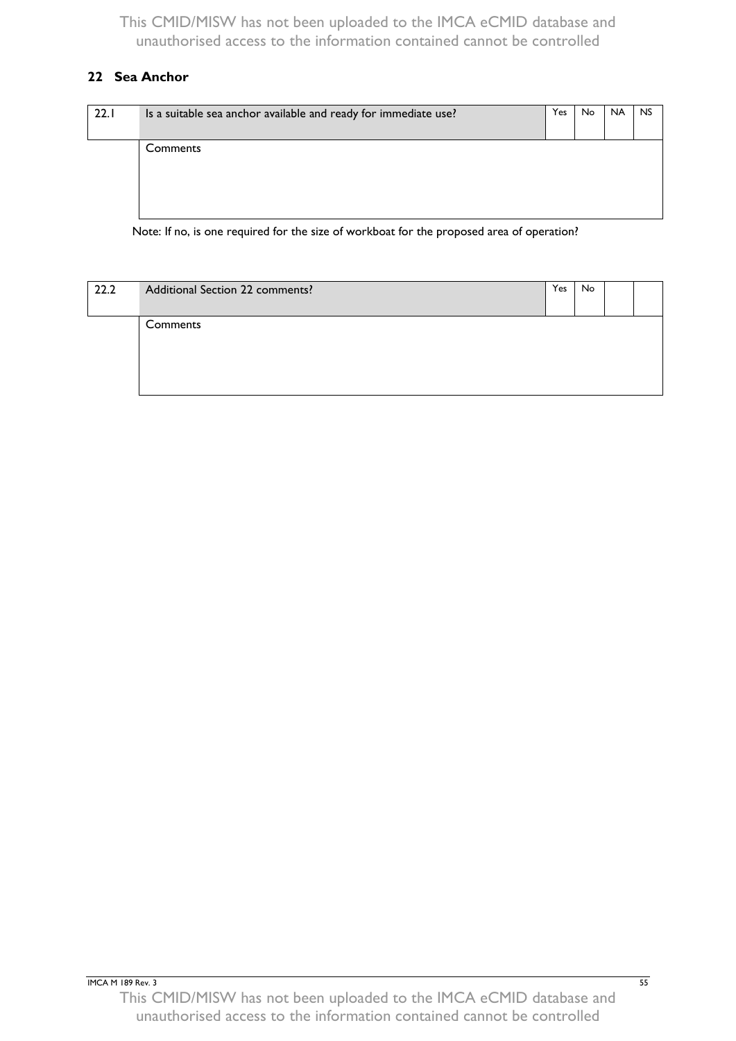## 22 Sea Anchor

| 22.1 | Is a suitable sea anchor available and ready for immediate use? | Yes | No | NA | NS |
|---|---|---|---|---|---|
| | Comments | | | | |

Note: If no, is one required for the size of workboat for the proposed area of operation?

| 22.2 | Additional Section 22 comments? | Yes | No | | |
|---|---|---|---|---|---|
| | Comments | | | | |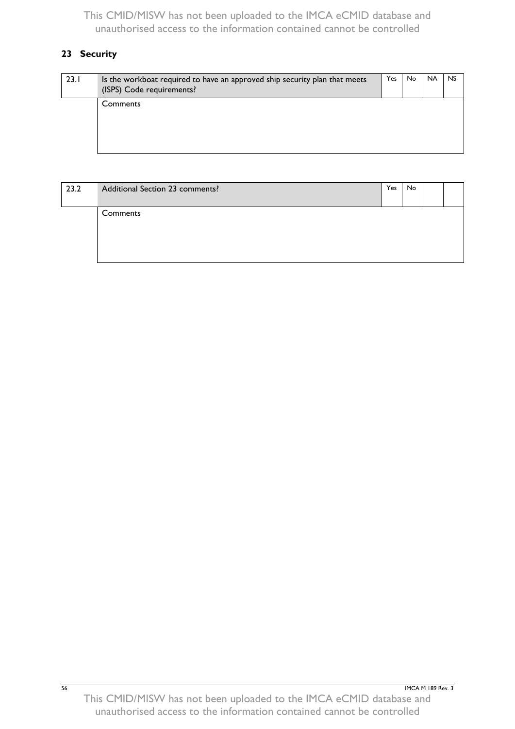## 23 Security

| 23.1 | Is the workboat required to have an approved ship security plan that meets (ISPS) Code requirements? | Yes | No | NA | NS |
|---|---|---|---|---|---|
| | Comments | | | | |

| 23.2 | Additional Section 23 comments? | Yes | No | | |
|---|---|---|---|---|---|
| | Comments | | | | |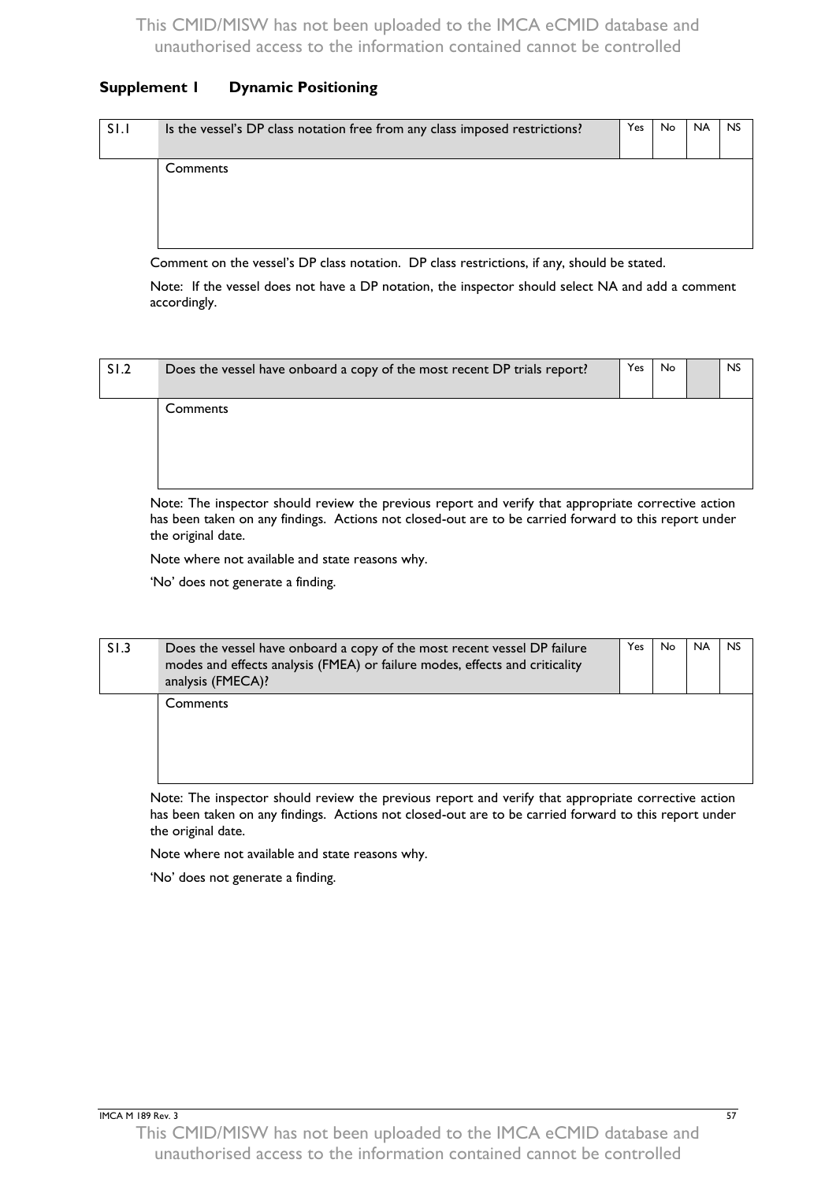## Supplement 1 Dynamic Positioning

| S1.1 | Is the vessel's DP class notation free from any class imposed restrictions? | Yes | No | NA | NS |
|---|---|---|---|---|---|
| | Comments | | | | |

Comment on the vessel's DP class notation. DP class restrictions, if any, should be stated.

Note: If the vessel does not have a DP notation, the inspector should select NA and add a comment accordingly.

| S1.2 | Does the vessel have onboard a copy of the most recent DP trials report? | Yes | No | | NS |
|---|---|---|---|---|---|
| | Comments | | | | |

Note: The inspector should review the previous report and verify that appropriate corrective action has been taken on any findings. Actions not closed-out are to be carried forward to this report under the original date.

Note where not available and state reasons why.

'No' does not generate a finding.

| S1.3 | Does the vessel have onboard a copy of the most recent vessel DP failure modes and effects analysis (FMEA) or failure modes, effects and criticality analysis (FMECA)? | Yes | No | NA | NS |
|---|---|---|---|---|---|
| | Comments | | | | |

Note: The inspector should review the previous report and verify that appropriate corrective action has been taken on any findings. Actions not closed-out are to be carried forward to this report under the original date.

Note where not available and state reasons why.

'No' does not generate a finding.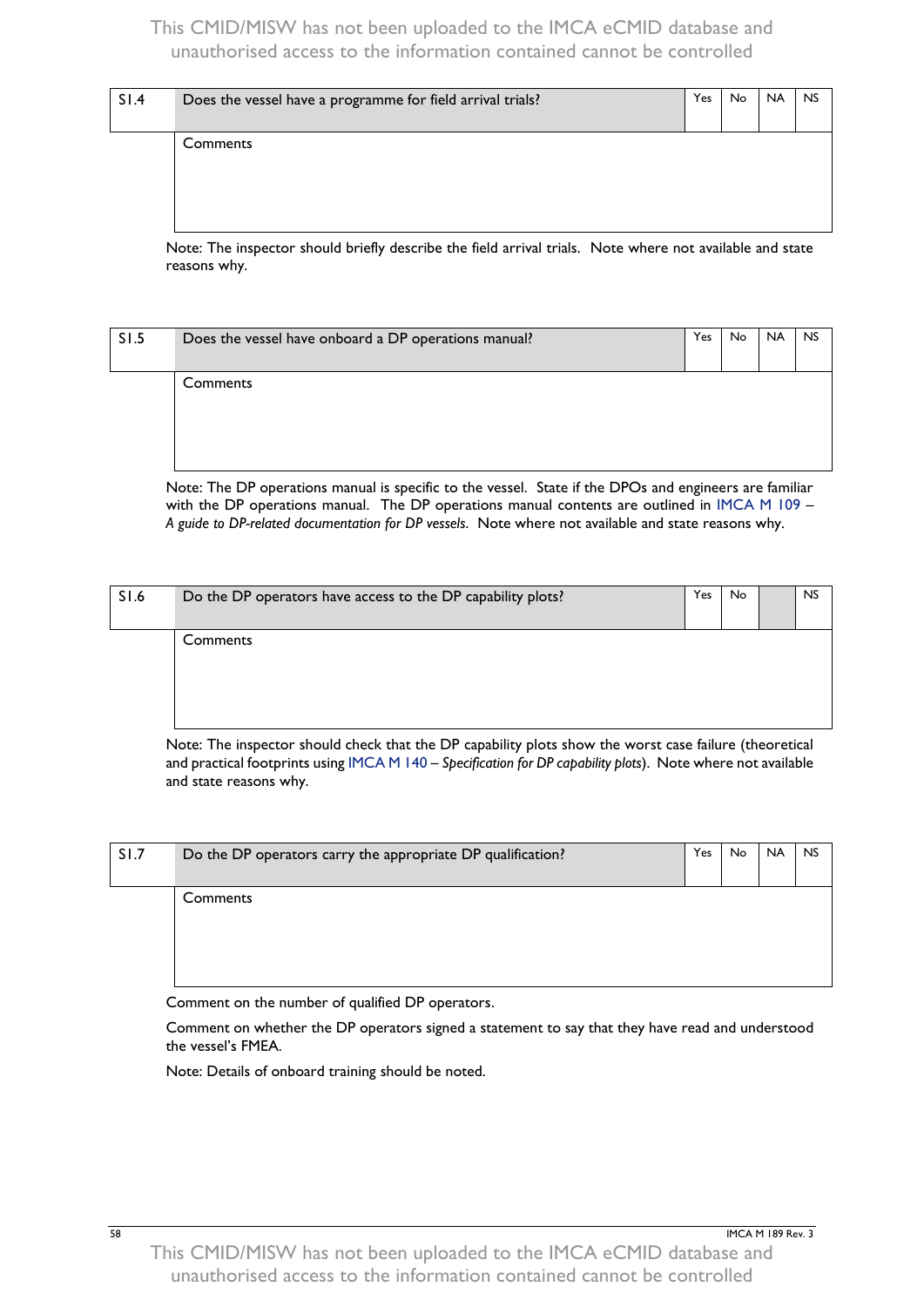| S1.4 | Does the vessel have a programme for field arrival trials? | Yes | No | NA | NS |
|---|---|---|---|---|---|
| | Comments | | | | |

Note: The inspector should briefly describe the field arrival trials. Note where not available and state reasons why.

| S1.5 | Does the vessel have onboard a DP operations manual? | Yes | No | NA | NS |
|---|---|---|---|---|---|
| | Comments | | | | |

Note: The DP operations manual is specific to the vessel. State if the DPOs and engineers are familiar with the DP operations manual. The DP operations manual contents are outlined in IMCA M 109 – *A guide to DP-related documentation for DP vessels.* Note where not available and state reasons why.

| S1.6 | Do the DP operators have access to the DP capability plots? | Yes | No | | NS |
|---|---|---|---|---|---|
| | Comments | | | | |

Note: The inspector should check that the DP capability plots show the worst case failure (theoretical and practical footprints using IMCA M 140 – *Specification for DP capability plots*). Note where not available and state reasons why.

| S1.7 | Do the DP operators carry the appropriate DP qualification? | Yes | No | NA | NS |
|---|---|---|---|---|---|
| | Comments | | | | |

Comment on the number of qualified DP operators.

Comment on whether the DP operators signed a statement to say that they have read and understood the vessel's FMEA.

Note: Details of onboard training should be noted.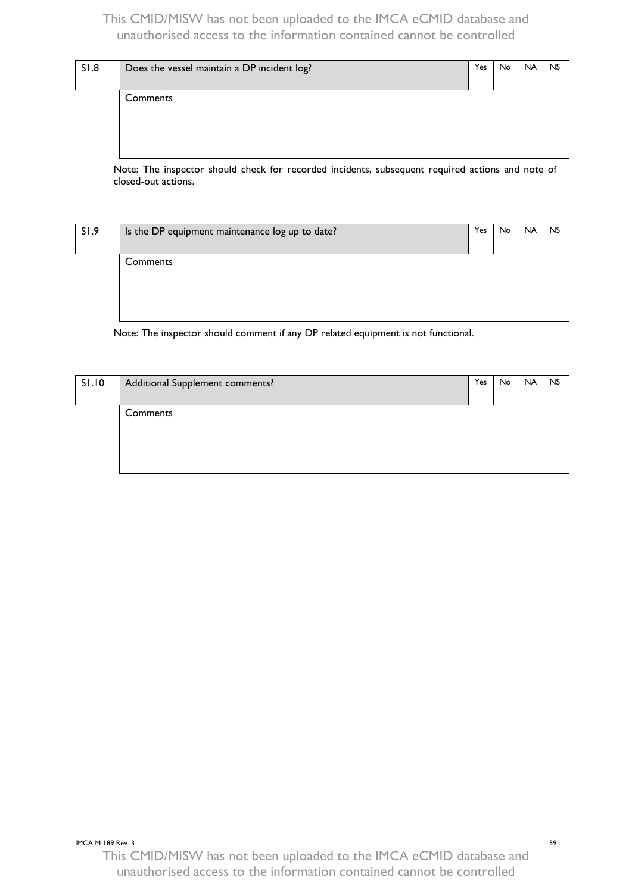| S1.8 | Does the vessel maintain a DP incident log? | Yes | No | NA | NS |
|---|---|---|---|---|---|
| | Comments | | | | |

Note: The inspector should check for recorded incidents, subsequent required actions and note of closed-out actions.

| S1.9 | Is the DP equipment maintenance log up to date? | Yes | No | NA | NS |
|---|---|---|---|---|---|
| | Comments | | | | |

Note: The inspector should comment if any DP related equipment is not functional.

| S1.10 | Additional Supplement comments? | Yes | No | NA | NS |
|---|---|---|---|---|---|
| | Comments | | | | |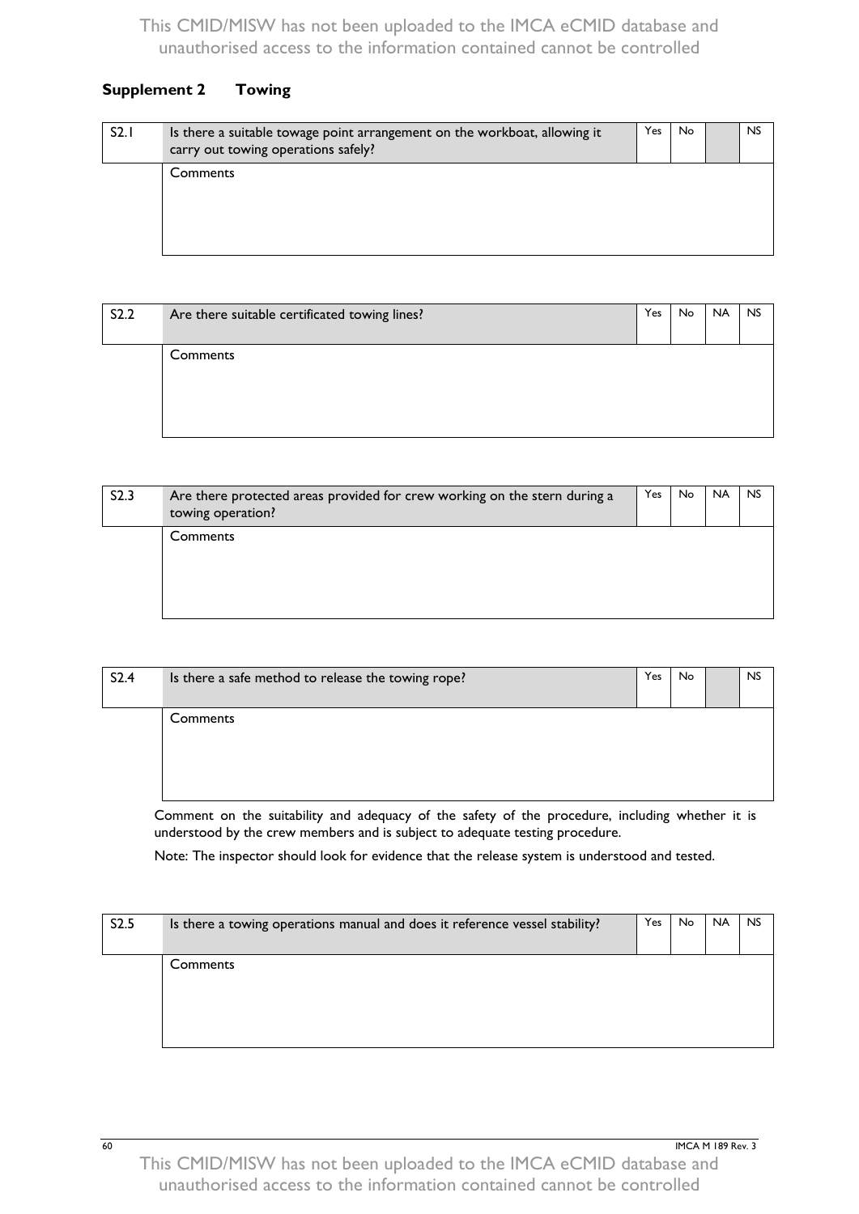## Supplement 2 Towing

| S2.1 | Is there a suitable towage point arrangement on the workboat, allowing it carry out towing operations safely? | Yes | No | | NS |
|---|---|---|---|---|---|
| | Comments | | | | |

| S2.2 | Are there suitable certificated towing lines? | Yes | No | NA | NS |
|---|---|---|---|---|---|
| | Comments | | | | |

| S2.3 | Are there protected areas provided for crew working on the stern during a towing operation? | Yes | No | NA | NS |
|---|---|---|---|---|---|
| | Comments | | | | |

| S2.4 | Is there a safe method to release the towing rope? | Yes | No | | NS |
|---|---|---|---|---|---|
| | Comments | | | | |

Comment on the suitability and adequacy of the safety of the procedure, including whether it is understood by the crew members and is subject to adequate testing procedure.

Note: The inspector should look for evidence that the release system is understood and tested.

| S2.5 | Is there a towing operations manual and does it reference vessel stability? | Yes | No | NA | NS |
|---|---|---|---|---|---|
| | Comments | | | | |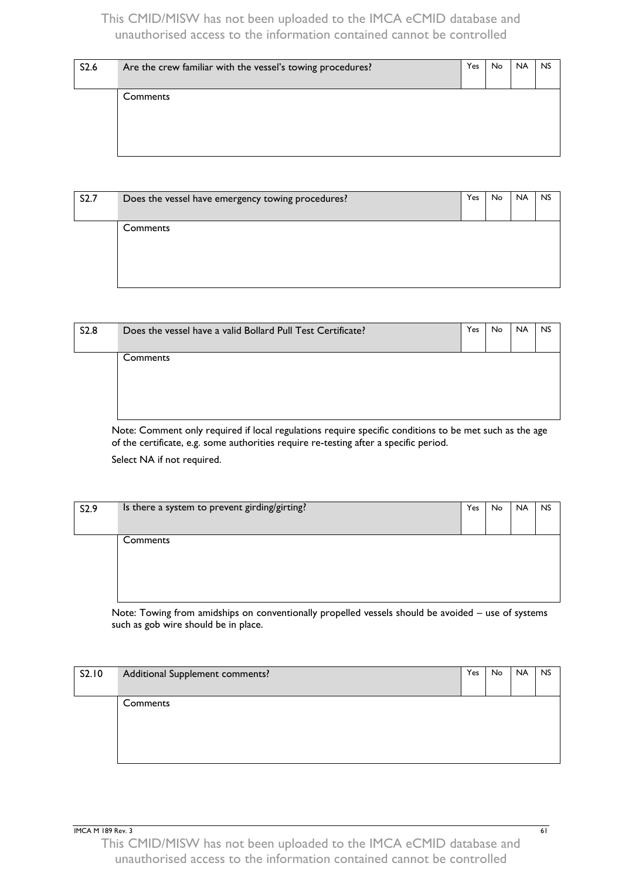| S2.6 | Are the crew familiar with the vessel's towing procedures? | Yes | No | NA | NS |
|---|---|---|---|---|---|
| | Comments | | | | |

| S2.7 | Does the vessel have emergency towing procedures? | Yes | No | NA | NS |
|---|---|---|---|---|---|
| | Comments | | | | |

| S2.8 | Does the vessel have a valid Bollard Pull Test Certificate? | Yes | No | NA | NS |
|---|---|---|---|---|---|
| | Comments | | | | |

Note: Comment only required if local regulations require specific conditions to be met such as the age of the certificate, e.g. some authorities require re-testing after a specific period.

Select NA if not required.

| S2.9 | Is there a system to prevent girding/girting? | Yes | No | NA | NS |
|---|---|---|---|---|---|
| | Comments | | | | |

Note: Towing from amidships on conventionally propelled vessels should be avoided – use of systems such as gob wire should be in place.

| S2.10 | Additional Supplement comments? | Yes | No | NA | NS |
|---|---|---|---|---|---|
| | Comments | | | | |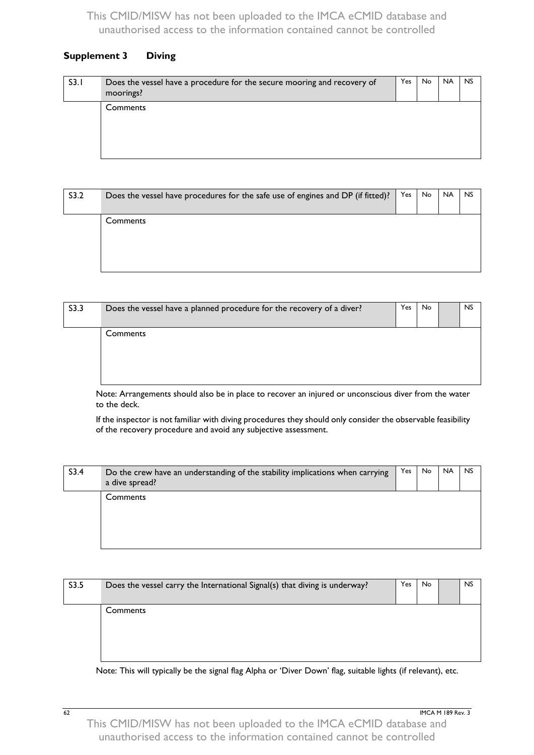## Supplement 3 Diving

| S3.1 | Does the vessel have a procedure for the secure mooring and recovery of moorings? | Yes | No | NA | NS |
|---|---|---|---|---|---|
| | Comments | | | | |

| S3.2 | Does the vessel have procedures for the safe use of engines and DP (if fitted)? | Yes | No | NA | NS |
|---|---|---|---|---|---|
| | Comments | | | | |

| S3.3 | Does the vessel have a planned procedure for the recovery of a diver? | Yes | No | | NS |
|---|---|---|---|---|---|
| | Comments | | | | |

Note: Arrangements should also be in place to recover an injured or unconscious diver from the water to the deck.

If the inspector is not familiar with diving procedures they should only consider the observable feasibility of the recovery procedure and avoid any subjective assessment.

| S3.4 | Do the crew have an understanding of the stability implications when carrying a dive spread? | Yes | No | NA | NS |
|---|---|---|---|---|---|
| | Comments | | | | |

| S3.5 | Does the vessel carry the International Signal(s) that diving is underway? | Yes | No | | NS |
|---|---|---|---|---|---|
| | Comments | | | | |

Note: This will typically be the signal flag Alpha or 'Diver Down' flag, suitable lights (if relevant), etc.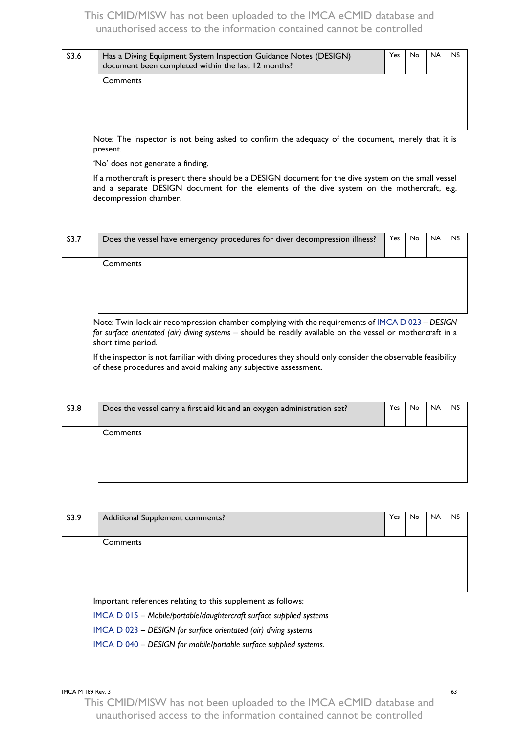| S3.6 | Has a Diving Equipment System Inspection Guidance Notes (DESIGN) document been completed within the last 12 months? | Yes | No | NA | NS |
|---|---|---|---|---|---|
| | Comments | | | | |

Note: The inspector is not being asked to confirm the adequacy of the document, merely that it is present.

'No' does not generate a finding.

If a mothercraft is present there should be a DESIGN document for the dive system on the small vessel and a separate DESIGN document for the elements of the dive system on the mothercraft, e.g. decompression chamber.

| S3.7 | Does the vessel have emergency procedures for diver decompression illness? | Yes | No | NA | NS |
|---|---|---|---|---|---|
| | Comments | | | | |

Note: Twin-lock air recompression chamber complying with the requirements of IMCA D 023 – *DESIGN for surface orientated (air) diving systems* – should be readily available on the vessel or mothercraft in a short time period.

If the inspector is not familiar with diving procedures they should only consider the observable feasibility of these procedures and avoid making any subjective assessment.

| S3.8 | Does the vessel carry a first aid kit and an oxygen administration set? | Yes | No | NA | NS |
|---|---|---|---|---|---|
| | Comments | | | | |

| S3.9 | Additional Supplement comments? | Yes | No | NA | NS |
|---|---|---|---|---|---|
| | Comments | | | | |

Important references relating to this supplement as follows:

IMCA D 015 – *Mobile/portable/daughtercraft surface supplied systems*

IMCA D 023 – *DESIGN for surface orientated (air) diving systems*

IMCA D 040 – *DESIGN for mobile/portable surface supplied systems.*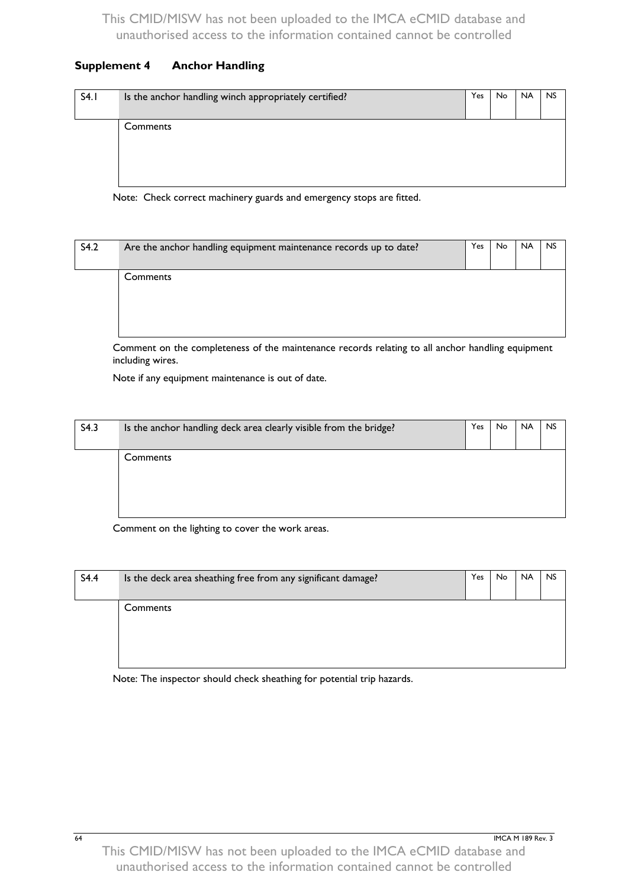## Supplement 4 Anchor Handling

| S4.1 | Is the anchor handling winch appropriately certified? | Yes | No | NA | NS |
|---|---|---|---|---|---|
| | Comments | | | | |

Note: Check correct machinery guards and emergency stops are fitted.

| S4.2 | Are the anchor handling equipment maintenance records up to date? | Yes | No | NA | NS |
|---|---|---|---|---|---|
| | Comments | | | | |

Comment on the completeness of the maintenance records relating to all anchor handling equipment including wires.

Note if any equipment maintenance is out of date.

| S4.3 | Is the anchor handling deck area clearly visible from the bridge? | Yes | No | NA | NS |
|---|---|---|---|---|---|
| | Comments | | | | |

Comment on the lighting to cover the work areas.

| S4.4 | Is the deck area sheathing free from any significant damage? | Yes | No | NA | NS |
|---|---|---|---|---|---|
| | Comments | | | | |

Note: The inspector should check sheathing for potential trip hazards.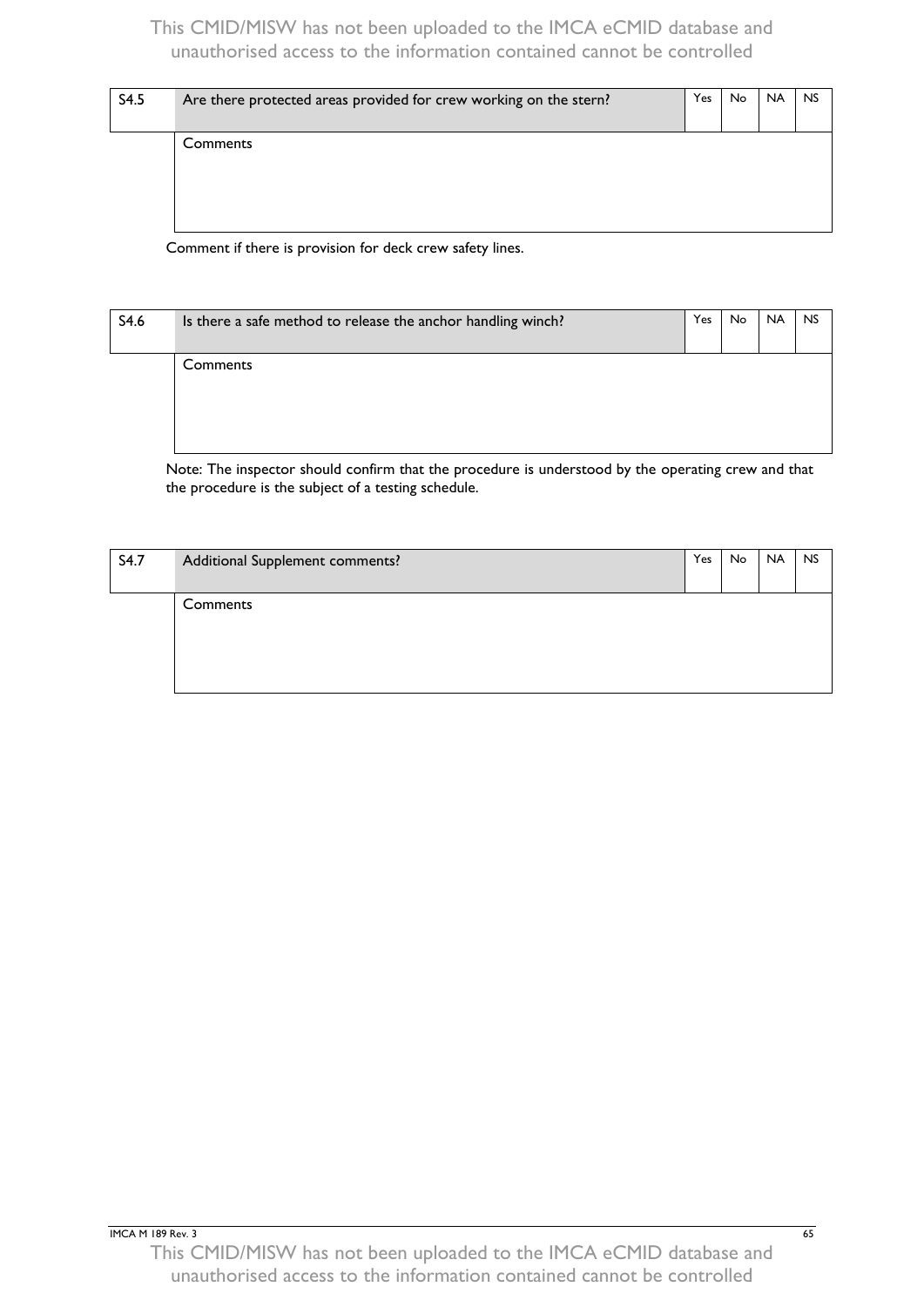| S4.5 | Are there protected areas provided for crew working on the stern? | Yes | No | NA | NS |
|---|---|---|---|---|---|
| | Comments | | | | |

Comment if there is provision for deck crew safety lines.

| S4.6 | Is there a safe method to release the anchor handling winch? | Yes | No | NA | NS |
|---|---|---|---|---|---|
| | Comments | | | | |

Note: The inspector should confirm that the procedure is understood by the operating crew and that the procedure is the subject of a testing schedule.

| S4.7 | Additional Supplement comments? | Yes | No | NA | NS |
|---|---|---|---|---|---|
| | Comments | | | | |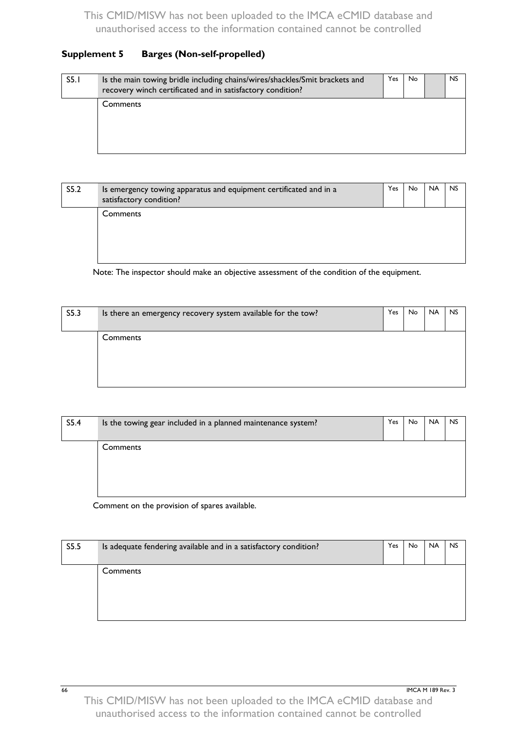## Supplement 5 Barges (Non-self-propelled)

| S5.1 | Is the main towing bridle including chains/wires/shackles/Smit brackets and recovery winch certificated and in satisfactory condition? | Yes | No | | NS |
|---|---|---|---|---|---|
| | Comments | | | | |

| S5.2 | Is emergency towing apparatus and equipment certificated and in a satisfactory condition? | Yes | No | NA | NS |
|---|---|---|---|---|---|
| | Comments | | | | |

Note: The inspector should make an objective assessment of the condition of the equipment.

| S5.3 | Is there an emergency recovery system available for the tow? | Yes | No | NA | NS |
|---|---|---|---|---|---|
| | Comments | | | | |

| S5.4 | Is the towing gear included in a planned maintenance system? | Yes | No | NA | NS |
|---|---|---|---|---|---|
| | Comments | | | | |

Comment on the provision of spares available.

| S5.5 | Is adequate fendering available and in a satisfactory condition? | Yes | No | NA | NS |
|---|---|---|---|---|---|
| | Comments | | | | |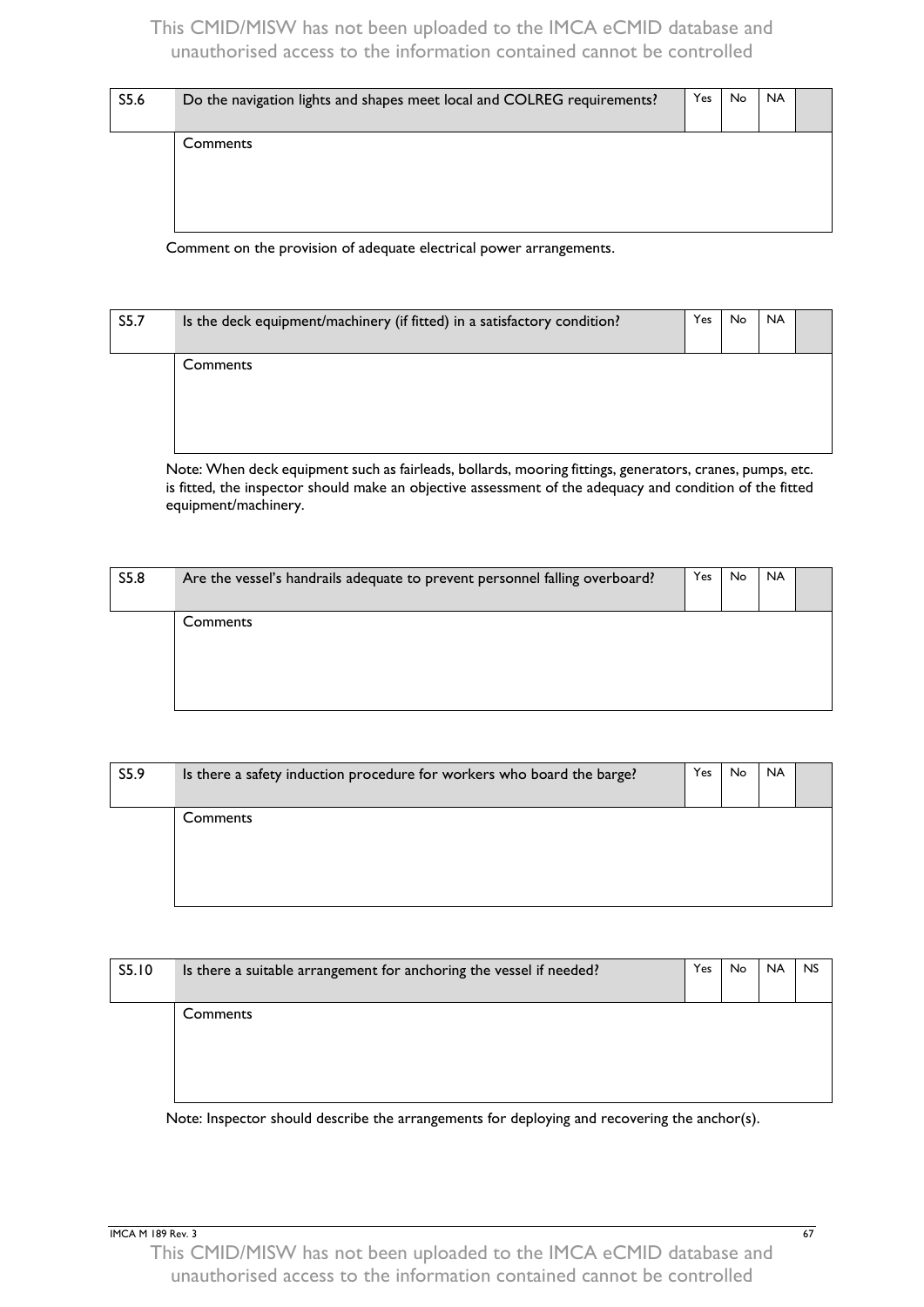| S5.6 | Do the navigation lights and shapes meet local and COLREG requirements? | Yes | No | NA | |
|---|---|---|---|---|---|
| | Comments | | | | |

Comment on the provision of adequate electrical power arrangements.

| S5.7 | Is the deck equipment/machinery (if fitted) in a satisfactory condition? | Yes | No | NA | |
|---|---|---|---|---|---|
| | Comments | | | | |

Note: When deck equipment such as fairleads, bollards, mooring fittings, generators, cranes, pumps, etc. is fitted, the inspector should make an objective assessment of the adequacy and condition of the fitted equipment/machinery.

| S5.8 | Are the vessel's handrails adequate to prevent personnel falling overboard? | Yes | No | NA | |
|---|---|---|---|---|---|
| | Comments | | | | |

| S5.9 | Is there a safety induction procedure for workers who board the barge? | Yes | No | NA | |
|---|---|---|---|---|---|
| | Comments | | | | |

| S5.10 | Is there a suitable arrangement for anchoring the vessel if needed? | Yes | No | NA | NS |
|---|---|---|---|---|---|
| | Comments | | | | |

Note: Inspector should describe the arrangements for deploying and recovering the anchor(s).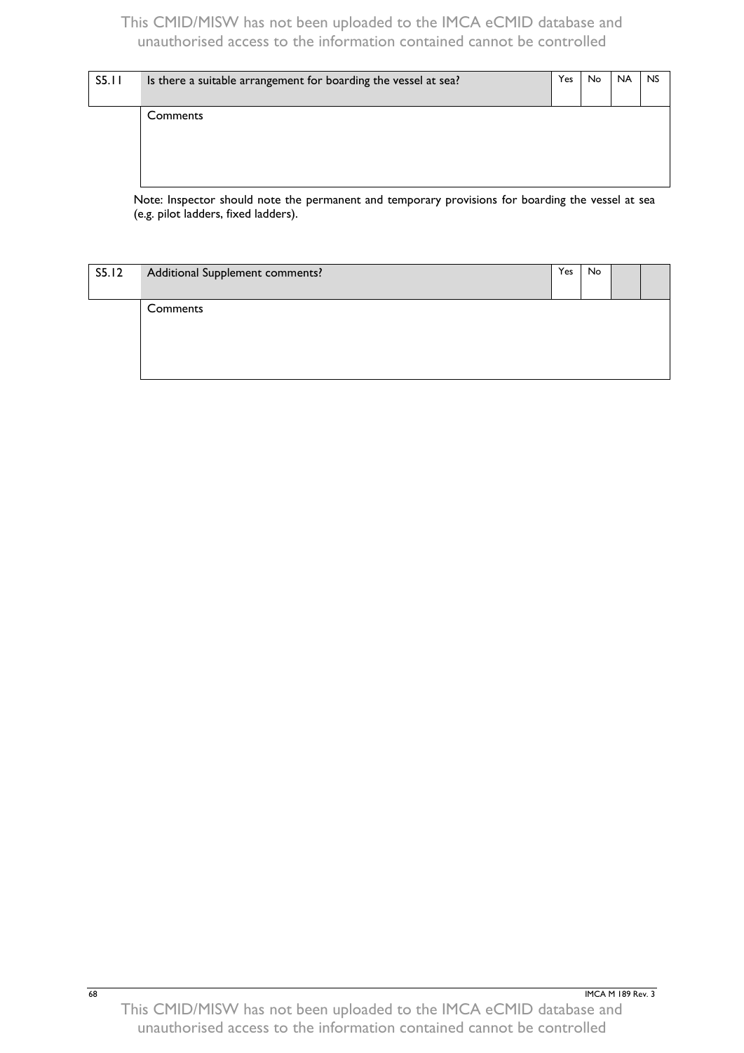| S5.11 | Is there a suitable arrangement for boarding the vessel at sea? | Yes | No | NA | NS |
|---|---|---|---|---|---|
| | Comments | | | | |

Note: Inspector should note the permanent and temporary provisions for boarding the vessel at sea (e.g. pilot ladders, fixed ladders).

| S5.12 | Additional Supplement comments? | Yes | No | | |
|---|---|---|---|---|---|
| | Comments | | | | |